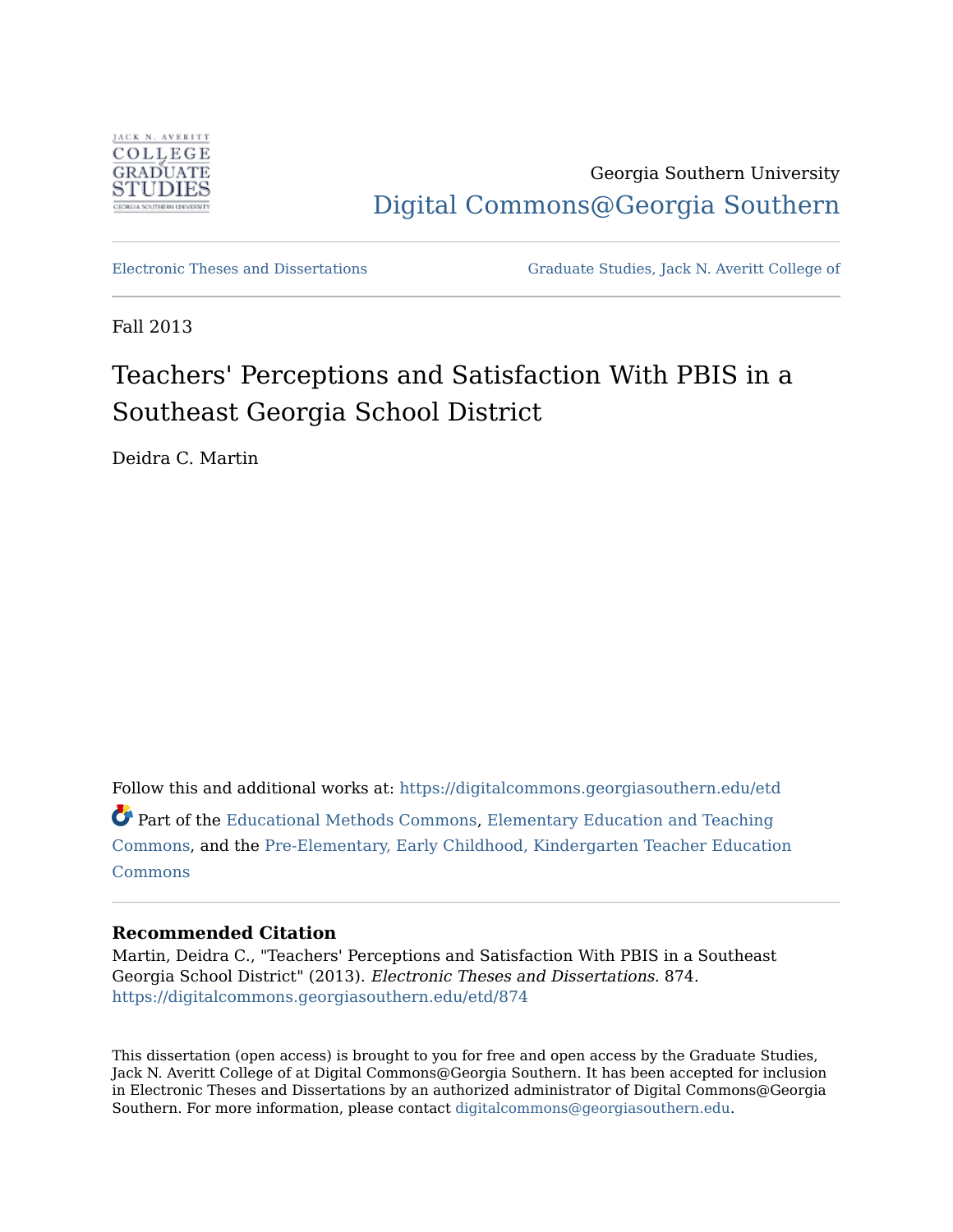Georgia Southern University

Digital Commons@Georgia Southern

Electronic Theses and Dissertations

Graduate Studies, Jack N. Averitt College of

Fall 2013

# Teachers' Perceptions and Satisfaction With PBIS in a Southeast Georgia School District

Deidra C. Martin

Follow this and additional works at: https://digitalcommons.georgiasouthern.edu/etd

Part of the Educational Methods Commons, Elementary Education and Teaching Commons, and the Pre-Elementary, Early Childhood, Kindergarten Teacher Education Commons

**Recommended Citation**

Martin, Deidra C., "Teachers' Perceptions and Satisfaction With PBIS in a Southeast Georgia School District" (2013). *Electronic Theses and Dissertations*. 874.
https://digitalcommons.georgiasouthern.edu/etd/874

This dissertation (open access) is brought to you for free and open access by the Graduate Studies, Jack N. Averitt College of at Digital Commons@Georgia Southern. It has been accepted for inclusion in Electronic Theses and Dissertations by an authorized administrator of Digital Commons@Georgia Southern. For more information, please contact digitalcommons@georgiasouthern.edu.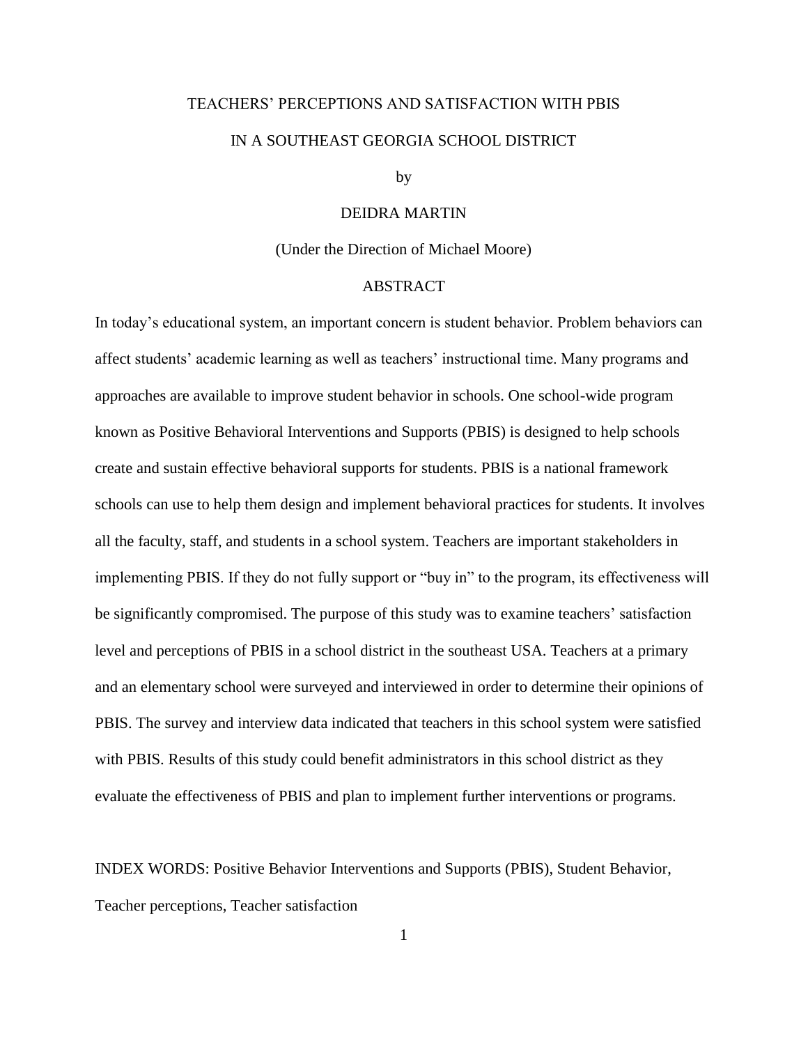# TEACHERS' PERCEPTIONS AND SATISFACTION WITH PBIS IN A SOUTHEAST GEORGIA SCHOOL DISTRICT

by

DEIDRA MARTIN

(Under the Direction of Michael Moore)

## ABSTRACT

In today's educational system, an important concern is student behavior. Problem behaviors can affect students' academic learning as well as teachers' instructional time. Many programs and approaches are available to improve student behavior in schools. One school-wide program known as Positive Behavioral Interventions and Supports (PBIS) is designed to help schools create and sustain effective behavioral supports for students. PBIS is a national framework schools can use to help them design and implement behavioral practices for students. It involves all the faculty, staff, and students in a school system. Teachers are important stakeholders in implementing PBIS. If they do not fully support or "buy in" to the program, its effectiveness will be significantly compromised. The purpose of this study was to examine teachers' satisfaction level and perceptions of PBIS in a school district in the southeast USA. Teachers at a primary and an elementary school were surveyed and interviewed in order to determine their opinions of PBIS. The survey and interview data indicated that teachers in this school system were satisfied with PBIS. Results of this study could benefit administrators in this school district as they evaluate the effectiveness of PBIS and plan to implement further interventions or programs.

INDEX WORDS: Positive Behavior Interventions and Supports (PBIS), Student Behavior, Teacher perceptions, Teacher satisfaction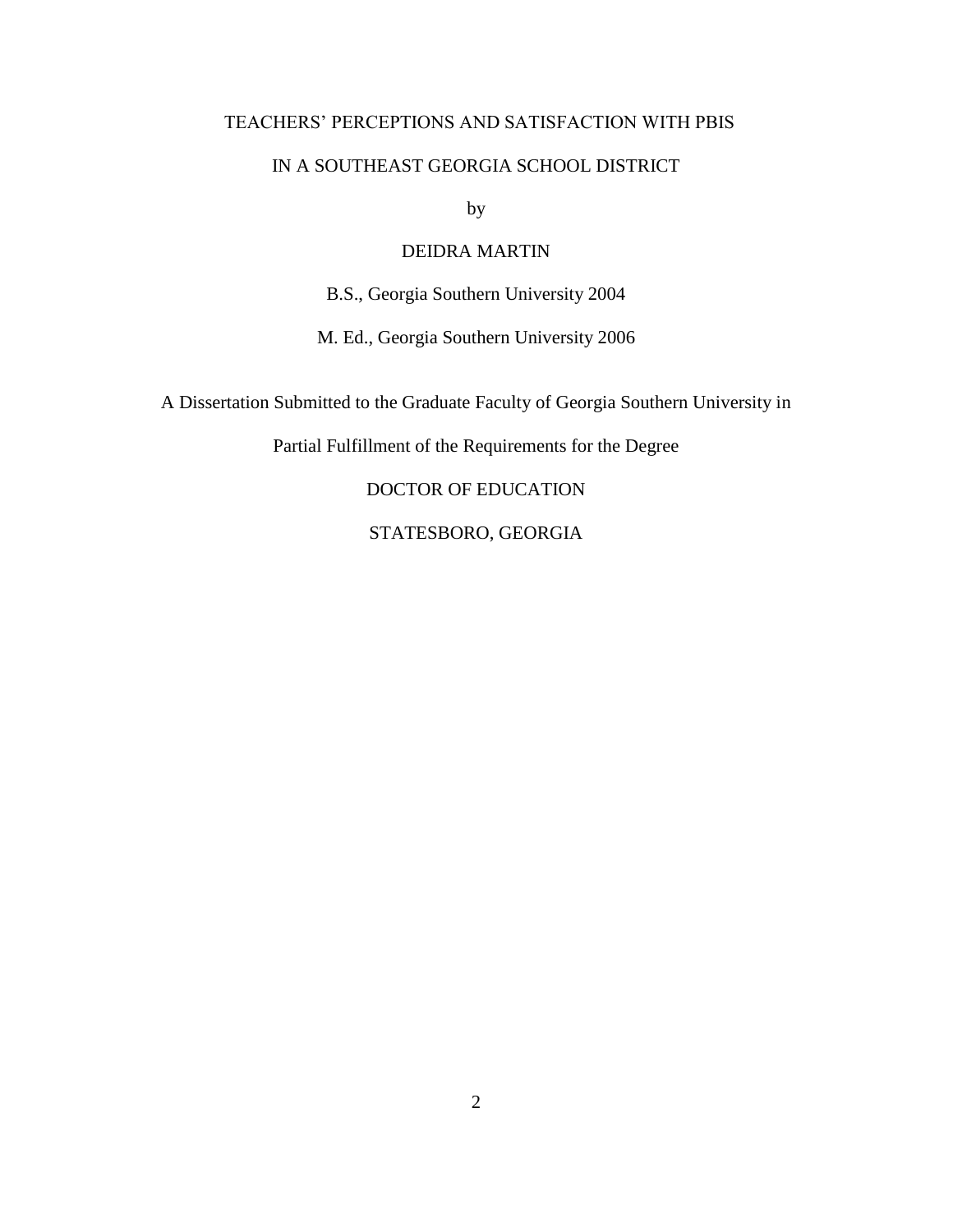TEACHERS' PERCEPTIONS AND SATISFACTION WITH PBIS

IN A SOUTHEAST GEORGIA SCHOOL DISTRICT

by

DEIDRA MARTIN

B.S., Georgia Southern University 2004

M. Ed., Georgia Southern University 2006

A Dissertation Submitted to the Graduate Faculty of Georgia Southern University in

Partial Fulfillment of the Requirements for the Degree

DOCTOR OF EDUCATION

STATESBORO, GEORGIA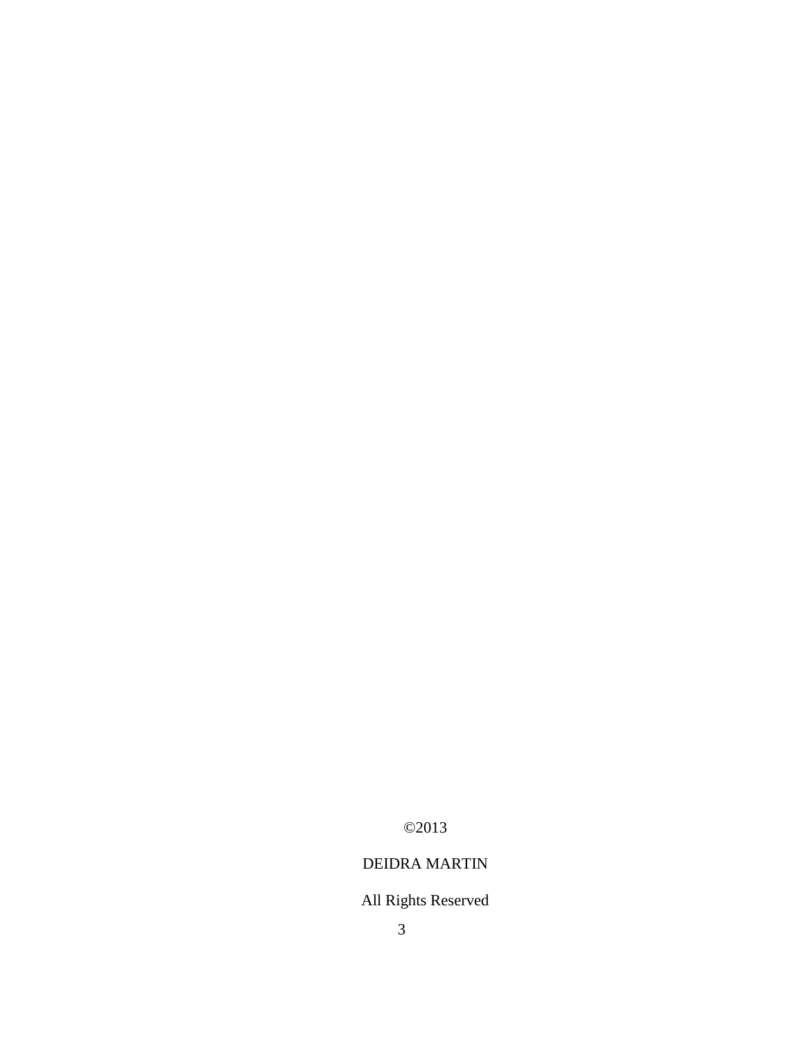©2013

DEIDRA MARTIN

All Rights Reserved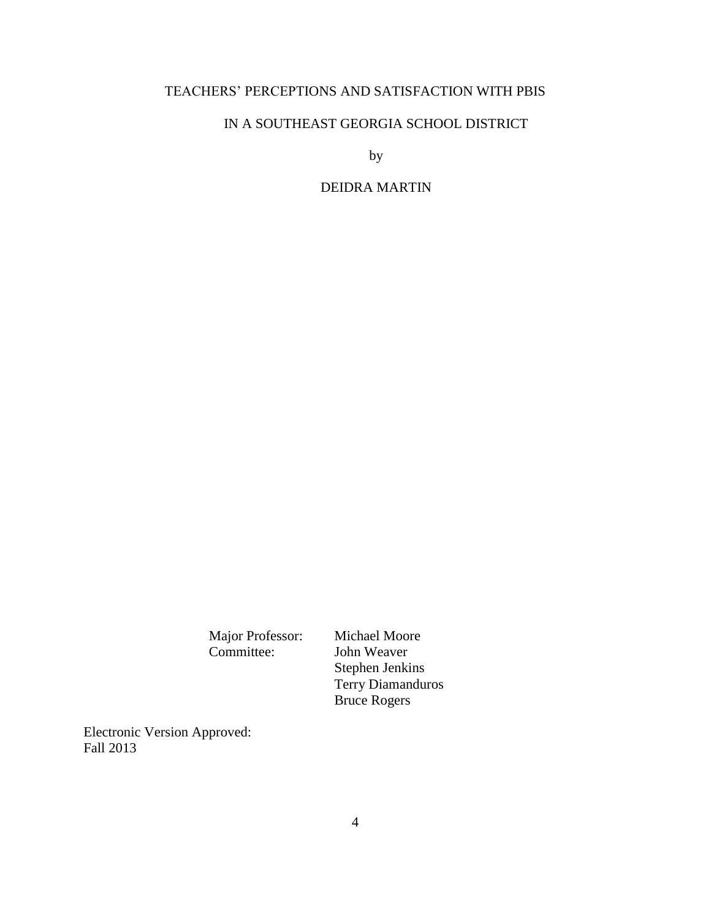TEACHERS' PERCEPTIONS AND SATISFACTION WITH PBIS

IN A SOUTHEAST GEORGIA SCHOOL DISTRICT

by

DEIDRA MARTIN

Major Professor: Michael Moore
Committee: John Weaver
Stephen Jenkins
Terry Diamanduros
Bruce Rogers

Electronic Version Approved:
Fall 2013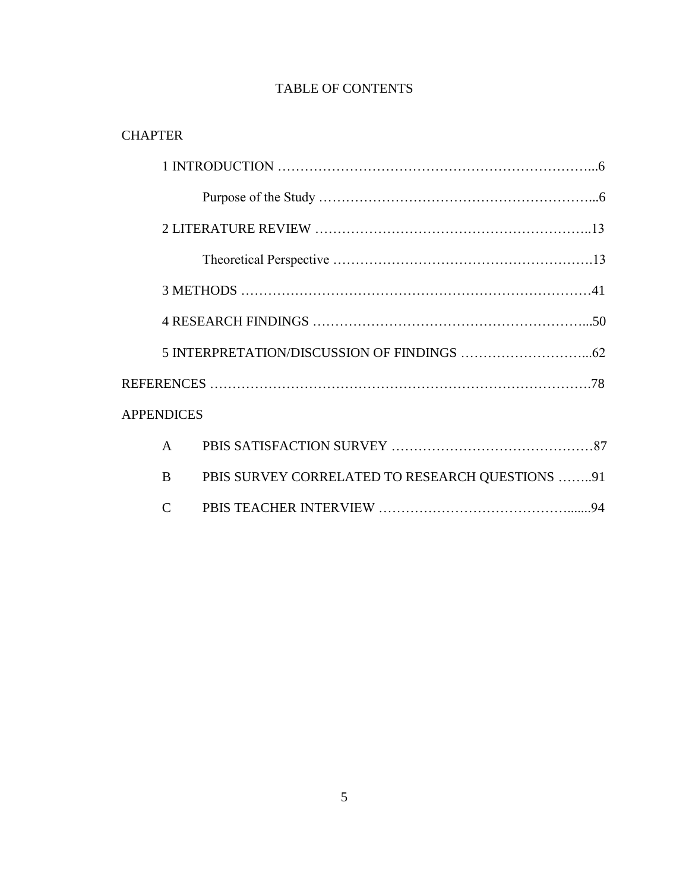# TABLE OF CONTENTS

CHAPTER

1 INTRODUCTION ……………………………………………………………...6

Purpose of the Study …………………………………………………...6

2 LITERATURE REVIEW …………………………………………………..13

Theoretical Perspective ………………………………………………….13

3 METHODS ……………………………………………………………………41

4 RESEARCH FINDINGS ……………………………………………………...50

5 INTERPRETATION/DISCUSSION OF FINDINGS ………………………...62

REFERENCES ……………………………………………………………………….78

APPENDICES

A PBIS SATISFACTION SURVEY ………………………………………87

B PBIS SURVEY CORRELATED TO RESEARCH QUESTIONS ……..91

C PBIS TEACHER INTERVIEW …………………………………….......94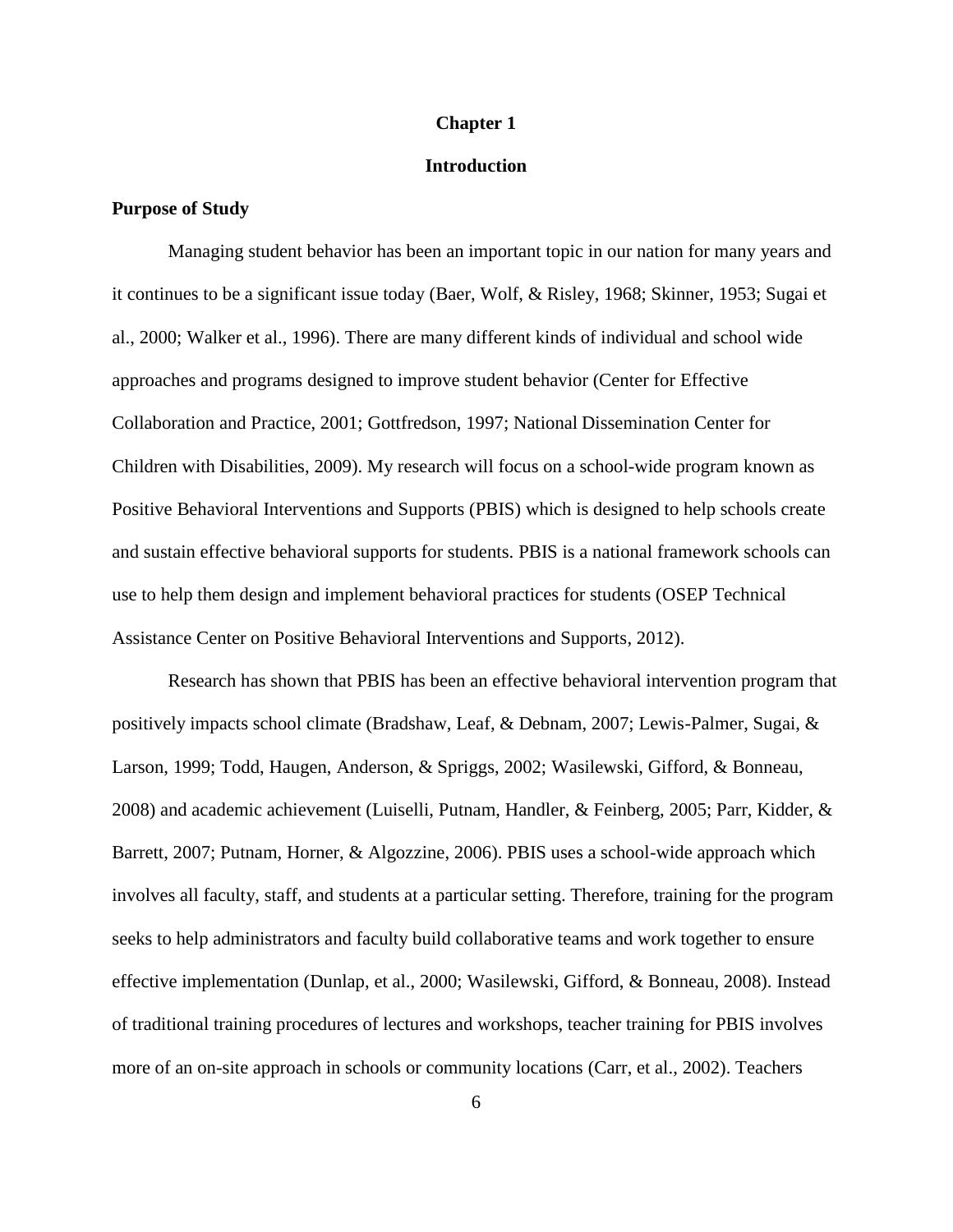# Chapter 1

# Introduction

## Purpose of Study

Managing student behavior has been an important topic in our nation for many years and it continues to be a significant issue today (Baer, Wolf, & Risley, 1968; Skinner, 1953; Sugai et al., 2000; Walker et al., 1996). There are many different kinds of individual and school wide approaches and programs designed to improve student behavior (Center for Effective Collaboration and Practice, 2001; Gottfredson, 1997; National Dissemination Center for Children with Disabilities, 2009). My research will focus on a school-wide program known as Positive Behavioral Interventions and Supports (PBIS) which is designed to help schools create and sustain effective behavioral supports for students. PBIS is a national framework schools can use to help them design and implement behavioral practices for students (OSEP Technical Assistance Center on Positive Behavioral Interventions and Supports, 2012).

Research has shown that PBIS has been an effective behavioral intervention program that positively impacts school climate (Bradshaw, Leaf, & Debnam, 2007; Lewis-Palmer, Sugai, & Larson, 1999; Todd, Haugen, Anderson, & Spriggs, 2002; Wasilewski, Gifford, & Bonneau, 2008) and academic achievement (Luiselli, Putnam, Handler, & Feinberg, 2005; Parr, Kidder, & Barrett, 2007; Putnam, Horner, & Algozzine, 2006). PBIS uses a school-wide approach which involves all faculty, staff, and students at a particular setting. Therefore, training for the program seeks to help administrators and faculty build collaborative teams and work together to ensure effective implementation (Dunlap, et al., 2000; Wasilewski, Gifford, & Bonneau, 2008). Instead of traditional training procedures of lectures and workshops, teacher training for PBIS involves more of an on-site approach in schools or community locations (Carr, et al., 2002). Teachers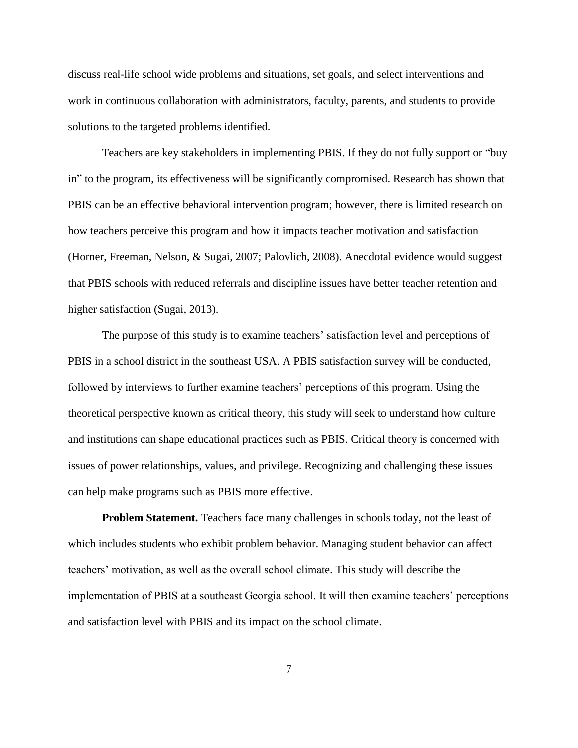discuss real-life school wide problems and situations, set goals, and select interventions and work in continuous collaboration with administrators, faculty, parents, and students to provide solutions to the targeted problems identified.

Teachers are key stakeholders in implementing PBIS. If they do not fully support or "buy in" to the program, its effectiveness will be significantly compromised. Research has shown that PBIS can be an effective behavioral intervention program; however, there is limited research on how teachers perceive this program and how it impacts teacher motivation and satisfaction (Horner, Freeman, Nelson, & Sugai, 2007; Palovlich, 2008). Anecdotal evidence would suggest that PBIS schools with reduced referrals and discipline issues have better teacher retention and higher satisfaction (Sugai, 2013).

The purpose of this study is to examine teachers' satisfaction level and perceptions of PBIS in a school district in the southeast USA. A PBIS satisfaction survey will be conducted, followed by interviews to further examine teachers' perceptions of this program. Using the theoretical perspective known as critical theory, this study will seek to understand how culture and institutions can shape educational practices such as PBIS. Critical theory is concerned with issues of power relationships, values, and privilege. Recognizing and challenging these issues can help make programs such as PBIS more effective.

**Problem Statement.** Teachers face many challenges in schools today, not the least of which includes students who exhibit problem behavior. Managing student behavior can affect teachers' motivation, as well as the overall school climate. This study will describe the implementation of PBIS at a southeast Georgia school. It will then examine teachers' perceptions and satisfaction level with PBIS and its impact on the school climate.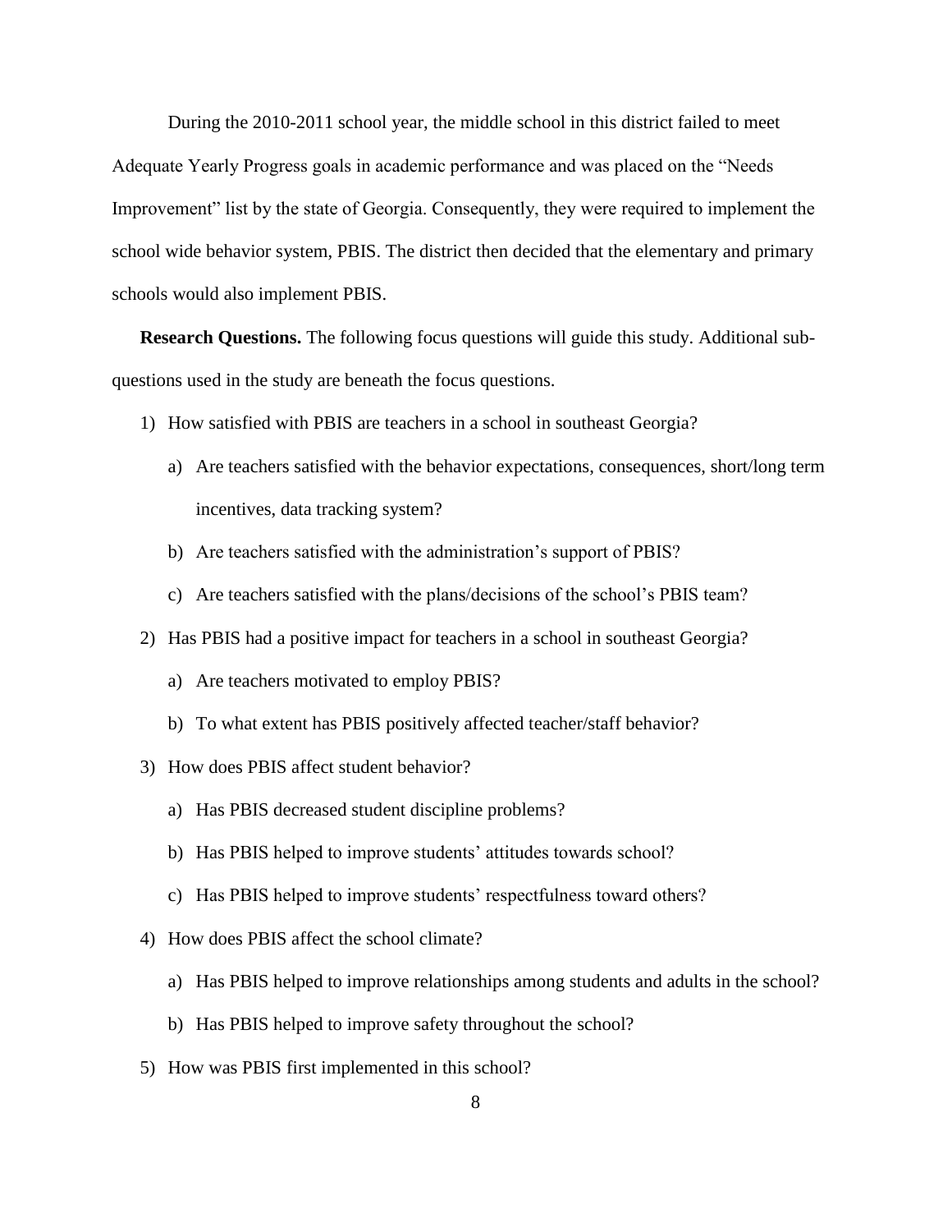During the 2010-2011 school year, the middle school in this district failed to meet Adequate Yearly Progress goals in academic performance and was placed on the "Needs Improvement" list by the state of Georgia. Consequently, they were required to implement the school wide behavior system, PBIS. The district then decided that the elementary and primary schools would also implement PBIS.

**Research Questions.** The following focus questions will guide this study. Additional sub-questions used in the study are beneath the focus questions.

1) How satisfied with PBIS are teachers in a school in southeast Georgia?
   a) Are teachers satisfied with the behavior expectations, consequences, short/long term incentives, data tracking system?
   b) Are teachers satisfied with the administration's support of PBIS?
   c) Are teachers satisfied with the plans/decisions of the school's PBIS team?
2) Has PBIS had a positive impact for teachers in a school in southeast Georgia?
   a) Are teachers motivated to employ PBIS?
   b) To what extent has PBIS positively affected teacher/staff behavior?
3) How does PBIS affect student behavior?
   a) Has PBIS decreased student discipline problems?
   b) Has PBIS helped to improve students' attitudes towards school?
   c) Has PBIS helped to improve students' respectfulness toward others?
4) How does PBIS affect the school climate?
   a) Has PBIS helped to improve relationships among students and adults in the school?
   b) Has PBIS helped to improve safety throughout the school?
5) How was PBIS first implemented in this school?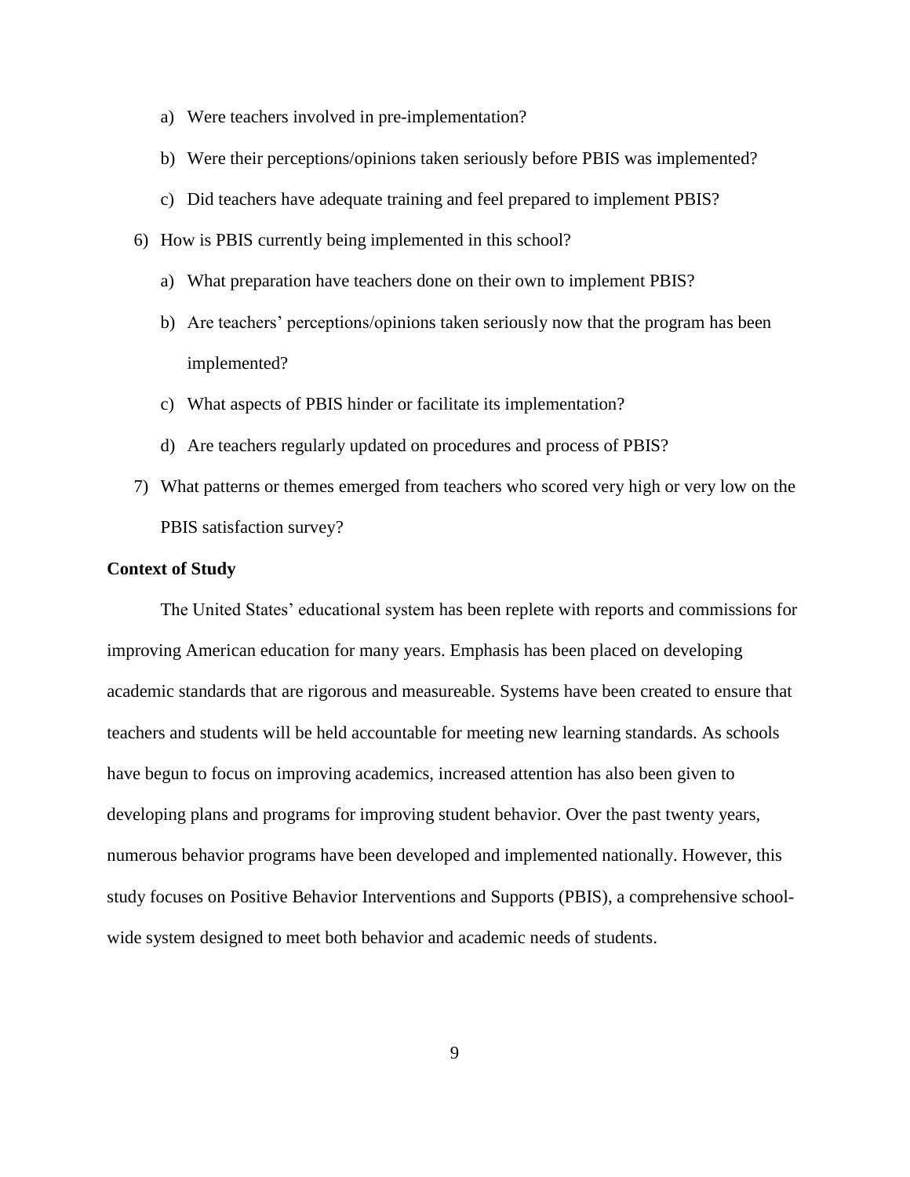a) Were teachers involved in pre-implementation?

   b) Were their perceptions/opinions taken seriously before PBIS was implemented?

   c) Did teachers have adequate training and feel prepared to implement PBIS?

6) How is PBIS currently being implemented in this school?

   a) What preparation have teachers done on their own to implement PBIS?

   b) Are teachers' perceptions/opinions taken seriously now that the program has been implemented?

   c) What aspects of PBIS hinder or facilitate its implementation?

   d) Are teachers regularly updated on procedures and process of PBIS?

7) What patterns or themes emerged from teachers who scored very high or very low on the PBIS satisfaction survey?

**Context of Study**

The United States' educational system has been replete with reports and commissions for improving American education for many years. Emphasis has been placed on developing academic standards that are rigorous and measureable. Systems have been created to ensure that teachers and students will be held accountable for meeting new learning standards. As schools have begun to focus on improving academics, increased attention has also been given to developing plans and programs for improving student behavior. Over the past twenty years, numerous behavior programs have been developed and implemented nationally. However, this study focuses on Positive Behavior Interventions and Supports (PBIS), a comprehensive school-wide system designed to meet both behavior and academic needs of students.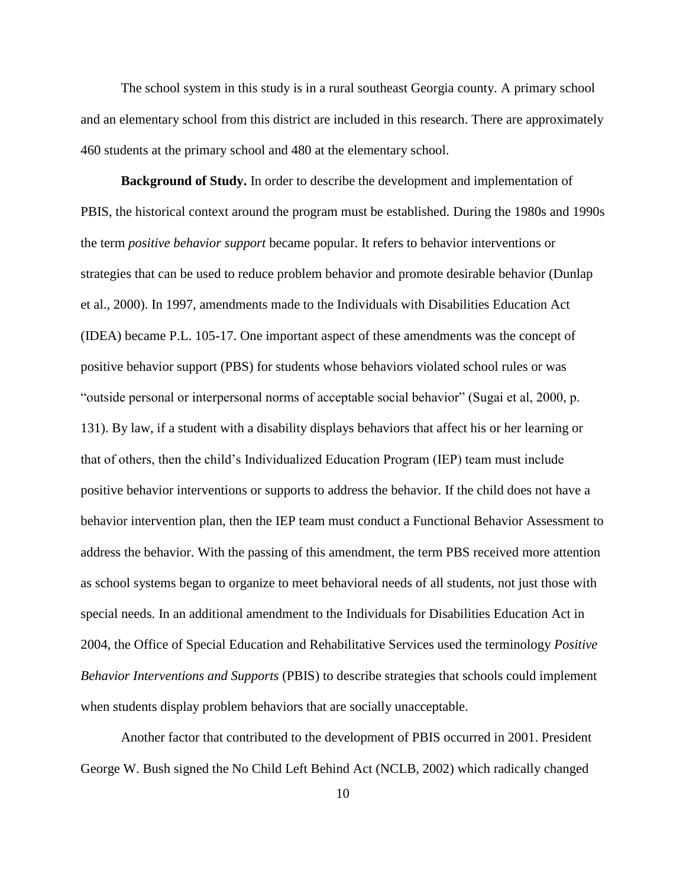The school system in this study is in a rural southeast Georgia county. A primary school and an elementary school from this district are included in this research. There are approximately 460 students at the primary school and 480 at the elementary school.

**Background of Study.** In order to describe the development and implementation of PBIS, the historical context around the program must be established. During the 1980s and 1990s the term *positive behavior support* became popular. It refers to behavior interventions or strategies that can be used to reduce problem behavior and promote desirable behavior (Dunlap et al., 2000). In 1997, amendments made to the Individuals with Disabilities Education Act (IDEA) became P.L. 105-17. One important aspect of these amendments was the concept of positive behavior support (PBS) for students whose behaviors violated school rules or was "outside personal or interpersonal norms of acceptable social behavior" (Sugai et al, 2000, p. 131). By law, if a student with a disability displays behaviors that affect his or her learning or that of others, then the child's Individualized Education Program (IEP) team must include positive behavior interventions or supports to address the behavior. If the child does not have a behavior intervention plan, then the IEP team must conduct a Functional Behavior Assessment to address the behavior. With the passing of this amendment, the term PBS received more attention as school systems began to organize to meet behavioral needs of all students, not just those with special needs. In an additional amendment to the Individuals for Disabilities Education Act in 2004, the Office of Special Education and Rehabilitative Services used the terminology *Positive Behavior Interventions and Supports* (PBIS) to describe strategies that schools could implement when students display problem behaviors that are socially unacceptable.

Another factor that contributed to the development of PBIS occurred in 2001. President George W. Bush signed the No Child Left Behind Act (NCLB, 2002) which radically changed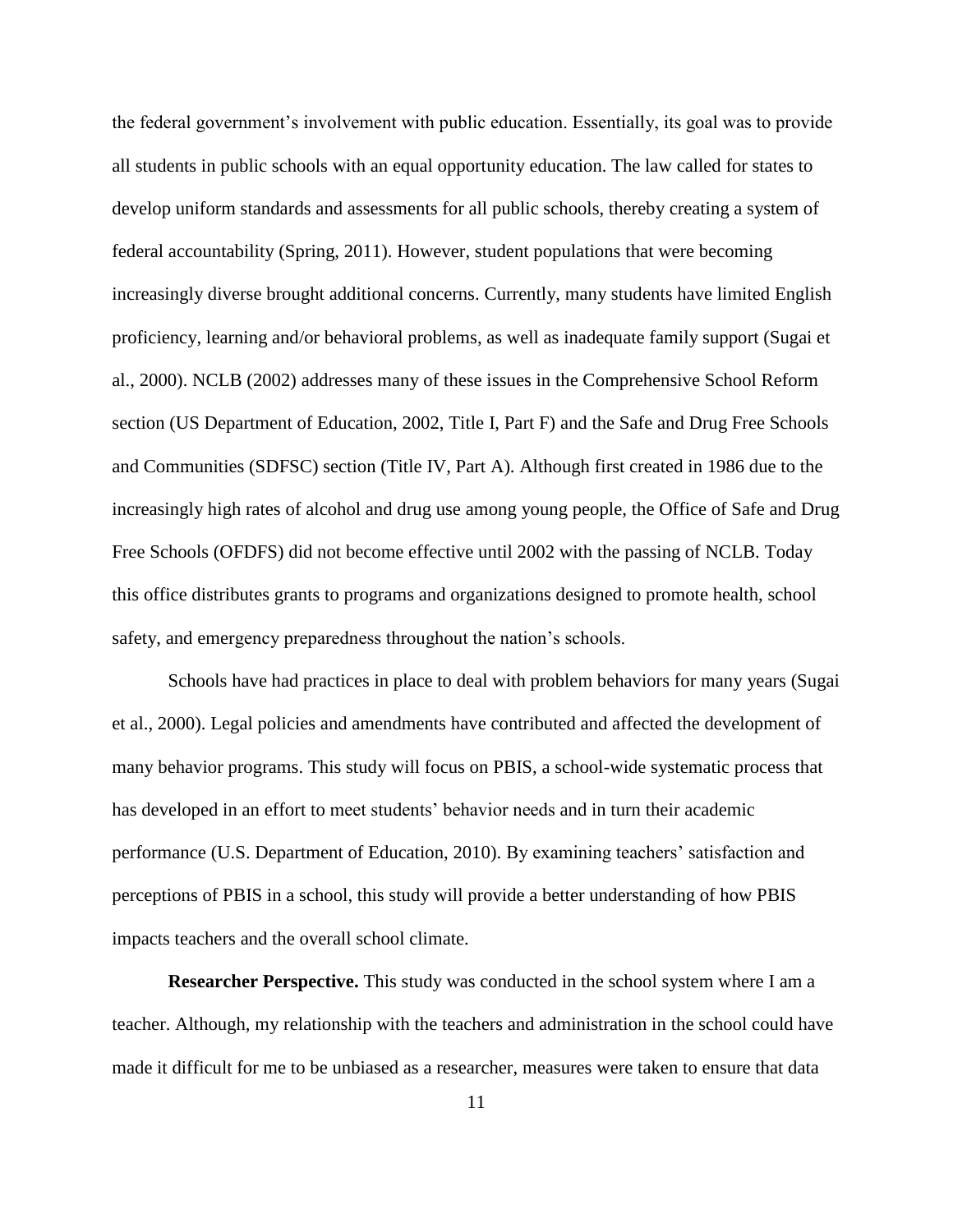the federal government's involvement with public education. Essentially, its goal was to provide all students in public schools with an equal opportunity education. The law called for states to develop uniform standards and assessments for all public schools, thereby creating a system of federal accountability (Spring, 2011). However, student populations that were becoming increasingly diverse brought additional concerns. Currently, many students have limited English proficiency, learning and/or behavioral problems, as well as inadequate family support (Sugai et al., 2000). NCLB (2002) addresses many of these issues in the Comprehensive School Reform section (US Department of Education, 2002, Title I, Part F) and the Safe and Drug Free Schools and Communities (SDFSC) section (Title IV, Part A). Although first created in 1986 due to the increasingly high rates of alcohol and drug use among young people, the Office of Safe and Drug Free Schools (OFDFS) did not become effective until 2002 with the passing of NCLB. Today this office distributes grants to programs and organizations designed to promote health, school safety, and emergency preparedness throughout the nation's schools.

Schools have had practices in place to deal with problem behaviors for many years (Sugai et al., 2000). Legal policies and amendments have contributed and affected the development of many behavior programs. This study will focus on PBIS, a school-wide systematic process that has developed in an effort to meet students' behavior needs and in turn their academic performance (U.S. Department of Education, 2010). By examining teachers' satisfaction and perceptions of PBIS in a school, this study will provide a better understanding of how PBIS impacts teachers and the overall school climate.

**Researcher Perspective.** This study was conducted in the school system where I am a teacher. Although, my relationship with the teachers and administration in the school could have made it difficult for me to be unbiased as a researcher, measures were taken to ensure that data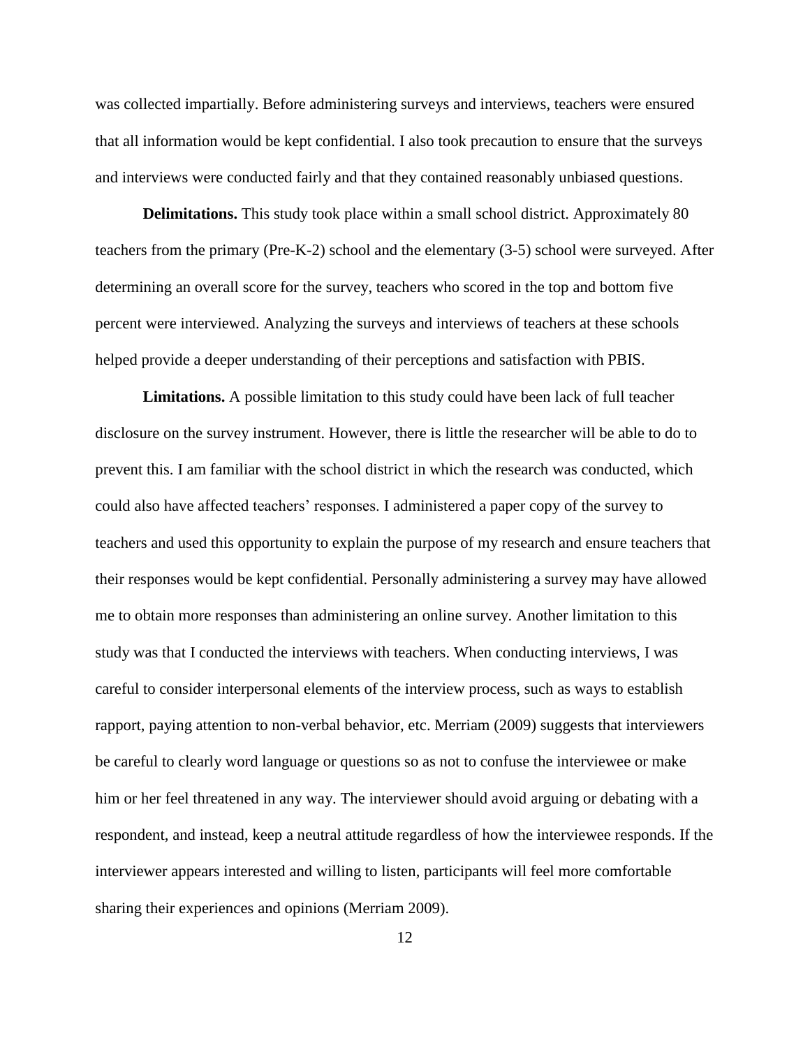was collected impartially. Before administering surveys and interviews, teachers were ensured that all information would be kept confidential. I also took precaution to ensure that the surveys and interviews were conducted fairly and that they contained reasonably unbiased questions.

**Delimitations.** This study took place within a small school district. Approximately 80 teachers from the primary (Pre-K-2) school and the elementary (3-5) school were surveyed. After determining an overall score for the survey, teachers who scored in the top and bottom five percent were interviewed. Analyzing the surveys and interviews of teachers at these schools helped provide a deeper understanding of their perceptions and satisfaction with PBIS.

**Limitations.** A possible limitation to this study could have been lack of full teacher disclosure on the survey instrument. However, there is little the researcher will be able to do to prevent this. I am familiar with the school district in which the research was conducted, which could also have affected teachers' responses. I administered a paper copy of the survey to teachers and used this opportunity to explain the purpose of my research and ensure teachers that their responses would be kept confidential. Personally administering a survey may have allowed me to obtain more responses than administering an online survey. Another limitation to this study was that I conducted the interviews with teachers. When conducting interviews, I was careful to consider interpersonal elements of the interview process, such as ways to establish rapport, paying attention to non-verbal behavior, etc. Merriam (2009) suggests that interviewers be careful to clearly word language or questions so as not to confuse the interviewee or make him or her feel threatened in any way. The interviewer should avoid arguing or debating with a respondent, and instead, keep a neutral attitude regardless of how the interviewee responds. If the interviewer appears interested and willing to listen, participants will feel more comfortable sharing their experiences and opinions (Merriam 2009).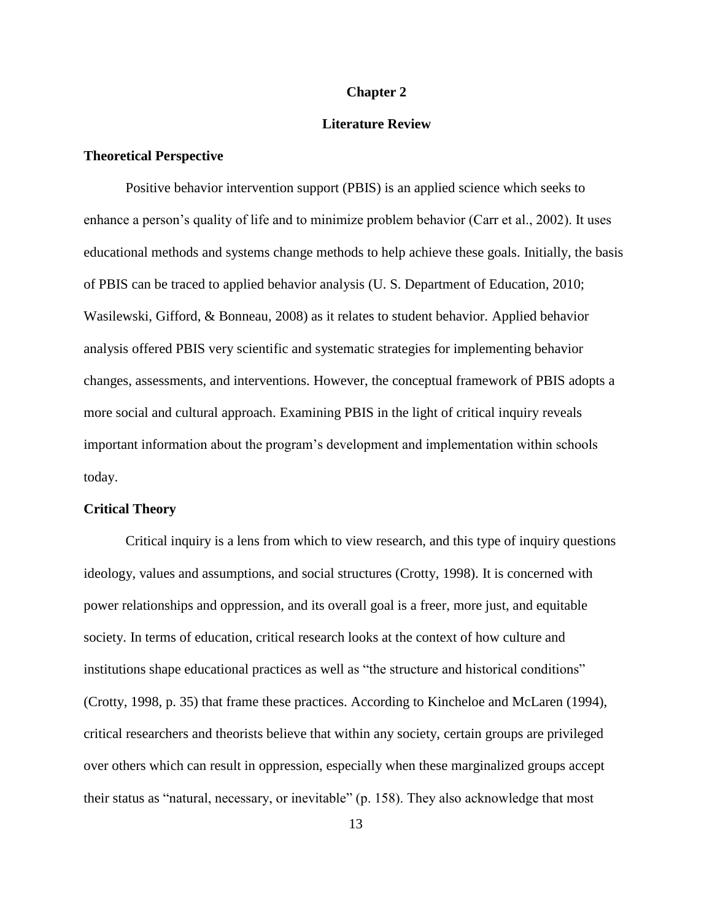# Chapter 2

# Literature Review

## Theoretical Perspective

Positive behavior intervention support (PBIS) is an applied science which seeks to enhance a person's quality of life and to minimize problem behavior (Carr et al., 2002). It uses educational methods and systems change methods to help achieve these goals. Initially, the basis of PBIS can be traced to applied behavior analysis (U. S. Department of Education, 2010; Wasilewski, Gifford, & Bonneau, 2008) as it relates to student behavior. Applied behavior analysis offered PBIS very scientific and systematic strategies for implementing behavior changes, assessments, and interventions. However, the conceptual framework of PBIS adopts a more social and cultural approach. Examining PBIS in the light of critical inquiry reveals important information about the program's development and implementation within schools today.

## Critical Theory

Critical inquiry is a lens from which to view research, and this type of inquiry questions ideology, values and assumptions, and social structures (Crotty, 1998). It is concerned with power relationships and oppression, and its overall goal is a freer, more just, and equitable society. In terms of education, critical research looks at the context of how culture and institutions shape educational practices as well as "the structure and historical conditions" (Crotty, 1998, p. 35) that frame these practices. According to Kincheloe and McLaren (1994), critical researchers and theorists believe that within any society, certain groups are privileged over others which can result in oppression, especially when these marginalized groups accept their status as "natural, necessary, or inevitable" (p. 158). They also acknowledge that most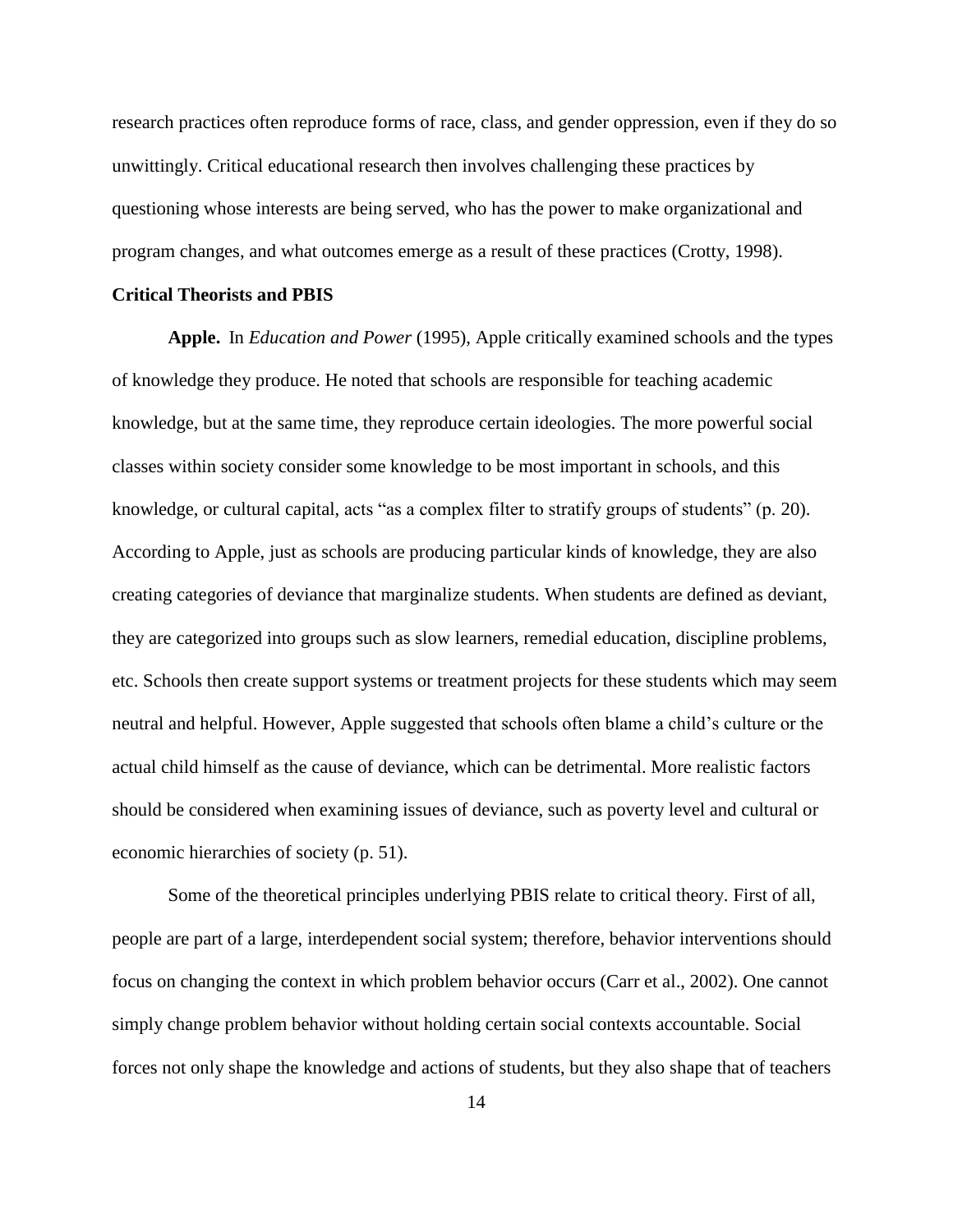research practices often reproduce forms of race, class, and gender oppression, even if they do so unwittingly. Critical educational research then involves challenging these practices by questioning whose interests are being served, who has the power to make organizational and program changes, and what outcomes emerge as a result of these practices (Crotty, 1998).

### Critical Theorists and PBIS

**Apple.** In *Education and Power* (1995), Apple critically examined schools and the types of knowledge they produce. He noted that schools are responsible for teaching academic knowledge, but at the same time, they reproduce certain ideologies. The more powerful social classes within society consider some knowledge to be most important in schools, and this knowledge, or cultural capital, acts "as a complex filter to stratify groups of students" (p. 20). According to Apple, just as schools are producing particular kinds of knowledge, they are also creating categories of deviance that marginalize students. When students are defined as deviant, they are categorized into groups such as slow learners, remedial education, discipline problems, etc. Schools then create support systems or treatment projects for these students which may seem neutral and helpful. However, Apple suggested that schools often blame a child's culture or the actual child himself as the cause of deviance, which can be detrimental. More realistic factors should be considered when examining issues of deviance, such as poverty level and cultural or economic hierarchies of society (p. 51).

Some of the theoretical principles underlying PBIS relate to critical theory. First of all, people are part of a large, interdependent social system; therefore, behavior interventions should focus on changing the context in which problem behavior occurs (Carr et al., 2002). One cannot simply change problem behavior without holding certain social contexts accountable. Social forces not only shape the knowledge and actions of students, but they also shape that of teachers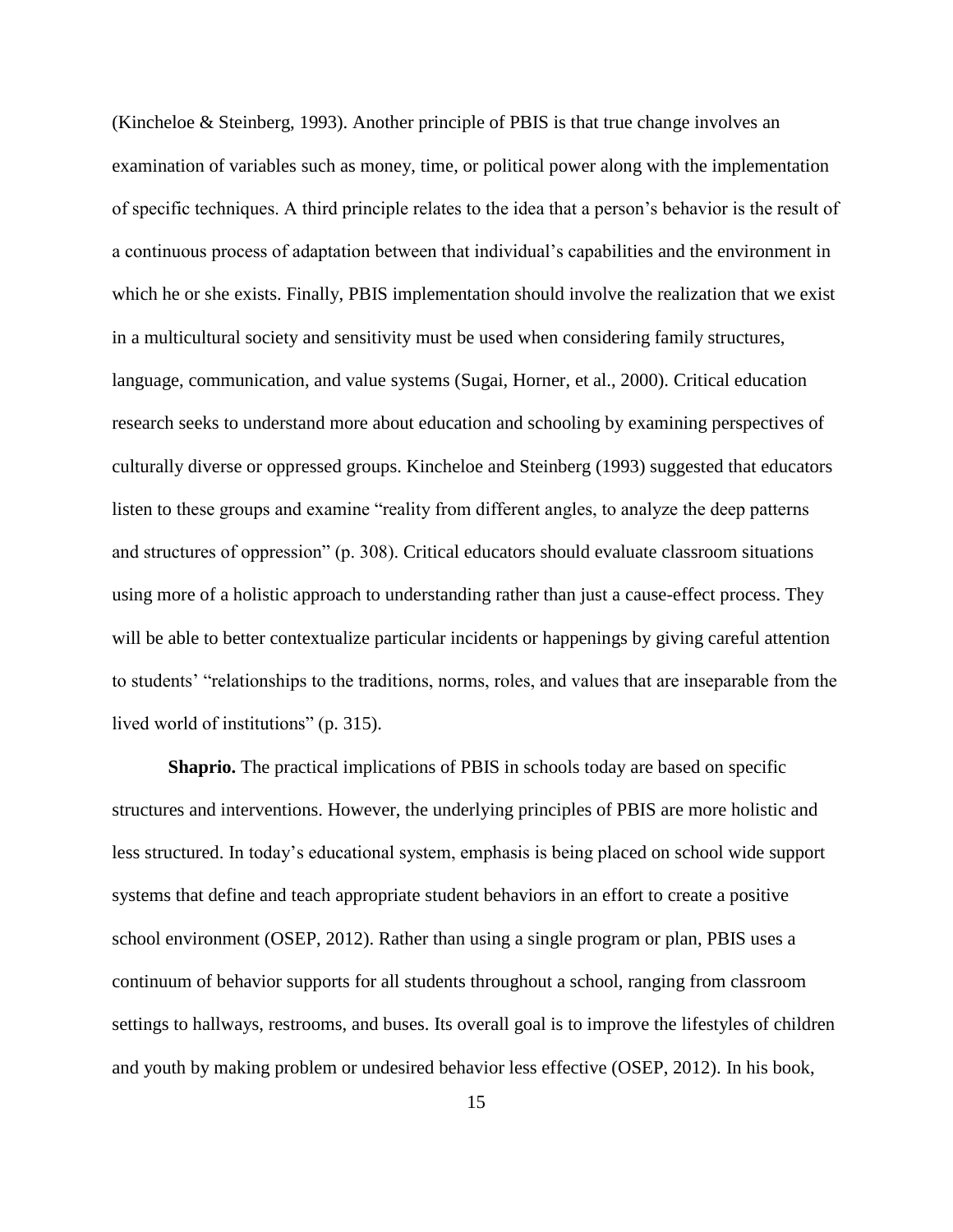(Kincheloe & Steinberg, 1993). Another principle of PBIS is that true change involves an examination of variables such as money, time, or political power along with the implementation of specific techniques. A third principle relates to the idea that a person's behavior is the result of a continuous process of adaptation between that individual's capabilities and the environment in which he or she exists. Finally, PBIS implementation should involve the realization that we exist in a multicultural society and sensitivity must be used when considering family structures, language, communication, and value systems (Sugai, Horner, et al., 2000). Critical education research seeks to understand more about education and schooling by examining perspectives of culturally diverse or oppressed groups. Kincheloe and Steinberg (1993) suggested that educators listen to these groups and examine "reality from different angles, to analyze the deep patterns and structures of oppression" (p. 308). Critical educators should evaluate classroom situations using more of a holistic approach to understanding rather than just a cause-effect process. They will be able to better contextualize particular incidents or happenings by giving careful attention to students' "relationships to the traditions, norms, roles, and values that are inseparable from the lived world of institutions" (p. 315).

**Shaprio.** The practical implications of PBIS in schools today are based on specific structures and interventions. However, the underlying principles of PBIS are more holistic and less structured. In today's educational system, emphasis is being placed on school wide support systems that define and teach appropriate student behaviors in an effort to create a positive school environment (OSEP, 2012). Rather than using a single program or plan, PBIS uses a continuum of behavior supports for all students throughout a school, ranging from classroom settings to hallways, restrooms, and buses. Its overall goal is to improve the lifestyles of children and youth by making problem or undesired behavior less effective (OSEP, 2012). In his book,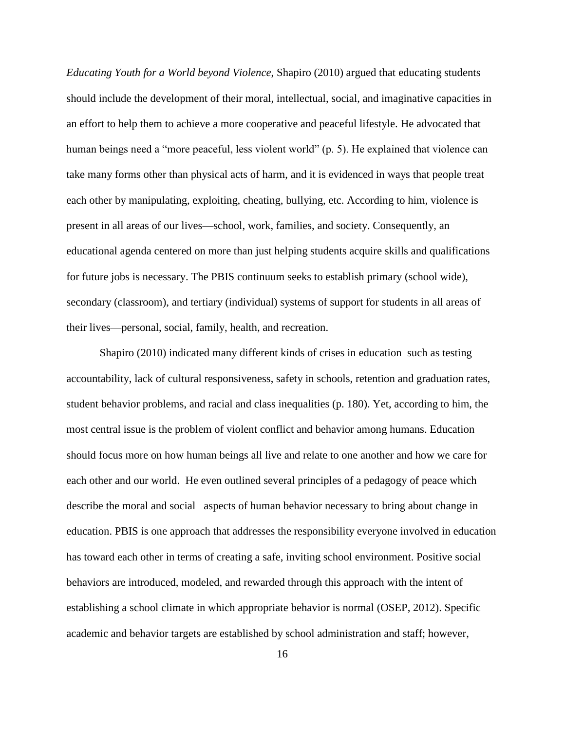*Educating Youth for a World beyond Violence*, Shapiro (2010) argued that educating students should include the development of their moral, intellectual, social, and imaginative capacities in an effort to help them to achieve a more cooperative and peaceful lifestyle. He advocated that human beings need a "more peaceful, less violent world" (p. 5). He explained that violence can take many forms other than physical acts of harm, and it is evidenced in ways that people treat each other by manipulating, exploiting, cheating, bullying, etc. According to him, violence is present in all areas of our lives—school, work, families, and society. Consequently, an educational agenda centered on more than just helping students acquire skills and qualifications for future jobs is necessary. The PBIS continuum seeks to establish primary (school wide), secondary (classroom), and tertiary (individual) systems of support for students in all areas of their lives—personal, social, family, health, and recreation.

Shapiro (2010) indicated many different kinds of crises in education such as testing accountability, lack of cultural responsiveness, safety in schools, retention and graduation rates, student behavior problems, and racial and class inequalities (p. 180). Yet, according to him, the most central issue is the problem of violent conflict and behavior among humans. Education should focus more on how human beings all live and relate to one another and how we care for each other and our world. He even outlined several principles of a pedagogy of peace which describe the moral and social aspects of human behavior necessary to bring about change in education. PBIS is one approach that addresses the responsibility everyone involved in education has toward each other in terms of creating a safe, inviting school environment. Positive social behaviors are introduced, modeled, and rewarded through this approach with the intent of establishing a school climate in which appropriate behavior is normal (OSEP, 2012). Specific academic and behavior targets are established by school administration and staff; however,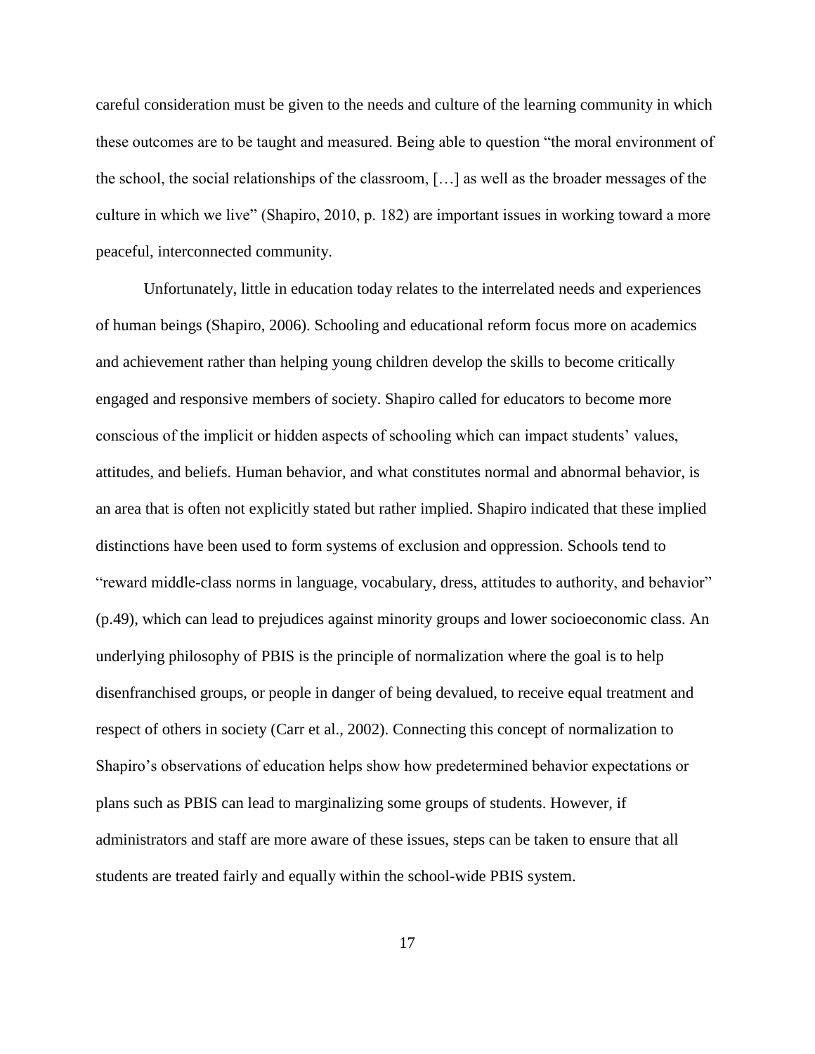careful consideration must be given to the needs and culture of the learning community in which these outcomes are to be taught and measured. Being able to question "the moral environment of the school, the social relationships of the classroom, […] as well as the broader messages of the culture in which we live" (Shapiro, 2010, p. 182) are important issues in working toward a more peaceful, interconnected community.

Unfortunately, little in education today relates to the interrelated needs and experiences of human beings (Shapiro, 2006). Schooling and educational reform focus more on academics and achievement rather than helping young children develop the skills to become critically engaged and responsive members of society. Shapiro called for educators to become more conscious of the implicit or hidden aspects of schooling which can impact students' values, attitudes, and beliefs. Human behavior, and what constitutes normal and abnormal behavior, is an area that is often not explicitly stated but rather implied. Shapiro indicated that these implied distinctions have been used to form systems of exclusion and oppression. Schools tend to "reward middle-class norms in language, vocabulary, dress, attitudes to authority, and behavior" (p.49), which can lead to prejudices against minority groups and lower socioeconomic class. An underlying philosophy of PBIS is the principle of normalization where the goal is to help disenfranchised groups, or people in danger of being devalued, to receive equal treatment and respect of others in society (Carr et al., 2002). Connecting this concept of normalization to Shapiro's observations of education helps show how predetermined behavior expectations or plans such as PBIS can lead to marginalizing some groups of students. However, if administrators and staff are more aware of these issues, steps can be taken to ensure that all students are treated fairly and equally within the school-wide PBIS system.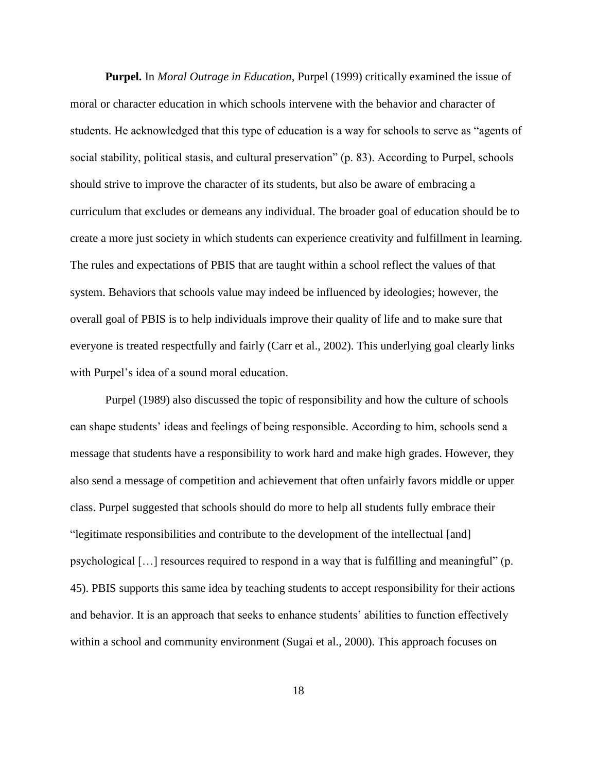**Purpel.** In *Moral Outrage in Education*, Purpel (1999) critically examined the issue of moral or character education in which schools intervene with the behavior and character of students. He acknowledged that this type of education is a way for schools to serve as "agents of social stability, political stasis, and cultural preservation" (p. 83). According to Purpel, schools should strive to improve the character of its students, but also be aware of embracing a curriculum that excludes or demeans any individual. The broader goal of education should be to create a more just society in which students can experience creativity and fulfillment in learning. The rules and expectations of PBIS that are taught within a school reflect the values of that system. Behaviors that schools value may indeed be influenced by ideologies; however, the overall goal of PBIS is to help individuals improve their quality of life and to make sure that everyone is treated respectfully and fairly (Carr et al., 2002). This underlying goal clearly links with Purpel's idea of a sound moral education.

Purpel (1989) also discussed the topic of responsibility and how the culture of schools can shape students' ideas and feelings of being responsible. According to him, schools send a message that students have a responsibility to work hard and make high grades. However, they also send a message of competition and achievement that often unfairly favors middle or upper class. Purpel suggested that schools should do more to help all students fully embrace their "legitimate responsibilities and contribute to the development of the intellectual [and] psychological […] resources required to respond in a way that is fulfilling and meaningful" (p. 45). PBIS supports this same idea by teaching students to accept responsibility for their actions and behavior. It is an approach that seeks to enhance students' abilities to function effectively within a school and community environment (Sugai et al., 2000). This approach focuses on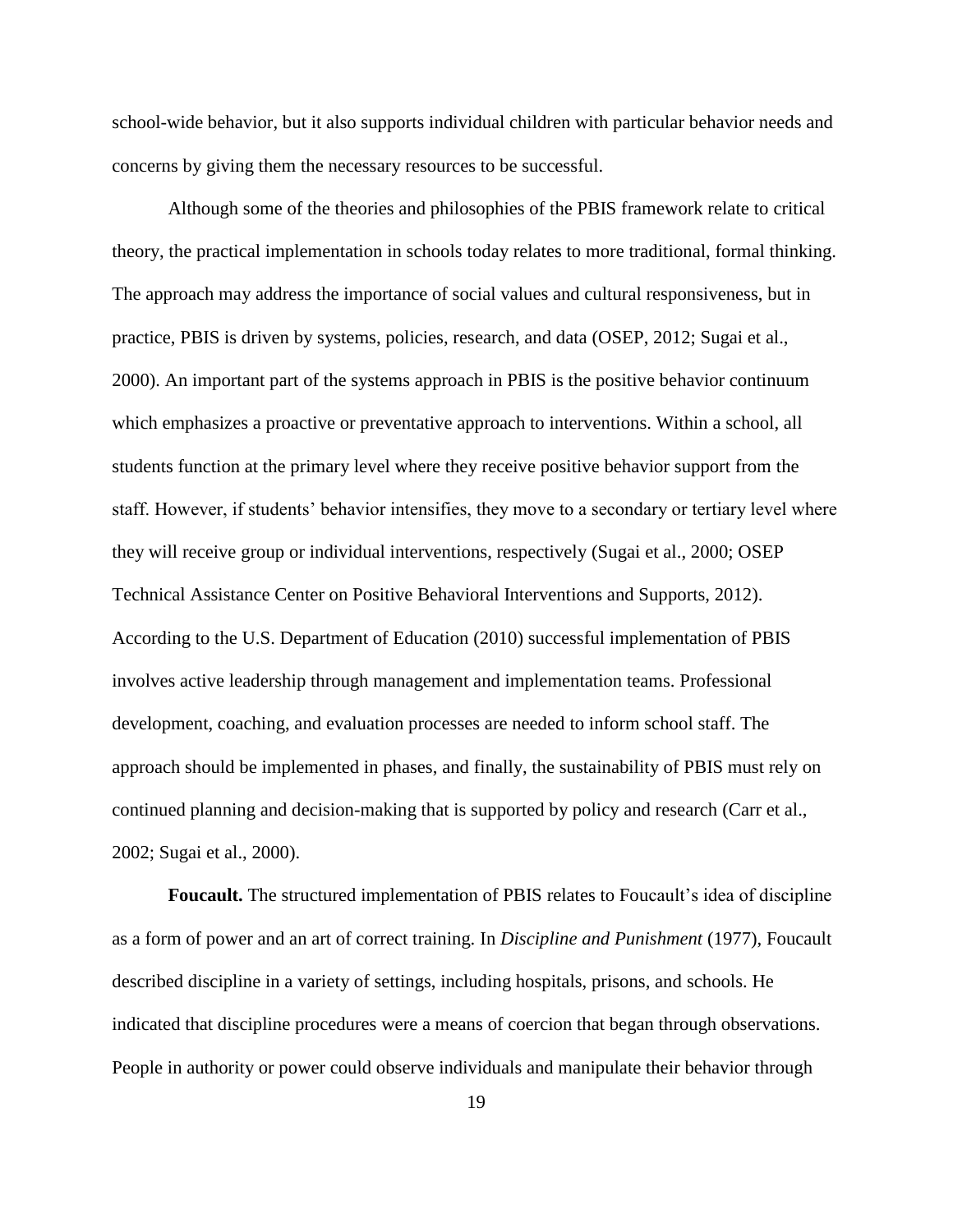school-wide behavior, but it also supports individual children with particular behavior needs and concerns by giving them the necessary resources to be successful.

Although some of the theories and philosophies of the PBIS framework relate to critical theory, the practical implementation in schools today relates to more traditional, formal thinking. The approach may address the importance of social values and cultural responsiveness, but in practice, PBIS is driven by systems, policies, research, and data (OSEP, 2012; Sugai et al., 2000). An important part of the systems approach in PBIS is the positive behavior continuum which emphasizes a proactive or preventative approach to interventions. Within a school, all students function at the primary level where they receive positive behavior support from the staff. However, if students' behavior intensifies, they move to a secondary or tertiary level where they will receive group or individual interventions, respectively (Sugai et al., 2000; OSEP Technical Assistance Center on Positive Behavioral Interventions and Supports, 2012). According to the U.S. Department of Education (2010) successful implementation of PBIS involves active leadership through management and implementation teams. Professional development, coaching, and evaluation processes are needed to inform school staff. The approach should be implemented in phases, and finally, the sustainability of PBIS must rely on continued planning and decision-making that is supported by policy and research (Carr et al., 2002; Sugai et al., 2000).

**Foucault.** The structured implementation of PBIS relates to Foucault's idea of discipline as a form of power and an art of correct training. In *Discipline and Punishment* (1977), Foucault described discipline in a variety of settings, including hospitals, prisons, and schools. He indicated that discipline procedures were a means of coercion that began through observations. People in authority or power could observe individuals and manipulate their behavior through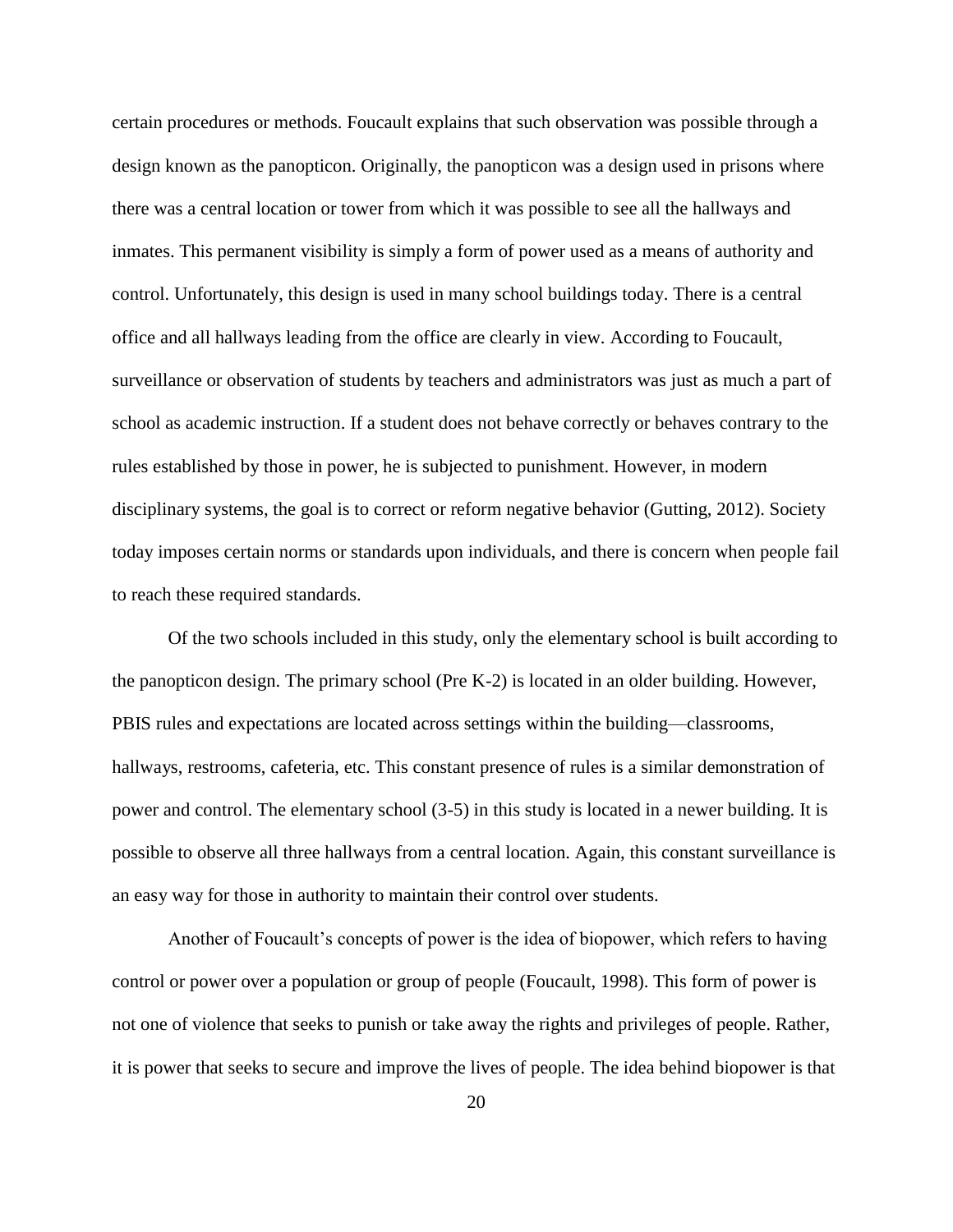certain procedures or methods. Foucault explains that such observation was possible through a design known as the panopticon. Originally, the panopticon was a design used in prisons where there was a central location or tower from which it was possible to see all the hallways and inmates. This permanent visibility is simply a form of power used as a means of authority and control. Unfortunately, this design is used in many school buildings today. There is a central office and all hallways leading from the office are clearly in view. According to Foucault, surveillance or observation of students by teachers and administrators was just as much a part of school as academic instruction. If a student does not behave correctly or behaves contrary to the rules established by those in power, he is subjected to punishment. However, in modern disciplinary systems, the goal is to correct or reform negative behavior (Gutting, 2012). Society today imposes certain norms or standards upon individuals, and there is concern when people fail to reach these required standards.

Of the two schools included in this study, only the elementary school is built according to the panopticon design. The primary school (Pre K-2) is located in an older building. However, PBIS rules and expectations are located across settings within the building—classrooms, hallways, restrooms, cafeteria, etc. This constant presence of rules is a similar demonstration of power and control. The elementary school (3-5) in this study is located in a newer building. It is possible to observe all three hallways from a central location. Again, this constant surveillance is an easy way for those in authority to maintain their control over students.

Another of Foucault's concepts of power is the idea of biopower, which refers to having control or power over a population or group of people (Foucault, 1998). This form of power is not one of violence that seeks to punish or take away the rights and privileges of people. Rather, it is power that seeks to secure and improve the lives of people. The idea behind biopower is that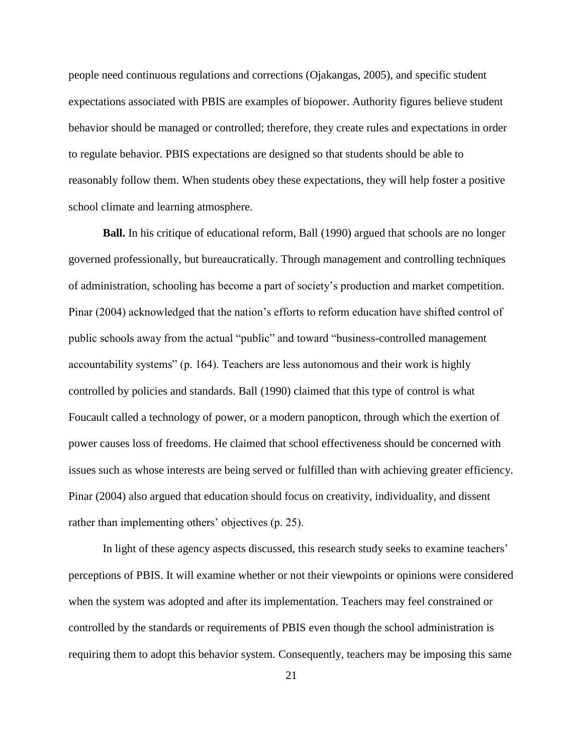people need continuous regulations and corrections (Ojakangas, 2005), and specific student expectations associated with PBIS are examples of biopower. Authority figures believe student behavior should be managed or controlled; therefore, they create rules and expectations in order to regulate behavior. PBIS expectations are designed so that students should be able to reasonably follow them. When students obey these expectations, they will help foster a positive school climate and learning atmosphere.

**Ball.** In his critique of educational reform, Ball (1990) argued that schools are no longer governed professionally, but bureaucratically. Through management and controlling techniques of administration, schooling has become a part of society's production and market competition. Pinar (2004) acknowledged that the nation's efforts to reform education have shifted control of public schools away from the actual "public" and toward "business-controlled management accountability systems" (p. 164). Teachers are less autonomous and their work is highly controlled by policies and standards. Ball (1990) claimed that this type of control is what Foucault called a technology of power, or a modern panopticon, through which the exertion of power causes loss of freedoms. He claimed that school effectiveness should be concerned with issues such as whose interests are being served or fulfilled than with achieving greater efficiency. Pinar (2004) also argued that education should focus on creativity, individuality, and dissent rather than implementing others' objectives (p. 25).

In light of these agency aspects discussed, this research study seeks to examine teachers' perceptions of PBIS. It will examine whether or not their viewpoints or opinions were considered when the system was adopted and after its implementation. Teachers may feel constrained or controlled by the standards or requirements of PBIS even though the school administration is requiring them to adopt this behavior system. Consequently, teachers may be imposing this same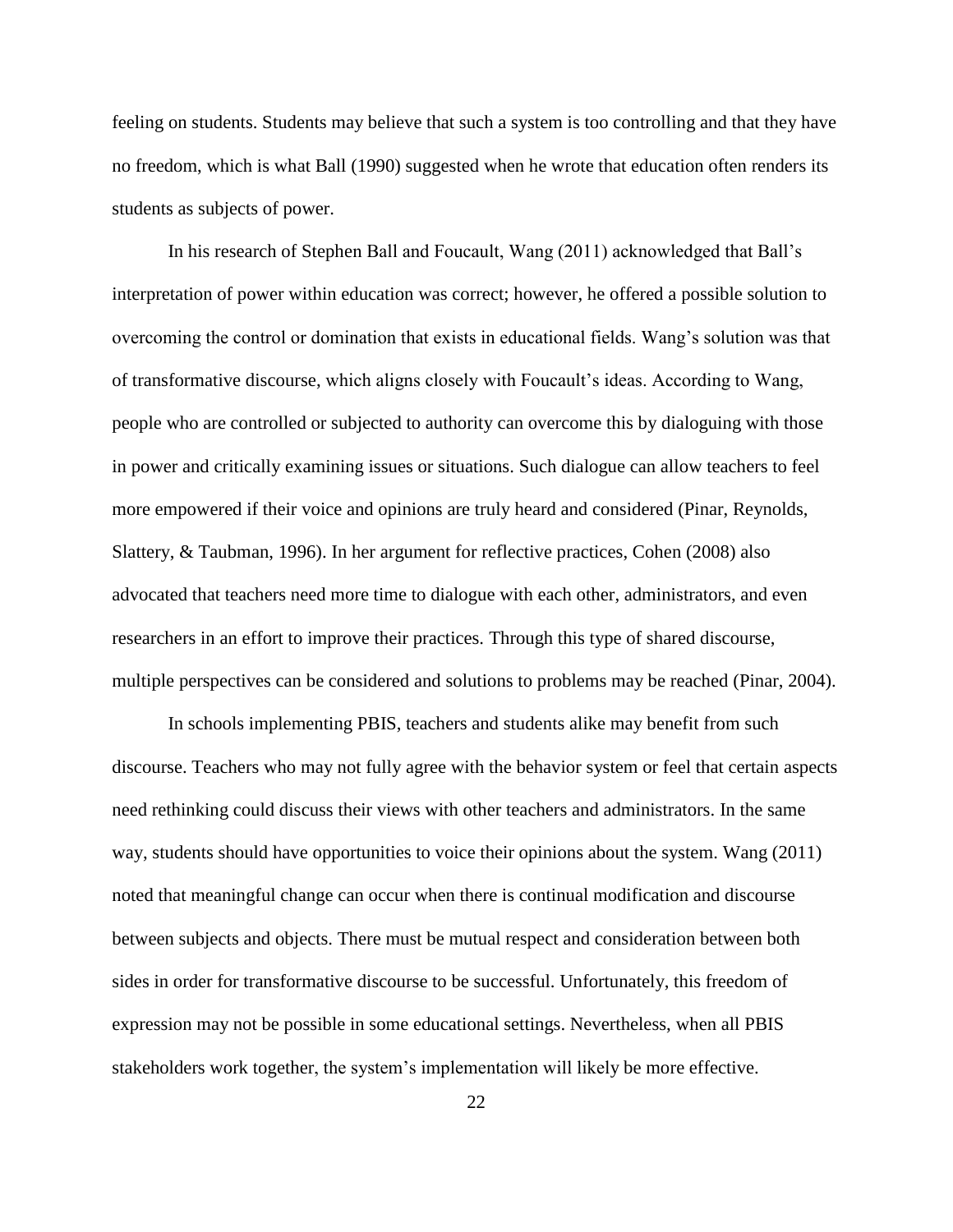feeling on students. Students may believe that such a system is too controlling and that they have no freedom, which is what Ball (1990) suggested when he wrote that education often renders its students as subjects of power.

In his research of Stephen Ball and Foucault, Wang (2011) acknowledged that Ball's interpretation of power within education was correct; however, he offered a possible solution to overcoming the control or domination that exists in educational fields. Wang's solution was that of transformative discourse, which aligns closely with Foucault's ideas. According to Wang, people who are controlled or subjected to authority can overcome this by dialoguing with those in power and critically examining issues or situations. Such dialogue can allow teachers to feel more empowered if their voice and opinions are truly heard and considered (Pinar, Reynolds, Slattery, & Taubman, 1996). In her argument for reflective practices, Cohen (2008) also advocated that teachers need more time to dialogue with each other, administrators, and even researchers in an effort to improve their practices. Through this type of shared discourse, multiple perspectives can be considered and solutions to problems may be reached (Pinar, 2004).

In schools implementing PBIS, teachers and students alike may benefit from such discourse. Teachers who may not fully agree with the behavior system or feel that certain aspects need rethinking could discuss their views with other teachers and administrators. In the same way, students should have opportunities to voice their opinions about the system. Wang (2011) noted that meaningful change can occur when there is continual modification and discourse between subjects and objects. There must be mutual respect and consideration between both sides in order for transformative discourse to be successful. Unfortunately, this freedom of expression may not be possible in some educational settings. Nevertheless, when all PBIS stakeholders work together, the system's implementation will likely be more effective.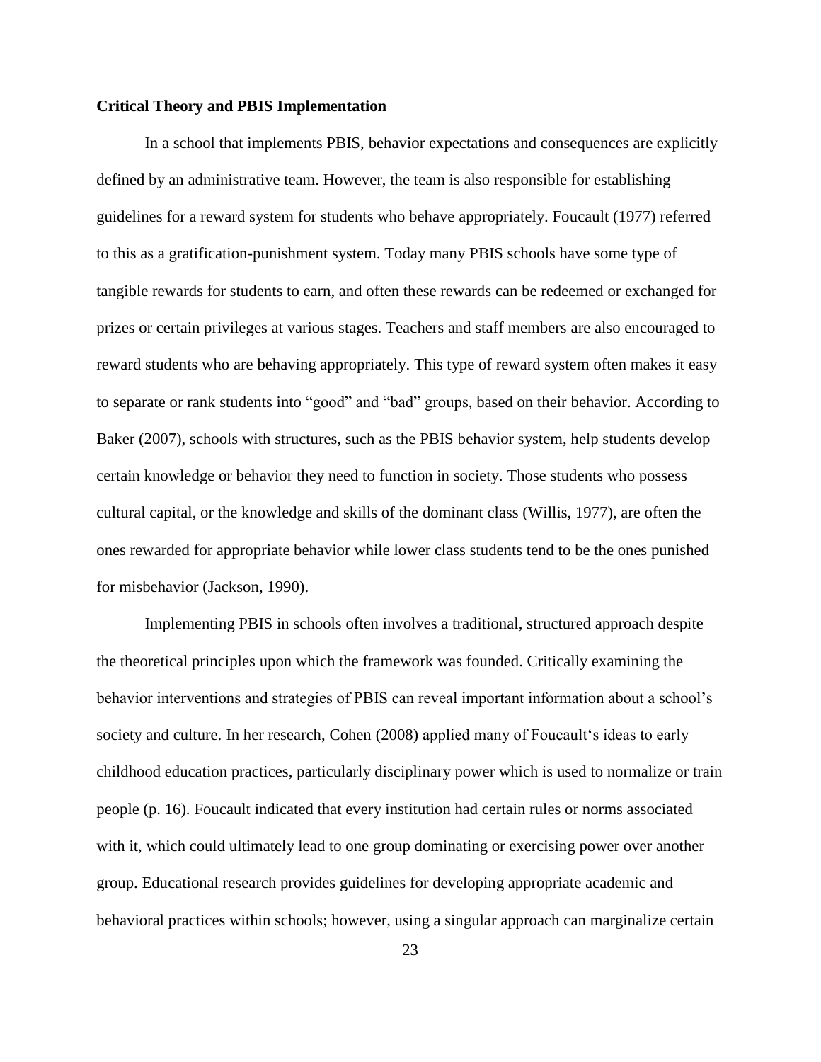**Critical Theory and PBIS Implementation**

In a school that implements PBIS, behavior expectations and consequences are explicitly defined by an administrative team. However, the team is also responsible for establishing guidelines for a reward system for students who behave appropriately. Foucault (1977) referred to this as a gratification-punishment system. Today many PBIS schools have some type of tangible rewards for students to earn, and often these rewards can be redeemed or exchanged for prizes or certain privileges at various stages. Teachers and staff members are also encouraged to reward students who are behaving appropriately. This type of reward system often makes it easy to separate or rank students into "good" and "bad" groups, based on their behavior. According to Baker (2007), schools with structures, such as the PBIS behavior system, help students develop certain knowledge or behavior they need to function in society. Those students who possess cultural capital, or the knowledge and skills of the dominant class (Willis, 1977), are often the ones rewarded for appropriate behavior while lower class students tend to be the ones punished for misbehavior (Jackson, 1990).

Implementing PBIS in schools often involves a traditional, structured approach despite the theoretical principles upon which the framework was founded. Critically examining the behavior interventions and strategies of PBIS can reveal important information about a school's society and culture. In her research, Cohen (2008) applied many of Foucault's ideas to early childhood education practices, particularly disciplinary power which is used to normalize or train people (p. 16). Foucault indicated that every institution had certain rules or norms associated with it, which could ultimately lead to one group dominating or exercising power over another group. Educational research provides guidelines for developing appropriate academic and behavioral practices within schools; however, using a singular approach can marginalize certain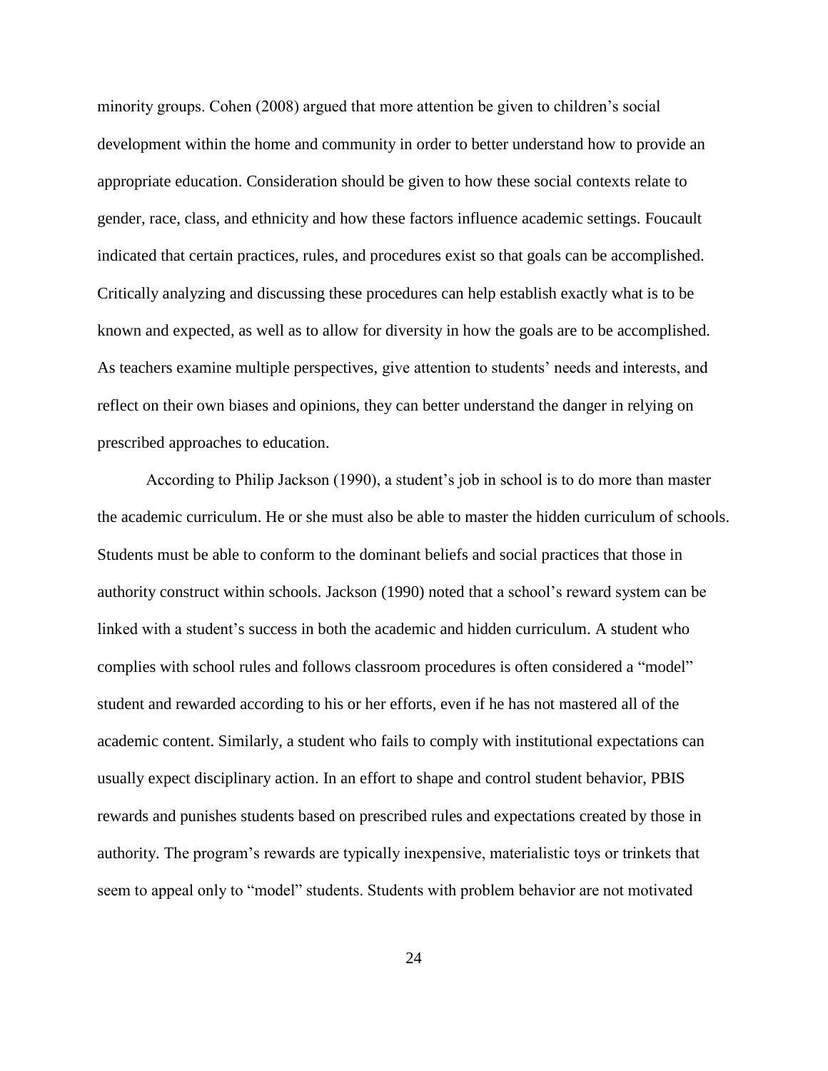minority groups. Cohen (2008) argued that more attention be given to children's social development within the home and community in order to better understand how to provide an appropriate education. Consideration should be given to how these social contexts relate to gender, race, class, and ethnicity and how these factors influence academic settings. Foucault indicated that certain practices, rules, and procedures exist so that goals can be accomplished. Critically analyzing and discussing these procedures can help establish exactly what is to be known and expected, as well as to allow for diversity in how the goals are to be accomplished. As teachers examine multiple perspectives, give attention to students' needs and interests, and reflect on their own biases and opinions, they can better understand the danger in relying on prescribed approaches to education.

According to Philip Jackson (1990), a student's job in school is to do more than master the academic curriculum. He or she must also be able to master the hidden curriculum of schools. Students must be able to conform to the dominant beliefs and social practices that those in authority construct within schools. Jackson (1990) noted that a school's reward system can be linked with a student's success in both the academic and hidden curriculum. A student who complies with school rules and follows classroom procedures is often considered a "model" student and rewarded according to his or her efforts, even if he has not mastered all of the academic content. Similarly, a student who fails to comply with institutional expectations can usually expect disciplinary action. In an effort to shape and control student behavior, PBIS rewards and punishes students based on prescribed rules and expectations created by those in authority. The program's rewards are typically inexpensive, materialistic toys or trinkets that seem to appeal only to "model" students. Students with problem behavior are not motivated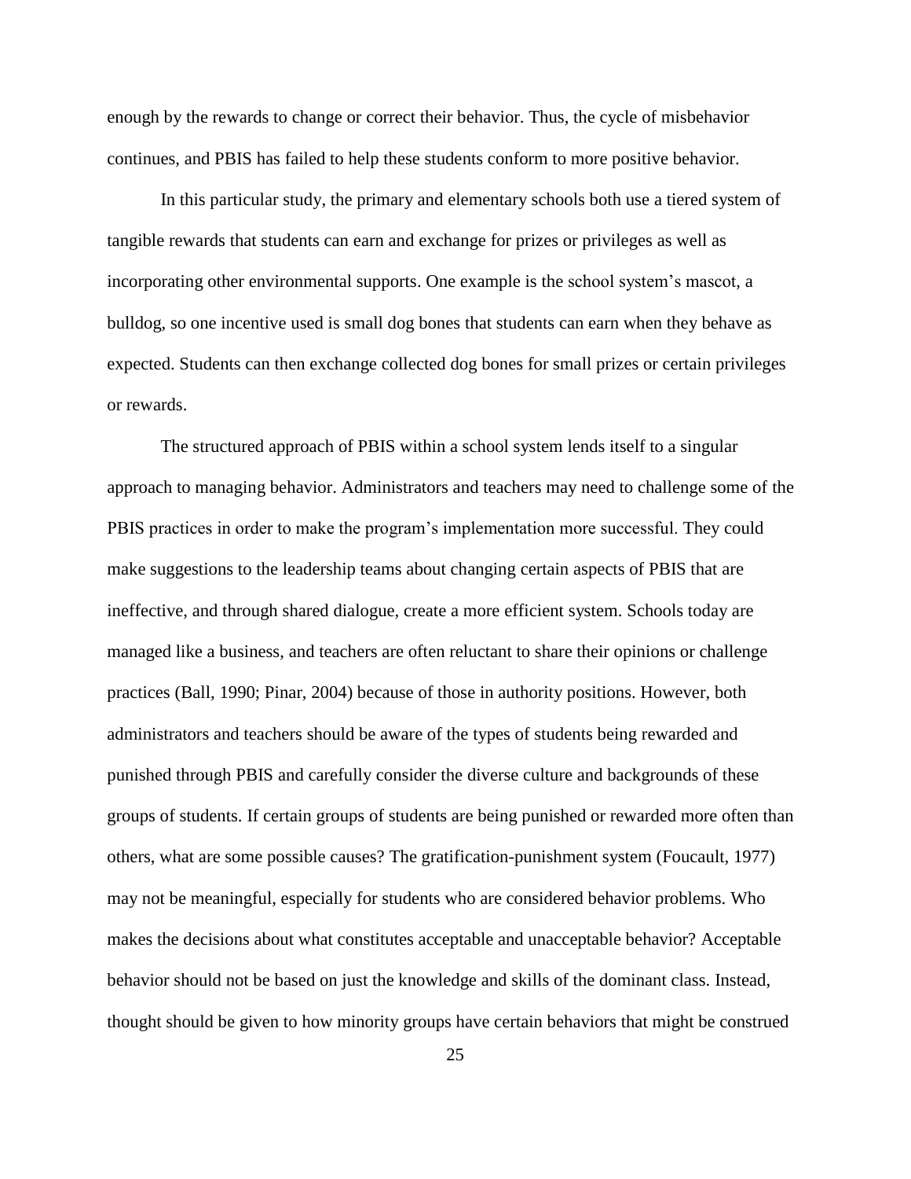enough by the rewards to change or correct their behavior. Thus, the cycle of misbehavior continues, and PBIS has failed to help these students conform to more positive behavior.

In this particular study, the primary and elementary schools both use a tiered system of tangible rewards that students can earn and exchange for prizes or privileges as well as incorporating other environmental supports. One example is the school system's mascot, a bulldog, so one incentive used is small dog bones that students can earn when they behave as expected. Students can then exchange collected dog bones for small prizes or certain privileges or rewards.

The structured approach of PBIS within a school system lends itself to a singular approach to managing behavior. Administrators and teachers may need to challenge some of the PBIS practices in order to make the program's implementation more successful. They could make suggestions to the leadership teams about changing certain aspects of PBIS that are ineffective, and through shared dialogue, create a more efficient system. Schools today are managed like a business, and teachers are often reluctant to share their opinions or challenge practices (Ball, 1990; Pinar, 2004) because of those in authority positions. However, both administrators and teachers should be aware of the types of students being rewarded and punished through PBIS and carefully consider the diverse culture and backgrounds of these groups of students. If certain groups of students are being punished or rewarded more often than others, what are some possible causes? The gratification-punishment system (Foucault, 1977) may not be meaningful, especially for students who are considered behavior problems. Who makes the decisions about what constitutes acceptable and unacceptable behavior? Acceptable behavior should not be based on just the knowledge and skills of the dominant class. Instead, thought should be given to how minority groups have certain behaviors that might be construed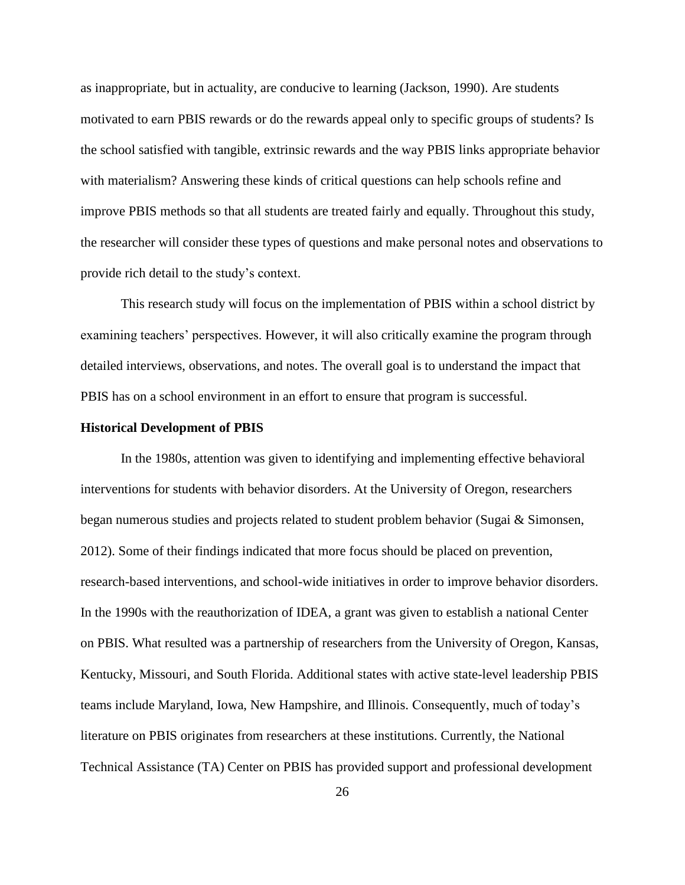as inappropriate, but in actuality, are conducive to learning (Jackson, 1990). Are students motivated to earn PBIS rewards or do the rewards appeal only to specific groups of students? Is the school satisfied with tangible, extrinsic rewards and the way PBIS links appropriate behavior with materialism? Answering these kinds of critical questions can help schools refine and improve PBIS methods so that all students are treated fairly and equally. Throughout this study, the researcher will consider these types of questions and make personal notes and observations to provide rich detail to the study's context.

This research study will focus on the implementation of PBIS within a school district by examining teachers' perspectives. However, it will also critically examine the program through detailed interviews, observations, and notes. The overall goal is to understand the impact that PBIS has on a school environment in an effort to ensure that program is successful.

**Historical Development of PBIS**

In the 1980s, attention was given to identifying and implementing effective behavioral interventions for students with behavior disorders. At the University of Oregon, researchers began numerous studies and projects related to student problem behavior (Sugai & Simonsen, 2012). Some of their findings indicated that more focus should be placed on prevention, research-based interventions, and school-wide initiatives in order to improve behavior disorders. In the 1990s with the reauthorization of IDEA, a grant was given to establish a national Center on PBIS. What resulted was a partnership of researchers from the University of Oregon, Kansas, Kentucky, Missouri, and South Florida. Additional states with active state-level leadership PBIS teams include Maryland, Iowa, New Hampshire, and Illinois. Consequently, much of today's literature on PBIS originates from researchers at these institutions. Currently, the National Technical Assistance (TA) Center on PBIS has provided support and professional development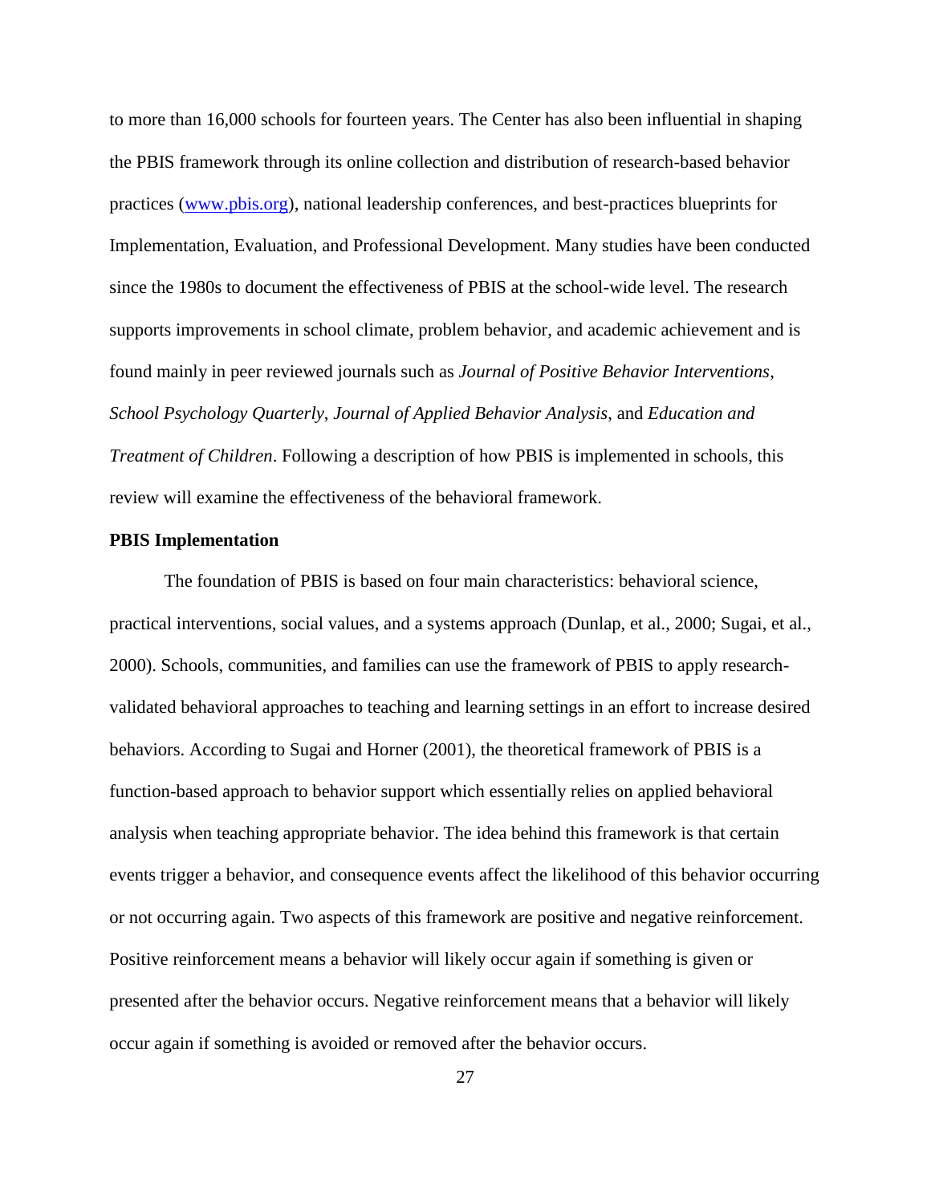to more than 16,000 schools for fourteen years. The Center has also been influential in shaping the PBIS framework through its online collection and distribution of research-based behavior practices ([www.pbis.org](www.pbis.org)), national leadership conferences, and best-practices blueprints for Implementation, Evaluation, and Professional Development. Many studies have been conducted since the 1980s to document the effectiveness of PBIS at the school-wide level. The research supports improvements in school climate, problem behavior, and academic achievement and is found mainly in peer reviewed journals such as *Journal of Positive Behavior Interventions*, *School Psychology Quarterly*, *Journal of Applied Behavior Analysis*, and *Education and Treatment of Children*. Following a description of how PBIS is implemented in schools, this review will examine the effectiveness of the behavioral framework.

**PBIS Implementation**

The foundation of PBIS is based on four main characteristics: behavioral science, practical interventions, social values, and a systems approach (Dunlap, et al., 2000; Sugai, et al., 2000). Schools, communities, and families can use the framework of PBIS to apply research-validated behavioral approaches to teaching and learning settings in an effort to increase desired behaviors. According to Sugai and Horner (2001), the theoretical framework of PBIS is a function-based approach to behavior support which essentially relies on applied behavioral analysis when teaching appropriate behavior. The idea behind this framework is that certain events trigger a behavior, and consequence events affect the likelihood of this behavior occurring or not occurring again. Two aspects of this framework are positive and negative reinforcement. Positive reinforcement means a behavior will likely occur again if something is given or presented after the behavior occurs. Negative reinforcement means that a behavior will likely occur again if something is avoided or removed after the behavior occurs.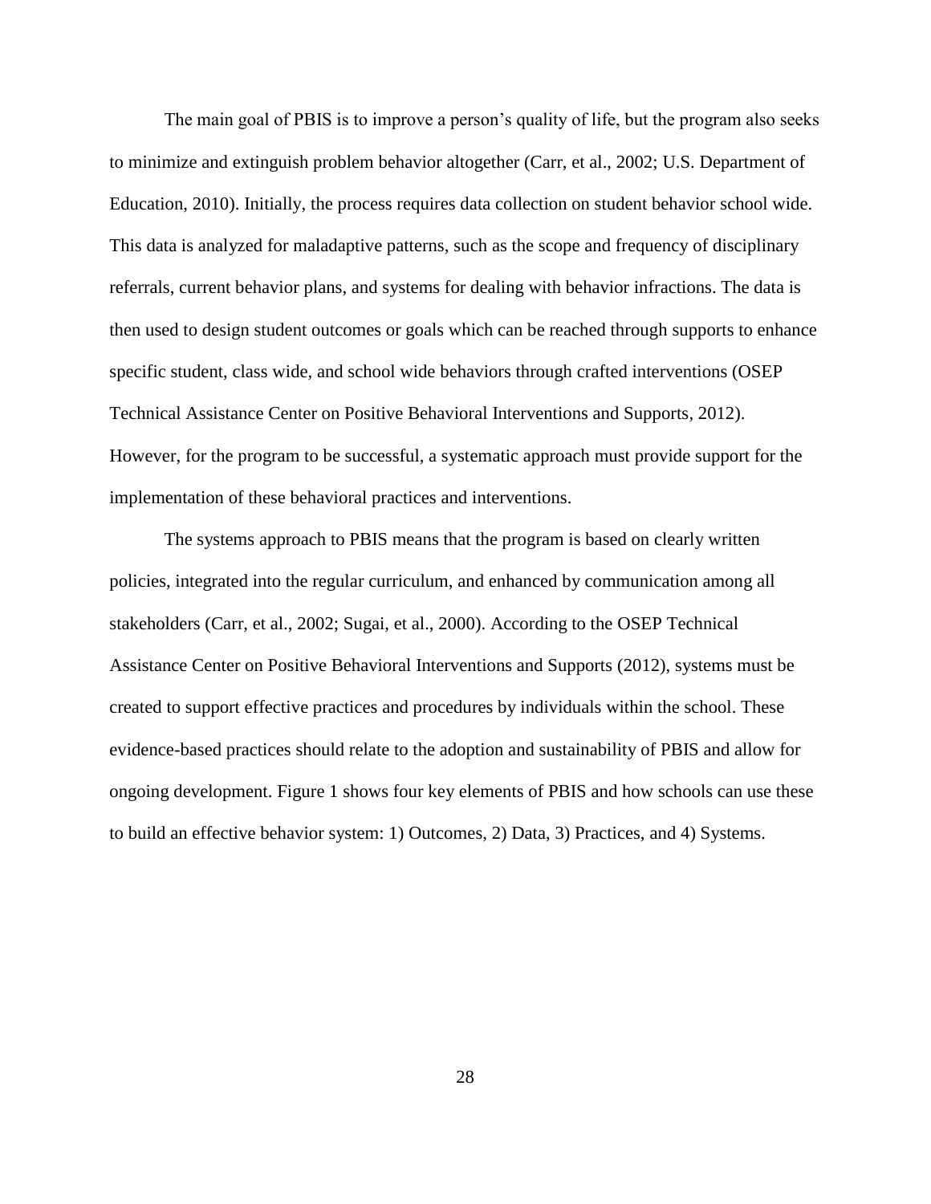The main goal of PBIS is to improve a person's quality of life, but the program also seeks to minimize and extinguish problem behavior altogether (Carr, et al., 2002; U.S. Department of Education, 2010). Initially, the process requires data collection on student behavior school wide. This data is analyzed for maladaptive patterns, such as the scope and frequency of disciplinary referrals, current behavior plans, and systems for dealing with behavior infractions. The data is then used to design student outcomes or goals which can be reached through supports to enhance specific student, class wide, and school wide behaviors through crafted interventions (OSEP Technical Assistance Center on Positive Behavioral Interventions and Supports, 2012). However, for the program to be successful, a systematic approach must provide support for the implementation of these behavioral practices and interventions.

The systems approach to PBIS means that the program is based on clearly written policies, integrated into the regular curriculum, and enhanced by communication among all stakeholders (Carr, et al., 2002; Sugai, et al., 2000). According to the OSEP Technical Assistance Center on Positive Behavioral Interventions and Supports (2012), systems must be created to support effective practices and procedures by individuals within the school. These evidence-based practices should relate to the adoption and sustainability of PBIS and allow for ongoing development. Figure 1 shows four key elements of PBIS and how schools can use these to build an effective behavior system: 1) Outcomes, 2) Data, 3) Practices, and 4) Systems.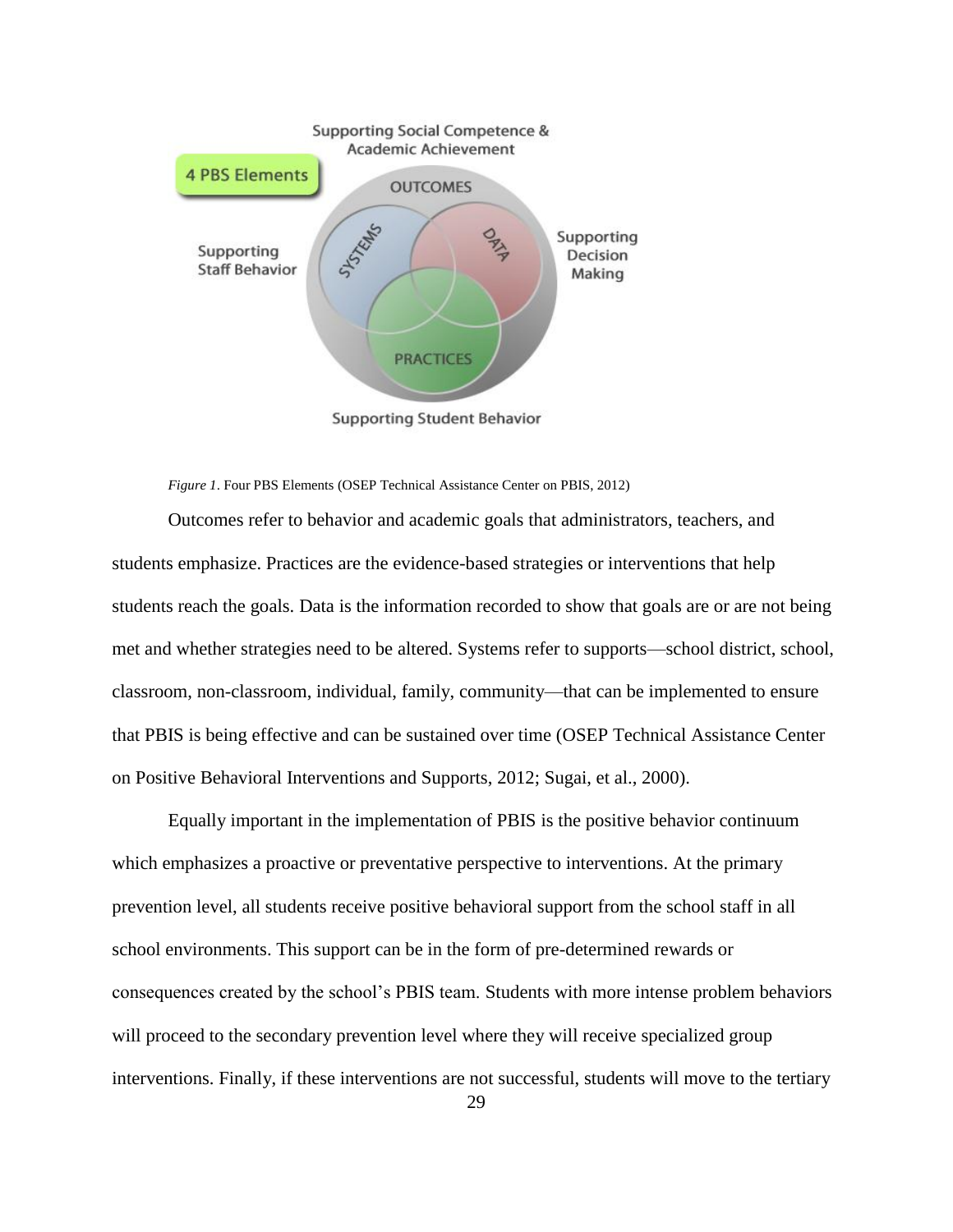*Figure 1*. Four PBS Elements (OSEP Technical Assistance Center on PBIS, 2012)

Outcomes refer to behavior and academic goals that administrators, teachers, and students emphasize. Practices are the evidence-based strategies or interventions that help students reach the goals. Data is the information recorded to show that goals are or are not being met and whether strategies need to be altered. Systems refer to supports—school district, school, classroom, non-classroom, individual, family, community—that can be implemented to ensure that PBIS is being effective and can be sustained over time (OSEP Technical Assistance Center on Positive Behavioral Interventions and Supports, 2012; Sugai, et al., 2000).

Equally important in the implementation of PBIS is the positive behavior continuum which emphasizes a proactive or preventative perspective to interventions. At the primary prevention level, all students receive positive behavioral support from the school staff in all school environments. This support can be in the form of pre-determined rewards or consequences created by the school's PBIS team. Students with more intense problem behaviors will proceed to the secondary prevention level where they will receive specialized group interventions. Finally, if these interventions are not successful, students will move to the tertiary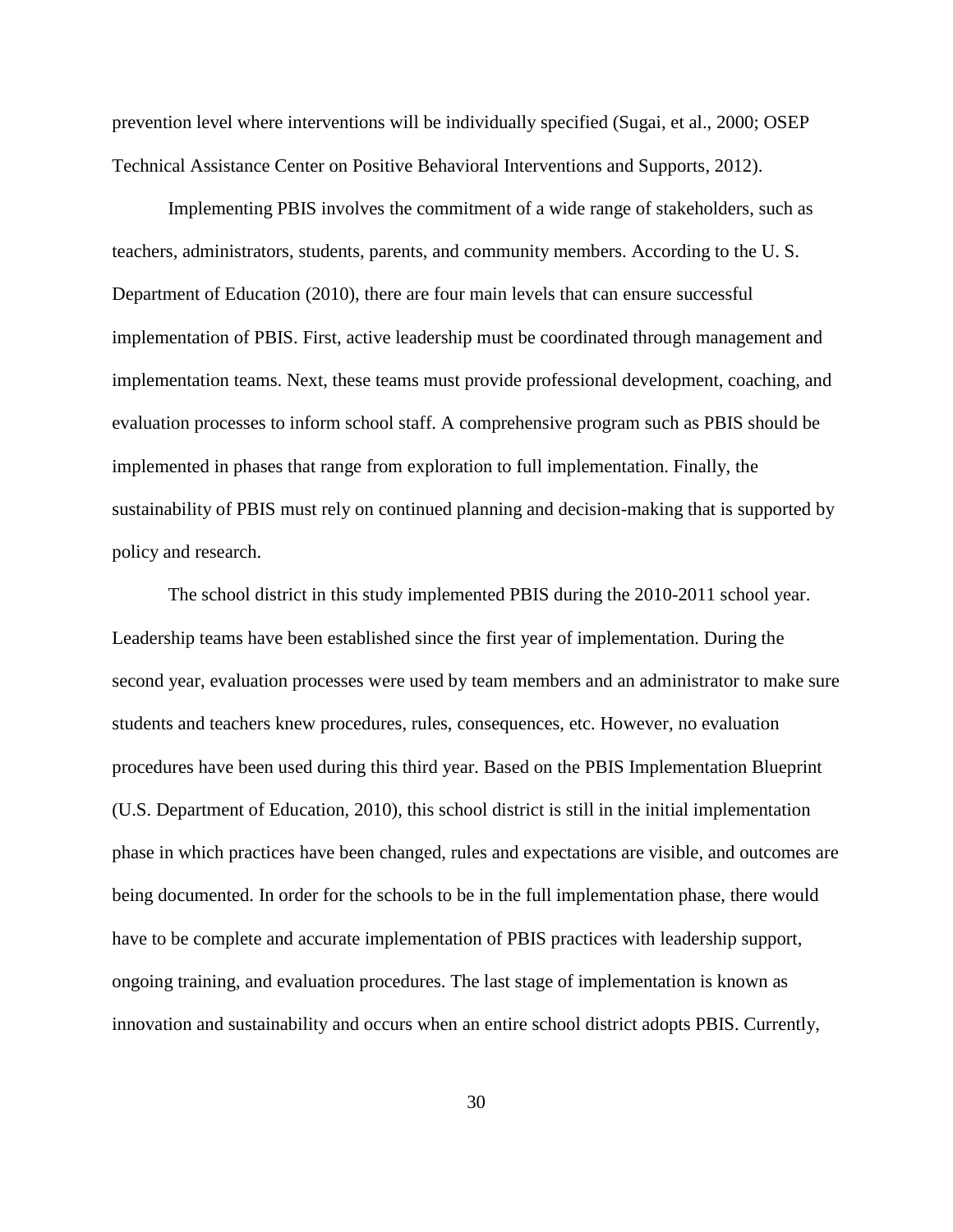prevention level where interventions will be individually specified (Sugai, et al., 2000; OSEP Technical Assistance Center on Positive Behavioral Interventions and Supports, 2012).

Implementing PBIS involves the commitment of a wide range of stakeholders, such as teachers, administrators, students, parents, and community members. According to the U. S. Department of Education (2010), there are four main levels that can ensure successful implementation of PBIS. First, active leadership must be coordinated through management and implementation teams. Next, these teams must provide professional development, coaching, and evaluation processes to inform school staff. A comprehensive program such as PBIS should be implemented in phases that range from exploration to full implementation. Finally, the sustainability of PBIS must rely on continued planning and decision-making that is supported by policy and research.

The school district in this study implemented PBIS during the 2010-2011 school year. Leadership teams have been established since the first year of implementation. During the second year, evaluation processes were used by team members and an administrator to make sure students and teachers knew procedures, rules, consequences, etc. However, no evaluation procedures have been used during this third year. Based on the PBIS Implementation Blueprint (U.S. Department of Education, 2010), this school district is still in the initial implementation phase in which practices have been changed, rules and expectations are visible, and outcomes are being documented. In order for the schools to be in the full implementation phase, there would have to be complete and accurate implementation of PBIS practices with leadership support, ongoing training, and evaluation procedures. The last stage of implementation is known as innovation and sustainability and occurs when an entire school district adopts PBIS. Currently,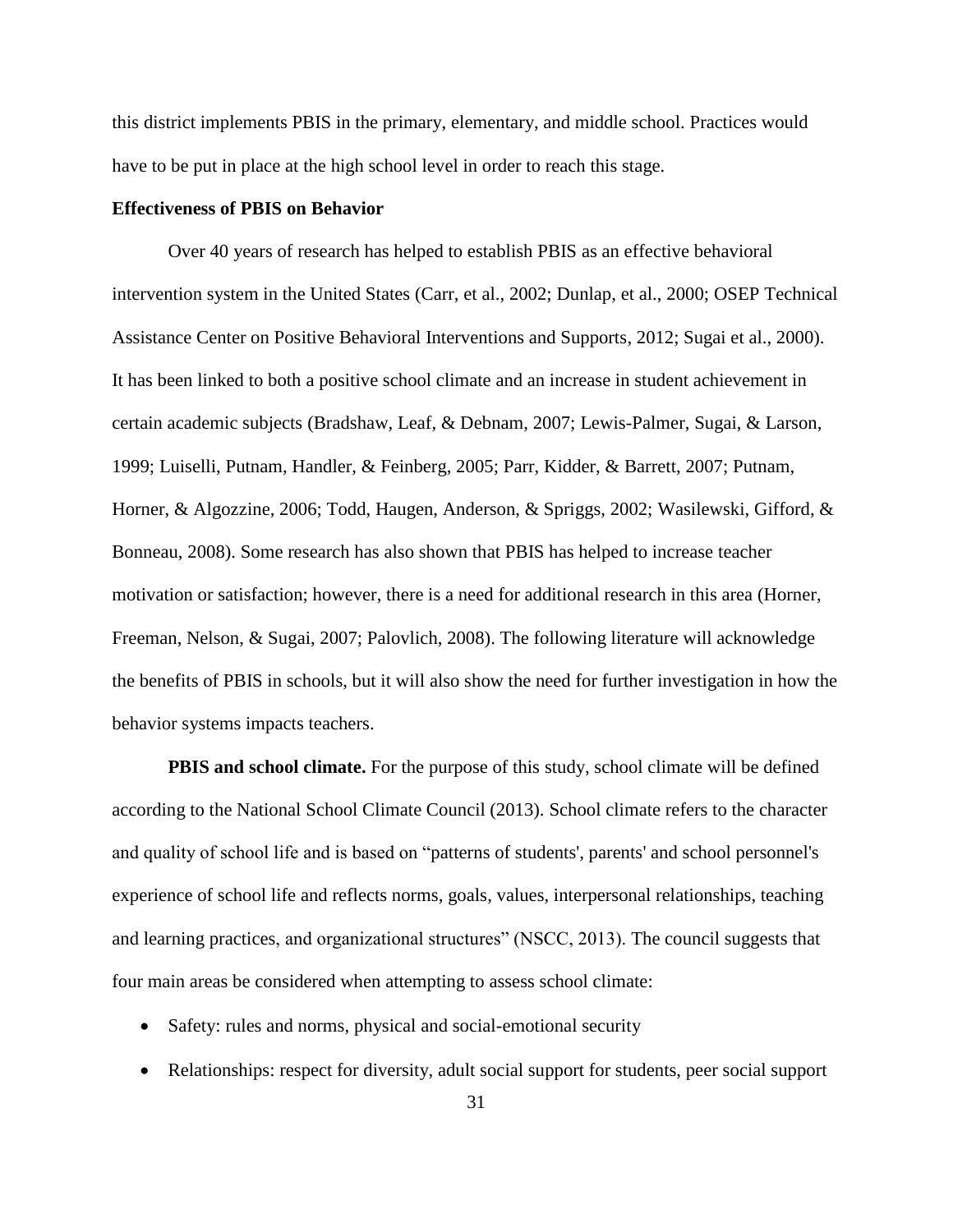this district implements PBIS in the primary, elementary, and middle school. Practices would have to be put in place at the high school level in order to reach this stage.

**Effectiveness of PBIS on Behavior**

Over 40 years of research has helped to establish PBIS as an effective behavioral intervention system in the United States (Carr, et al., 2002; Dunlap, et al., 2000; OSEP Technical Assistance Center on Positive Behavioral Interventions and Supports, 2012; Sugai et al., 2000). It has been linked to both a positive school climate and an increase in student achievement in certain academic subjects (Bradshaw, Leaf, & Debnam, 2007; Lewis-Palmer, Sugai, & Larson, 1999; Luiselli, Putnam, Handler, & Feinberg, 2005; Parr, Kidder, & Barrett, 2007; Putnam, Horner, & Algozzine, 2006; Todd, Haugen, Anderson, & Spriggs, 2002; Wasilewski, Gifford, & Bonneau, 2008). Some research has also shown that PBIS has helped to increase teacher motivation or satisfaction; however, there is a need for additional research in this area (Horner, Freeman, Nelson, & Sugai, 2007; Palovlich, 2008). The following literature will acknowledge the benefits of PBIS in schools, but it will also show the need for further investigation in how the behavior systems impacts teachers.

**PBIS and school climate.** For the purpose of this study, school climate will be defined according to the National School Climate Council (2013). School climate refers to the character and quality of school life and is based on "patterns of students', parents' and school personnel's experience of school life and reflects norms, goals, values, interpersonal relationships, teaching and learning practices, and organizational structures" (NSCC, 2013). The council suggests that four main areas be considered when attempting to assess school climate:

- Safety: rules and norms, physical and social-emotional security
- Relationships: respect for diversity, adult social support for students, peer social support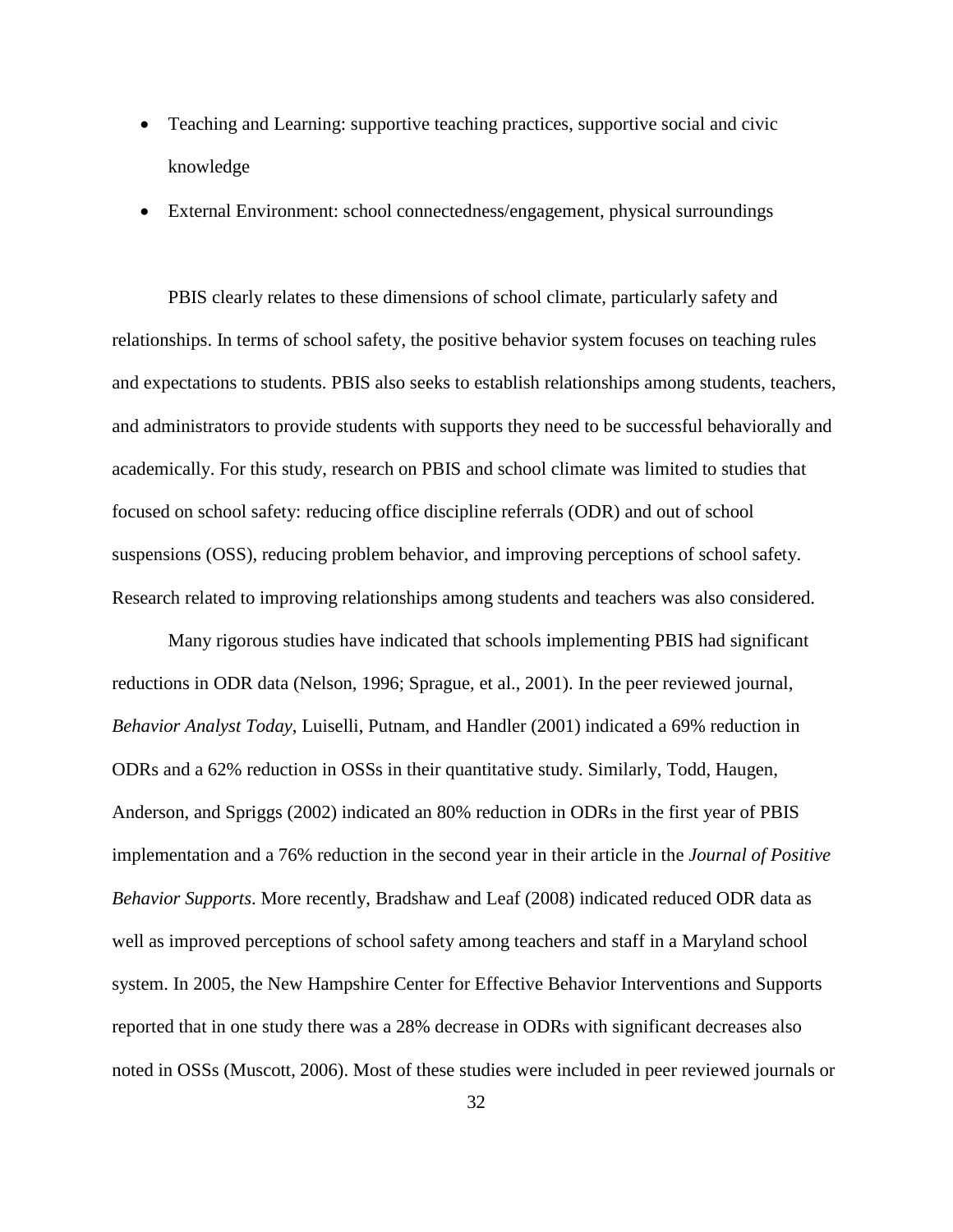- Teaching and Learning: supportive teaching practices, supportive social and civic knowledge
- External Environment: school connectedness/engagement, physical surroundings

PBIS clearly relates to these dimensions of school climate, particularly safety and relationships. In terms of school safety, the positive behavior system focuses on teaching rules and expectations to students. PBIS also seeks to establish relationships among students, teachers, and administrators to provide students with supports they need to be successful behaviorally and academically. For this study, research on PBIS and school climate was limited to studies that focused on school safety: reducing office discipline referrals (ODR) and out of school suspensions (OSS), reducing problem behavior, and improving perceptions of school safety. Research related to improving relationships among students and teachers was also considered.

Many rigorous studies have indicated that schools implementing PBIS had significant reductions in ODR data (Nelson, 1996; Sprague, et al., 2001). In the peer reviewed journal, *Behavior Analyst Today*, Luiselli, Putnam, and Handler (2001) indicated a 69% reduction in ODRs and a 62% reduction in OSSs in their quantitative study. Similarly, Todd, Haugen, Anderson, and Spriggs (2002) indicated an 80% reduction in ODRs in the first year of PBIS implementation and a 76% reduction in the second year in their article in the *Journal of Positive Behavior Supports*. More recently, Bradshaw and Leaf (2008) indicated reduced ODR data as well as improved perceptions of school safety among teachers and staff in a Maryland school system. In 2005, the New Hampshire Center for Effective Behavior Interventions and Supports reported that in one study there was a 28% decrease in ODRs with significant decreases also noted in OSSs (Muscott, 2006). Most of these studies were included in peer reviewed journals or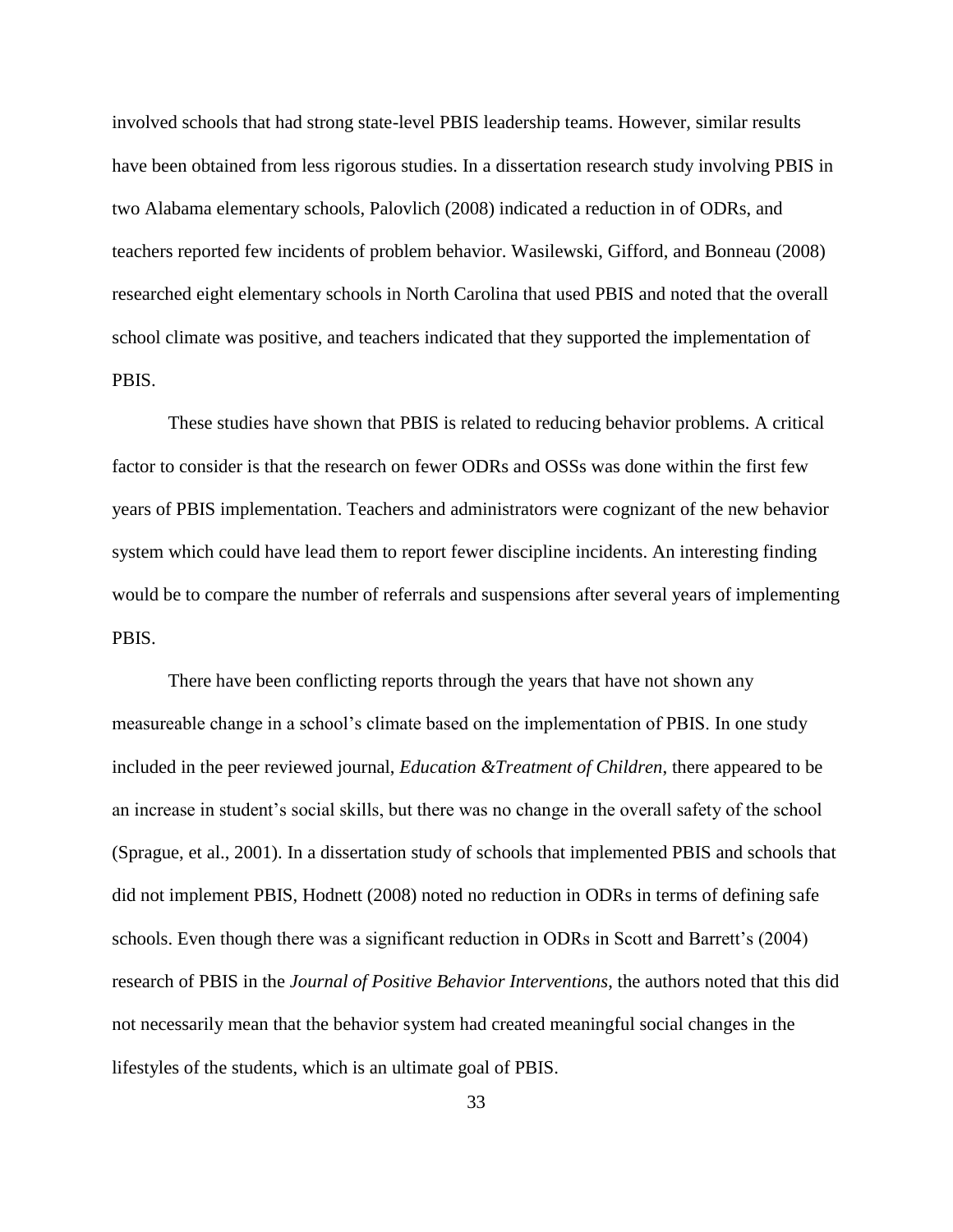involved schools that had strong state-level PBIS leadership teams. However, similar results have been obtained from less rigorous studies. In a dissertation research study involving PBIS in two Alabama elementary schools, Palovlich (2008) indicated a reduction in of ODRs, and teachers reported few incidents of problem behavior. Wasilewski, Gifford, and Bonneau (2008) researched eight elementary schools in North Carolina that used PBIS and noted that the overall school climate was positive, and teachers indicated that they supported the implementation of PBIS.

These studies have shown that PBIS is related to reducing behavior problems. A critical factor to consider is that the research on fewer ODRs and OSSs was done within the first few years of PBIS implementation. Teachers and administrators were cognizant of the new behavior system which could have lead them to report fewer discipline incidents. An interesting finding would be to compare the number of referrals and suspensions after several years of implementing PBIS.

There have been conflicting reports through the years that have not shown any measureable change in a school's climate based on the implementation of PBIS. In one study included in the peer reviewed journal, *Education &Treatment of Children*, there appeared to be an increase in student's social skills, but there was no change in the overall safety of the school (Sprague, et al., 2001). In a dissertation study of schools that implemented PBIS and schools that did not implement PBIS, Hodnett (2008) noted no reduction in ODRs in terms of defining safe schools. Even though there was a significant reduction in ODRs in Scott and Barrett's (2004) research of PBIS in the *Journal of Positive Behavior Interventions*, the authors noted that this did not necessarily mean that the behavior system had created meaningful social changes in the lifestyles of the students, which is an ultimate goal of PBIS.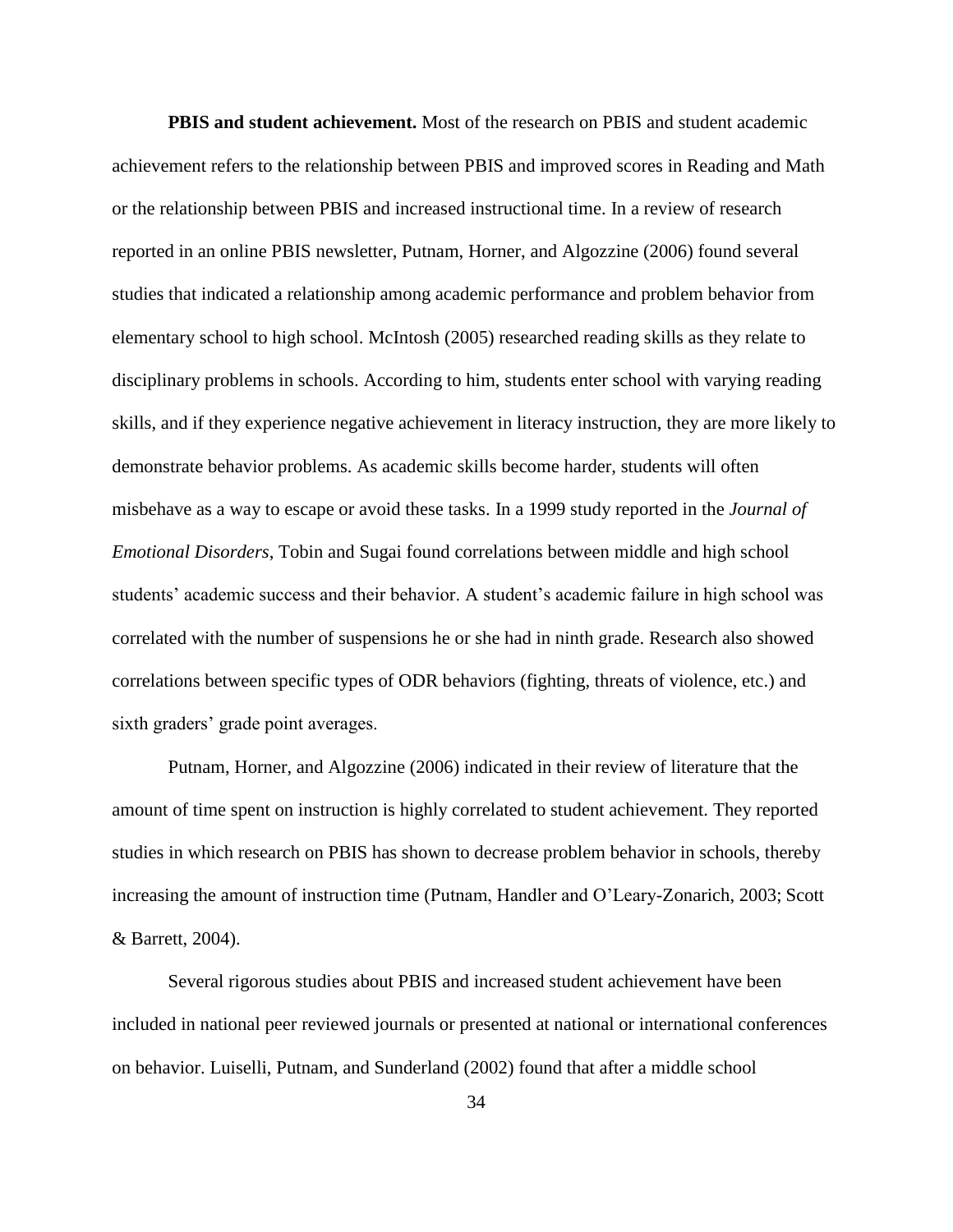**PBIS and student achievement.** Most of the research on PBIS and student academic achievement refers to the relationship between PBIS and improved scores in Reading and Math or the relationship between PBIS and increased instructional time. In a review of research reported in an online PBIS newsletter, Putnam, Horner, and Algozzine (2006) found several studies that indicated a relationship among academic performance and problem behavior from elementary school to high school. McIntosh (2005) researched reading skills as they relate to disciplinary problems in schools. According to him, students enter school with varying reading skills, and if they experience negative achievement in literacy instruction, they are more likely to demonstrate behavior problems. As academic skills become harder, students will often misbehave as a way to escape or avoid these tasks. In a 1999 study reported in the *Journal of Emotional Disorders*, Tobin and Sugai found correlations between middle and high school students' academic success and their behavior. A student's academic failure in high school was correlated with the number of suspensions he or she had in ninth grade. Research also showed correlations between specific types of ODR behaviors (fighting, threats of violence, etc.) and sixth graders' grade point averages.

Putnam, Horner, and Algozzine (2006) indicated in their review of literature that the amount of time spent on instruction is highly correlated to student achievement. They reported studies in which research on PBIS has shown to decrease problem behavior in schools, thereby increasing the amount of instruction time (Putnam, Handler and O'Leary-Zonarich, 2003; Scott & Barrett, 2004).

Several rigorous studies about PBIS and increased student achievement have been included in national peer reviewed journals or presented at national or international conferences on behavior. Luiselli, Putnam, and Sunderland (2002) found that after a middle school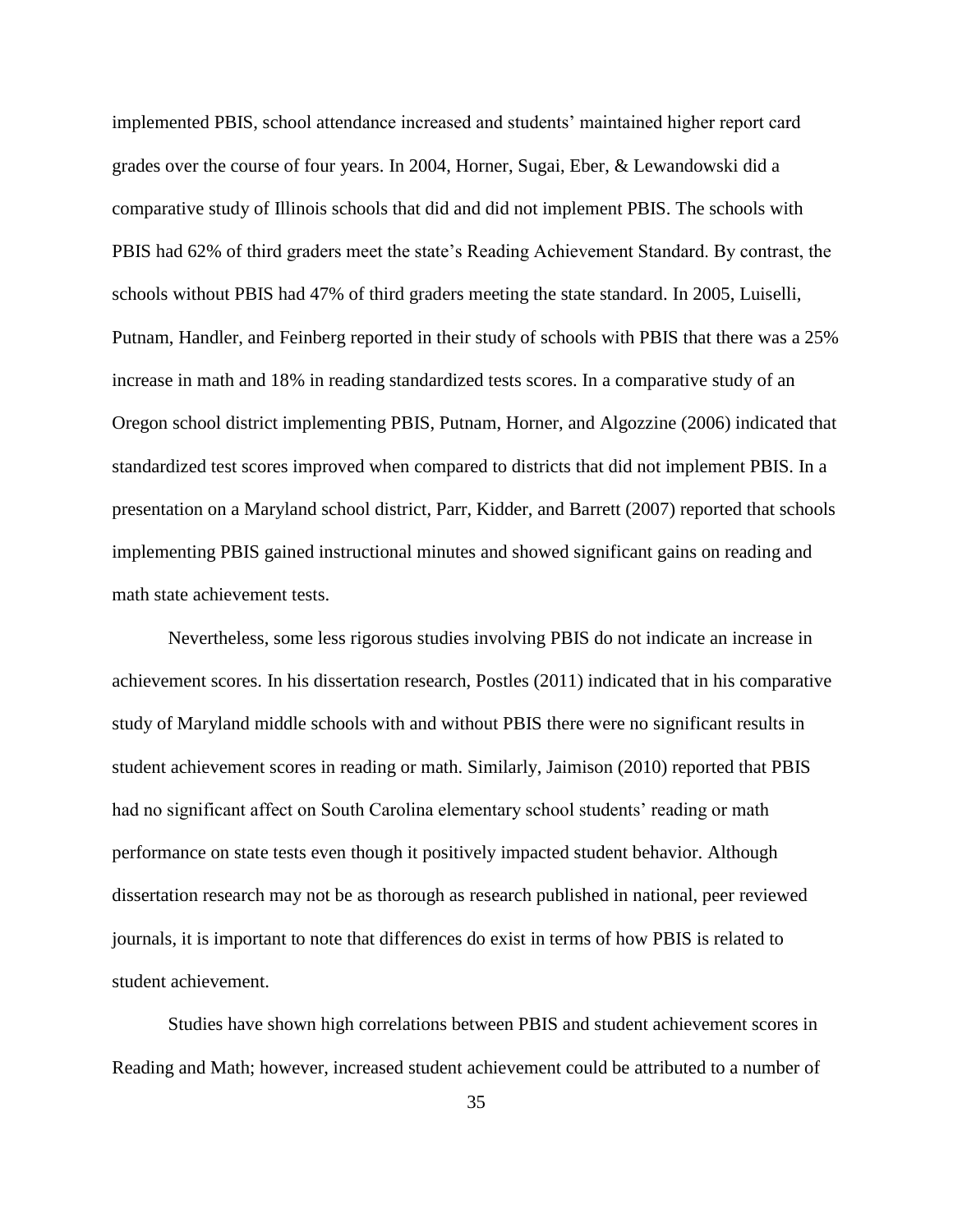implemented PBIS, school attendance increased and students' maintained higher report card grades over the course of four years. In 2004, Horner, Sugai, Eber, & Lewandowski did a comparative study of Illinois schools that did and did not implement PBIS. The schools with PBIS had 62% of third graders meet the state's Reading Achievement Standard. By contrast, the schools without PBIS had 47% of third graders meeting the state standard. In 2005, Luiselli, Putnam, Handler, and Feinberg reported in their study of schools with PBIS that there was a 25% increase in math and 18% in reading standardized tests scores. In a comparative study of an Oregon school district implementing PBIS, Putnam, Horner, and Algozzine (2006) indicated that standardized test scores improved when compared to districts that did not implement PBIS. In a presentation on a Maryland school district, Parr, Kidder, and Barrett (2007) reported that schools implementing PBIS gained instructional minutes and showed significant gains on reading and math state achievement tests.

Nevertheless, some less rigorous studies involving PBIS do not indicate an increase in achievement scores. In his dissertation research, Postles (2011) indicated that in his comparative study of Maryland middle schools with and without PBIS there were no significant results in student achievement scores in reading or math. Similarly, Jaimison (2010) reported that PBIS had no significant affect on South Carolina elementary school students' reading or math performance on state tests even though it positively impacted student behavior. Although dissertation research may not be as thorough as research published in national, peer reviewed journals, it is important to note that differences do exist in terms of how PBIS is related to student achievement.

Studies have shown high correlations between PBIS and student achievement scores in Reading and Math; however, increased student achievement could be attributed to a number of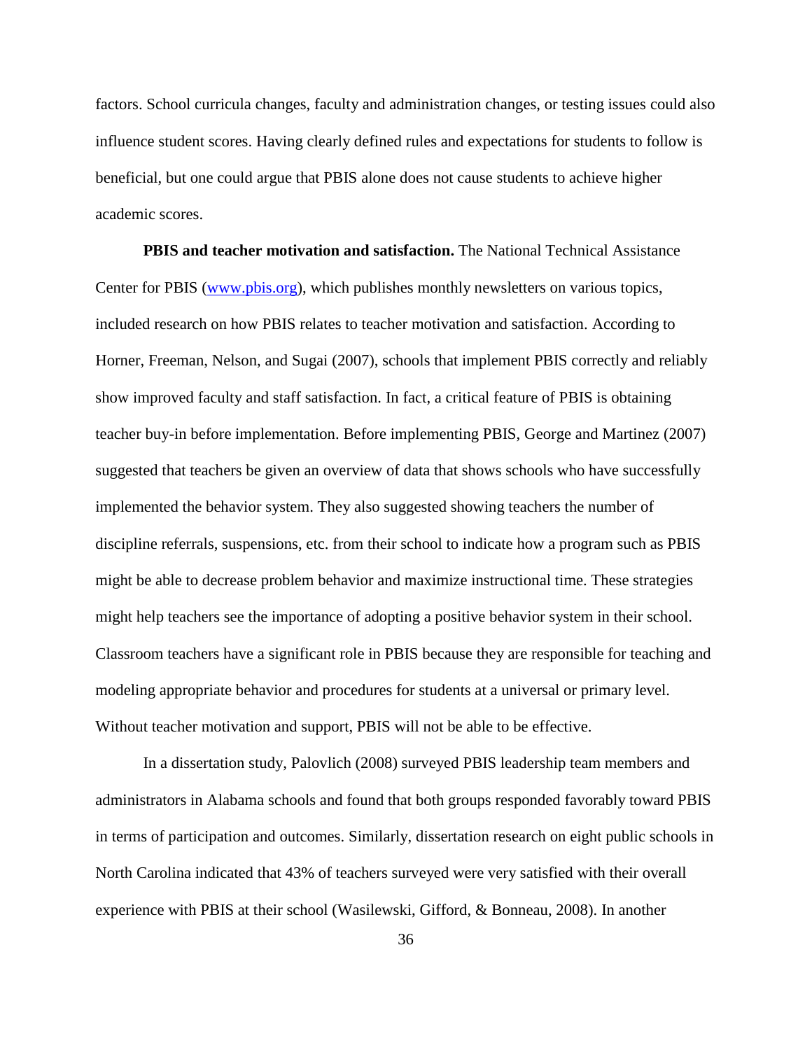factors. School curricula changes, faculty and administration changes, or testing issues could also influence student scores. Having clearly defined rules and expectations for students to follow is beneficial, but one could argue that PBIS alone does not cause students to achieve higher academic scores.

**PBIS and teacher motivation and satisfaction.** The National Technical Assistance Center for PBIS (www.pbis.org), which publishes monthly newsletters on various topics, included research on how PBIS relates to teacher motivation and satisfaction. According to Horner, Freeman, Nelson, and Sugai (2007), schools that implement PBIS correctly and reliably show improved faculty and staff satisfaction. In fact, a critical feature of PBIS is obtaining teacher buy-in before implementation. Before implementing PBIS, George and Martinez (2007) suggested that teachers be given an overview of data that shows schools who have successfully implemented the behavior system. They also suggested showing teachers the number of discipline referrals, suspensions, etc. from their school to indicate how a program such as PBIS might be able to decrease problem behavior and maximize instructional time. These strategies might help teachers see the importance of adopting a positive behavior system in their school. Classroom teachers have a significant role in PBIS because they are responsible for teaching and modeling appropriate behavior and procedures for students at a universal or primary level. Without teacher motivation and support, PBIS will not be able to be effective.

In a dissertation study, Palovlich (2008) surveyed PBIS leadership team members and administrators in Alabama schools and found that both groups responded favorably toward PBIS in terms of participation and outcomes. Similarly, dissertation research on eight public schools in North Carolina indicated that 43% of teachers surveyed were very satisfied with their overall experience with PBIS at their school (Wasilewski, Gifford, & Bonneau, 2008). In another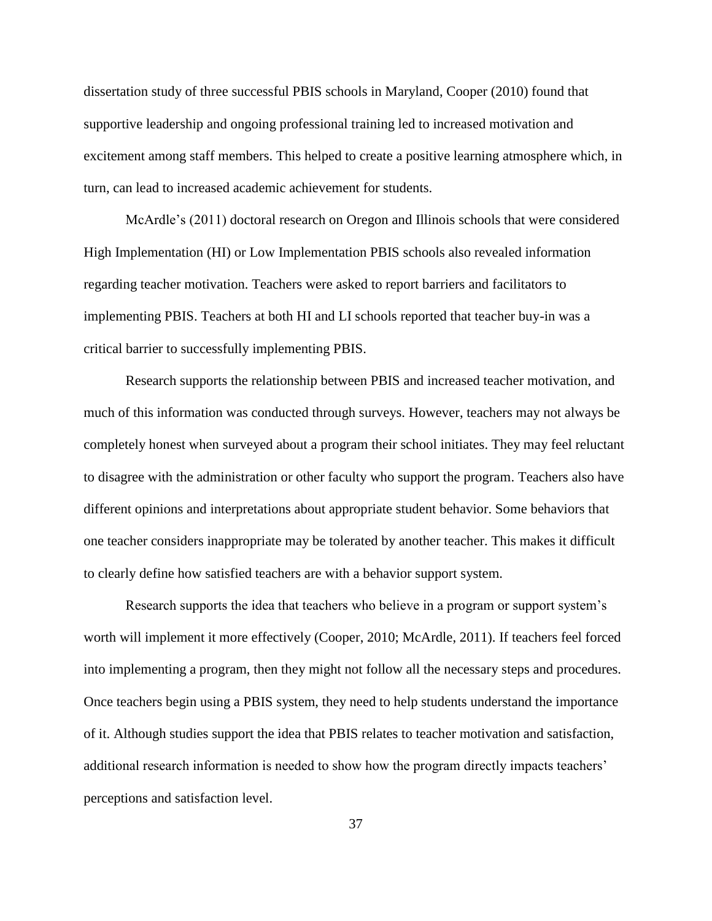dissertation study of three successful PBIS schools in Maryland, Cooper (2010) found that supportive leadership and ongoing professional training led to increased motivation and excitement among staff members. This helped to create a positive learning atmosphere which, in turn, can lead to increased academic achievement for students.

McArdle's (2011) doctoral research on Oregon and Illinois schools that were considered High Implementation (HI) or Low Implementation PBIS schools also revealed information regarding teacher motivation. Teachers were asked to report barriers and facilitators to implementing PBIS. Teachers at both HI and LI schools reported that teacher buy-in was a critical barrier to successfully implementing PBIS.

Research supports the relationship between PBIS and increased teacher motivation, and much of this information was conducted through surveys. However, teachers may not always be completely honest when surveyed about a program their school initiates. They may feel reluctant to disagree with the administration or other faculty who support the program. Teachers also have different opinions and interpretations about appropriate student behavior. Some behaviors that one teacher considers inappropriate may be tolerated by another teacher. This makes it difficult to clearly define how satisfied teachers are with a behavior support system.

Research supports the idea that teachers who believe in a program or support system's worth will implement it more effectively (Cooper, 2010; McArdle, 2011). If teachers feel forced into implementing a program, then they might not follow all the necessary steps and procedures. Once teachers begin using a PBIS system, they need to help students understand the importance of it. Although studies support the idea that PBIS relates to teacher motivation and satisfaction, additional research information is needed to show how the program directly impacts teachers' perceptions and satisfaction level.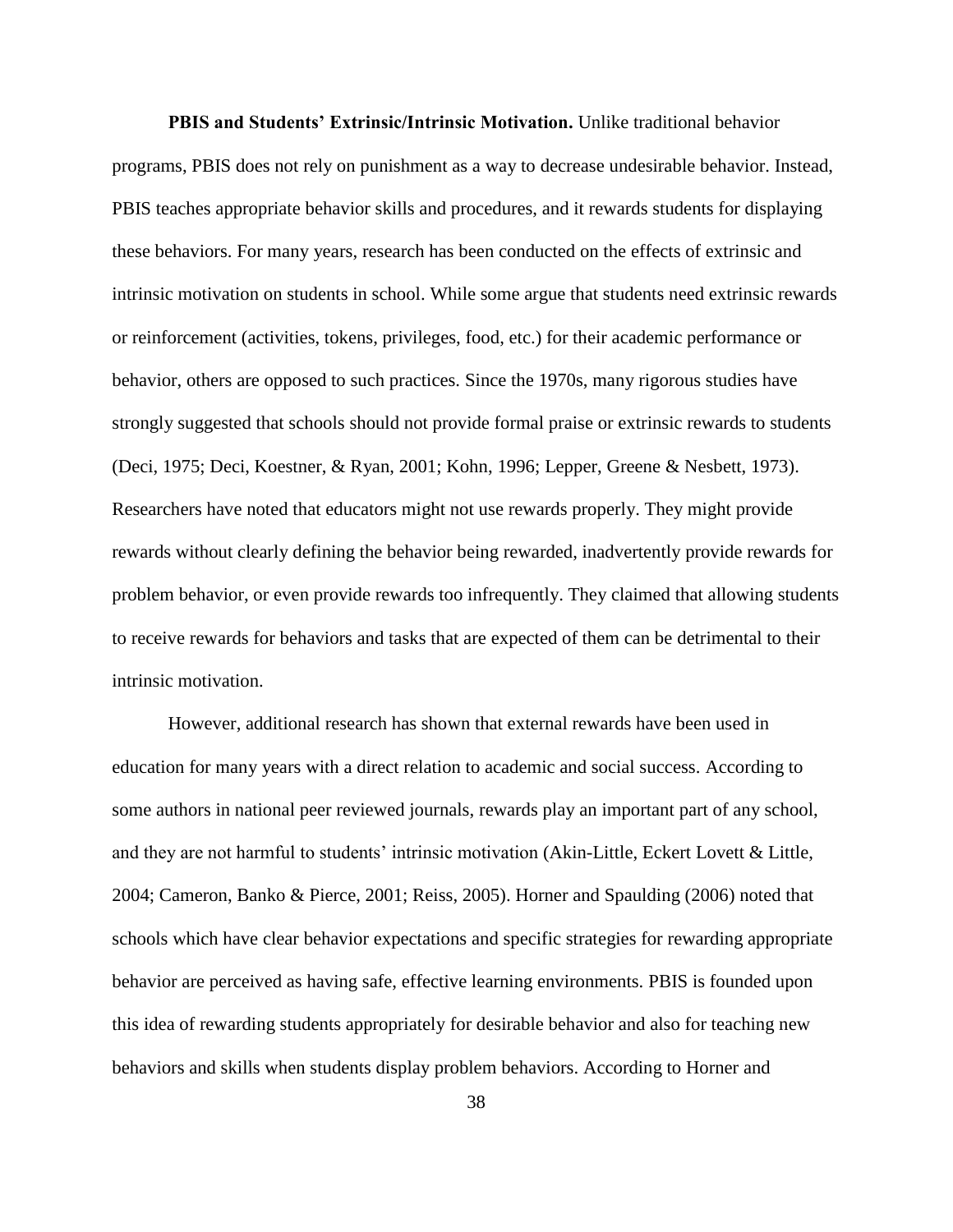**PBIS and Students' Extrinsic/Intrinsic Motivation.** Unlike traditional behavior programs, PBIS does not rely on punishment as a way to decrease undesirable behavior. Instead, PBIS teaches appropriate behavior skills and procedures, and it rewards students for displaying these behaviors. For many years, research has been conducted on the effects of extrinsic and intrinsic motivation on students in school. While some argue that students need extrinsic rewards or reinforcement (activities, tokens, privileges, food, etc.) for their academic performance or behavior, others are opposed to such practices. Since the 1970s, many rigorous studies have strongly suggested that schools should not provide formal praise or extrinsic rewards to students (Deci, 1975; Deci, Koestner, & Ryan, 2001; Kohn, 1996; Lepper, Greene & Nesbett, 1973). Researchers have noted that educators might not use rewards properly. They might provide rewards without clearly defining the behavior being rewarded, inadvertently provide rewards for problem behavior, or even provide rewards too infrequently. They claimed that allowing students to receive rewards for behaviors and tasks that are expected of them can be detrimental to their intrinsic motivation.

However, additional research has shown that external rewards have been used in education for many years with a direct relation to academic and social success. According to some authors in national peer reviewed journals, rewards play an important part of any school, and they are not harmful to students' intrinsic motivation (Akin-Little, Eckert Lovett & Little, 2004; Cameron, Banko & Pierce, 2001; Reiss, 2005). Horner and Spaulding (2006) noted that schools which have clear behavior expectations and specific strategies for rewarding appropriate behavior are perceived as having safe, effective learning environments. PBIS is founded upon this idea of rewarding students appropriately for desirable behavior and also for teaching new behaviors and skills when students display problem behaviors. According to Horner and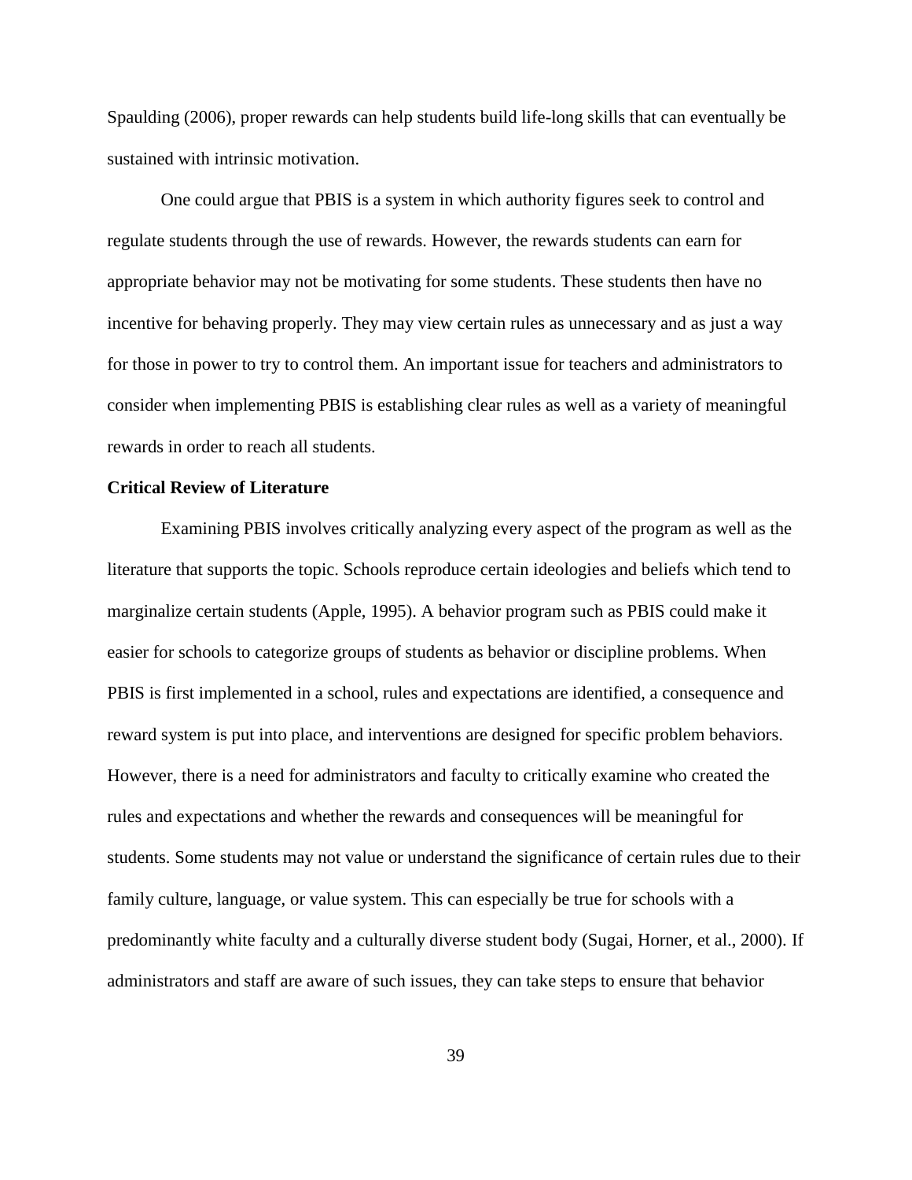Spaulding (2006), proper rewards can help students build life-long skills that can eventually be sustained with intrinsic motivation.

One could argue that PBIS is a system in which authority figures seek to control and regulate students through the use of rewards. However, the rewards students can earn for appropriate behavior may not be motivating for some students. These students then have no incentive for behaving properly. They may view certain rules as unnecessary and as just a way for those in power to try to control them. An important issue for teachers and administrators to consider when implementing PBIS is establishing clear rules as well as a variety of meaningful rewards in order to reach all students.

**Critical Review of Literature**

Examining PBIS involves critically analyzing every aspect of the program as well as the literature that supports the topic. Schools reproduce certain ideologies and beliefs which tend to marginalize certain students (Apple, 1995). A behavior program such as PBIS could make it easier for schools to categorize groups of students as behavior or discipline problems. When PBIS is first implemented in a school, rules and expectations are identified, a consequence and reward system is put into place, and interventions are designed for specific problem behaviors. However, there is a need for administrators and faculty to critically examine who created the rules and expectations and whether the rewards and consequences will be meaningful for students. Some students may not value or understand the significance of certain rules due to their family culture, language, or value system. This can especially be true for schools with a predominantly white faculty and a culturally diverse student body (Sugai, Horner, et al., 2000). If administrators and staff are aware of such issues, they can take steps to ensure that behavior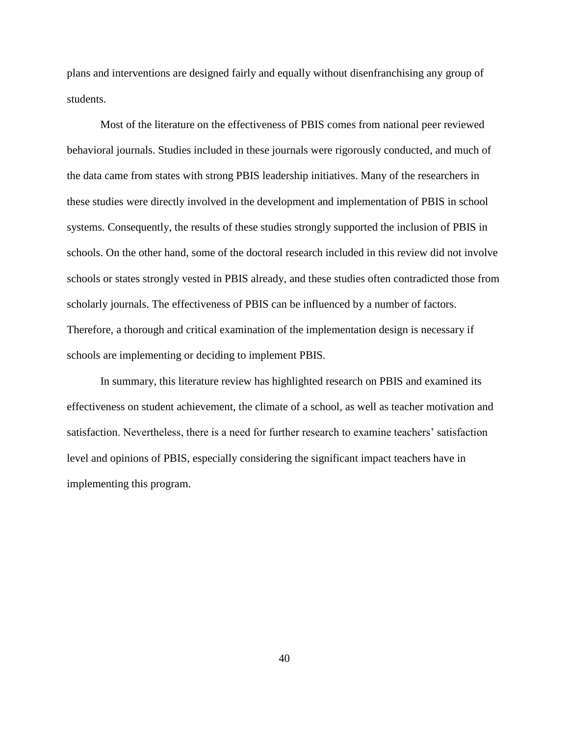plans and interventions are designed fairly and equally without disenfranchising any group of students.

Most of the literature on the effectiveness of PBIS comes from national peer reviewed behavioral journals. Studies included in these journals were rigorously conducted, and much of the data came from states with strong PBIS leadership initiatives. Many of the researchers in these studies were directly involved in the development and implementation of PBIS in school systems. Consequently, the results of these studies strongly supported the inclusion of PBIS in schools. On the other hand, some of the doctoral research included in this review did not involve schools or states strongly vested in PBIS already, and these studies often contradicted those from scholarly journals. The effectiveness of PBIS can be influenced by a number of factors. Therefore, a thorough and critical examination of the implementation design is necessary if schools are implementing or deciding to implement PBIS.

In summary, this literature review has highlighted research on PBIS and examined its effectiveness on student achievement, the climate of a school, as well as teacher motivation and satisfaction. Nevertheless, there is a need for further research to examine teachers' satisfaction level and opinions of PBIS, especially considering the significant impact teachers have in implementing this program.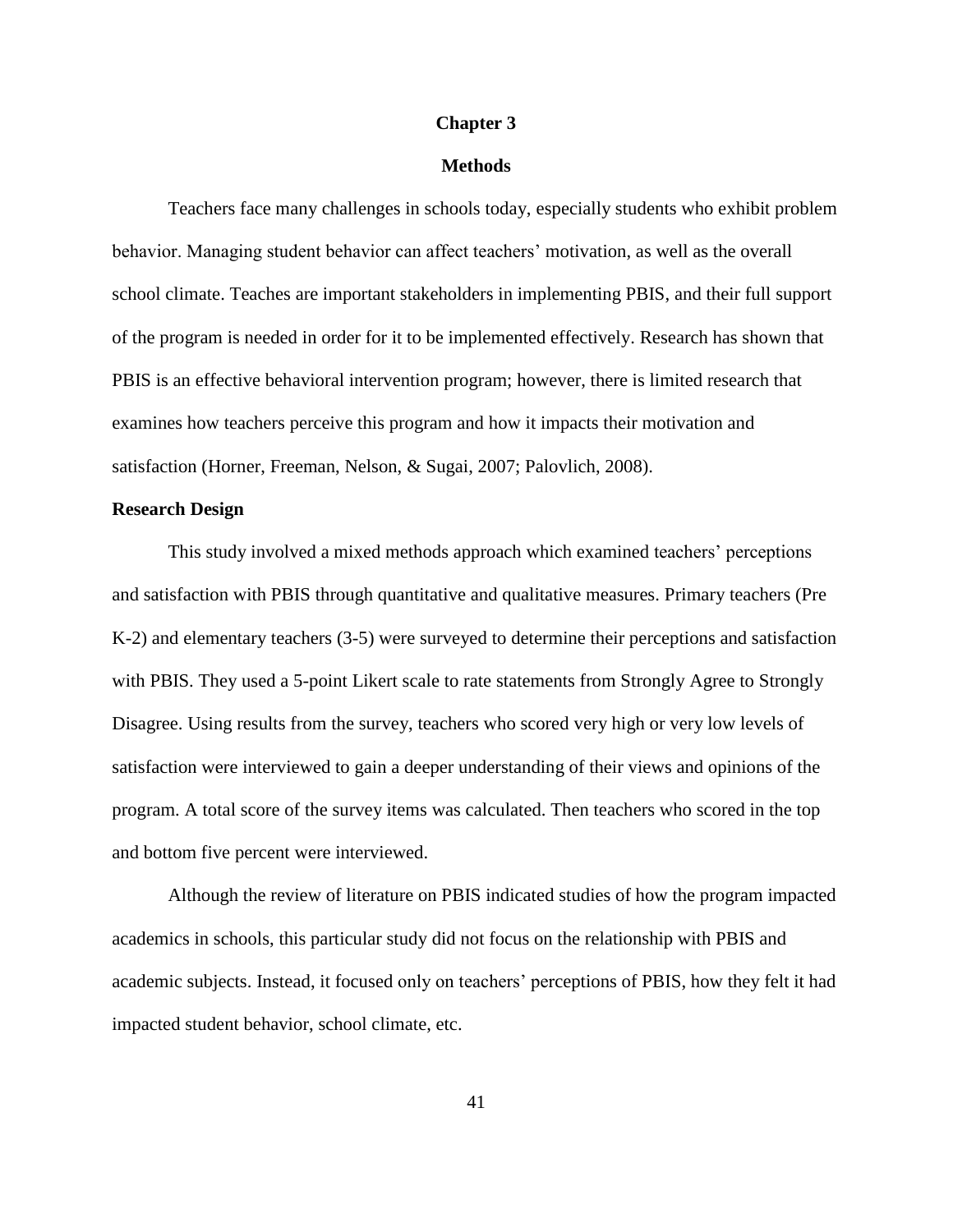# Chapter 3

# Methods

Teachers face many challenges in schools today, especially students who exhibit problem behavior. Managing student behavior can affect teachers' motivation, as well as the overall school climate. Teaches are important stakeholders in implementing PBIS, and their full support of the program is needed in order for it to be implemented effectively. Research has shown that PBIS is an effective behavioral intervention program; however, there is limited research that examines how teachers perceive this program and how it impacts their motivation and satisfaction (Horner, Freeman, Nelson, & Sugai, 2007; Palovlich, 2008).

## Research Design

This study involved a mixed methods approach which examined teachers' perceptions and satisfaction with PBIS through quantitative and qualitative measures. Primary teachers (Pre K-2) and elementary teachers (3-5) were surveyed to determine their perceptions and satisfaction with PBIS. They used a 5-point Likert scale to rate statements from Strongly Agree to Strongly Disagree. Using results from the survey, teachers who scored very high or very low levels of satisfaction were interviewed to gain a deeper understanding of their views and opinions of the program. A total score of the survey items was calculated. Then teachers who scored in the top and bottom five percent were interviewed.

Although the review of literature on PBIS indicated studies of how the program impacted academics in schools, this particular study did not focus on the relationship with PBIS and academic subjects. Instead, it focused only on teachers' perceptions of PBIS, how they felt it had impacted student behavior, school climate, etc.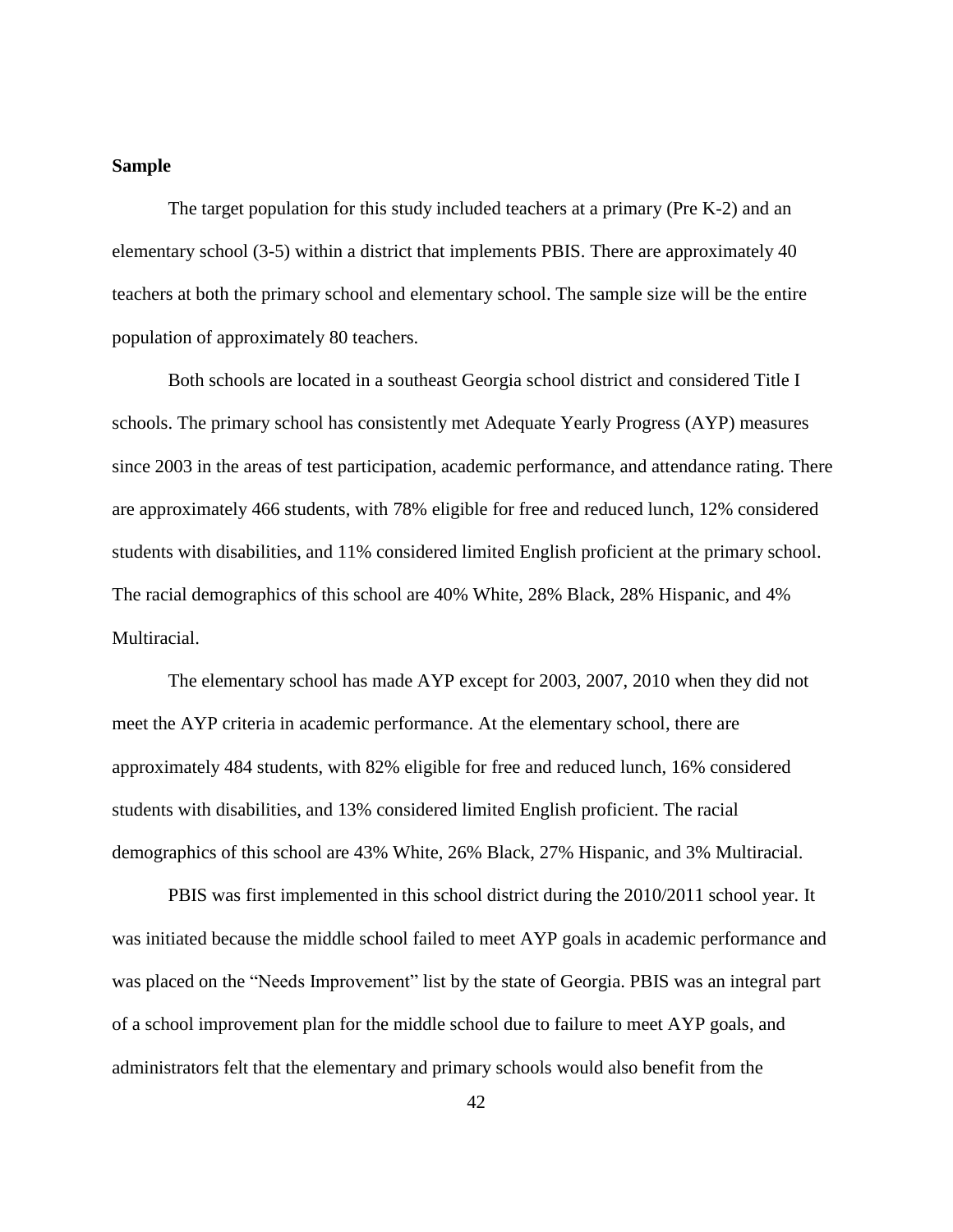**Sample**

The target population for this study included teachers at a primary (Pre K-2) and an elementary school (3-5) within a district that implements PBIS. There are approximately 40 teachers at both the primary school and elementary school. The sample size will be the entire population of approximately 80 teachers.

Both schools are located in a southeast Georgia school district and considered Title I schools. The primary school has consistently met Adequate Yearly Progress (AYP) measures since 2003 in the areas of test participation, academic performance, and attendance rating. There are approximately 466 students, with 78% eligible for free and reduced lunch, 12% considered students with disabilities, and 11% considered limited English proficient at the primary school. The racial demographics of this school are 40% White, 28% Black, 28% Hispanic, and 4% Multiracial.

The elementary school has made AYP except for 2003, 2007, 2010 when they did not meet the AYP criteria in academic performance. At the elementary school, there are approximately 484 students, with 82% eligible for free and reduced lunch, 16% considered students with disabilities, and 13% considered limited English proficient. The racial demographics of this school are 43% White, 26% Black, 27% Hispanic, and 3% Multiracial.

PBIS was first implemented in this school district during the 2010/2011 school year. It was initiated because the middle school failed to meet AYP goals in academic performance and was placed on the "Needs Improvement" list by the state of Georgia. PBIS was an integral part of a school improvement plan for the middle school due to failure to meet AYP goals, and administrators felt that the elementary and primary schools would also benefit from the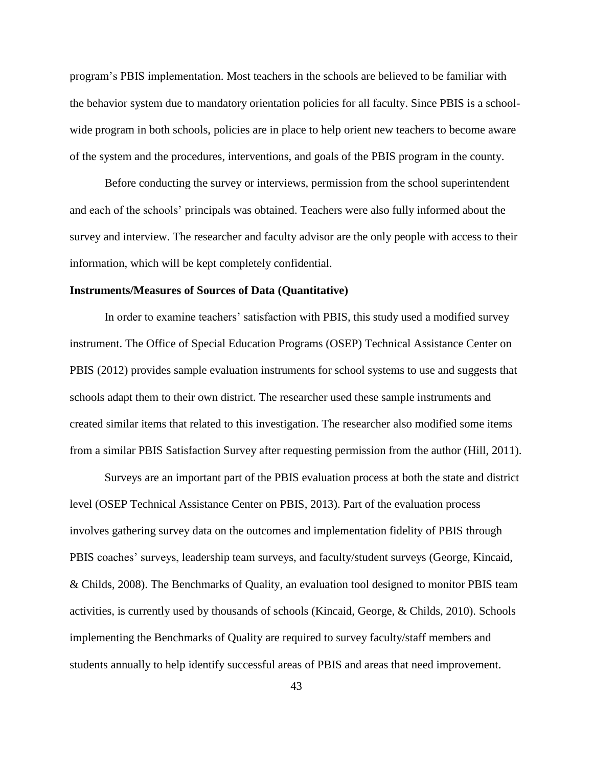program's PBIS implementation. Most teachers in the schools are believed to be familiar with the behavior system due to mandatory orientation policies for all faculty. Since PBIS is a school-wide program in both schools, policies are in place to help orient new teachers to become aware of the system and the procedures, interventions, and goals of the PBIS program in the county.

Before conducting the survey or interviews, permission from the school superintendent and each of the schools' principals was obtained. Teachers were also fully informed about the survey and interview. The researcher and faculty advisor are the only people with access to their information, which will be kept completely confidential.

**Instruments/Measures of Sources of Data (Quantitative)**

In order to examine teachers' satisfaction with PBIS, this study used a modified survey instrument. The Office of Special Education Programs (OSEP) Technical Assistance Center on PBIS (2012) provides sample evaluation instruments for school systems to use and suggests that schools adapt them to their own district. The researcher used these sample instruments and created similar items that related to this investigation. The researcher also modified some items from a similar PBIS Satisfaction Survey after requesting permission from the author (Hill, 2011).

Surveys are an important part of the PBIS evaluation process at both the state and district level (OSEP Technical Assistance Center on PBIS, 2013). Part of the evaluation process involves gathering survey data on the outcomes and implementation fidelity of PBIS through PBIS coaches' surveys, leadership team surveys, and faculty/student surveys (George, Kincaid, & Childs, 2008). The Benchmarks of Quality, an evaluation tool designed to monitor PBIS team activities, is currently used by thousands of schools (Kincaid, George, & Childs, 2010). Schools implementing the Benchmarks of Quality are required to survey faculty/staff members and students annually to help identify successful areas of PBIS and areas that need improvement.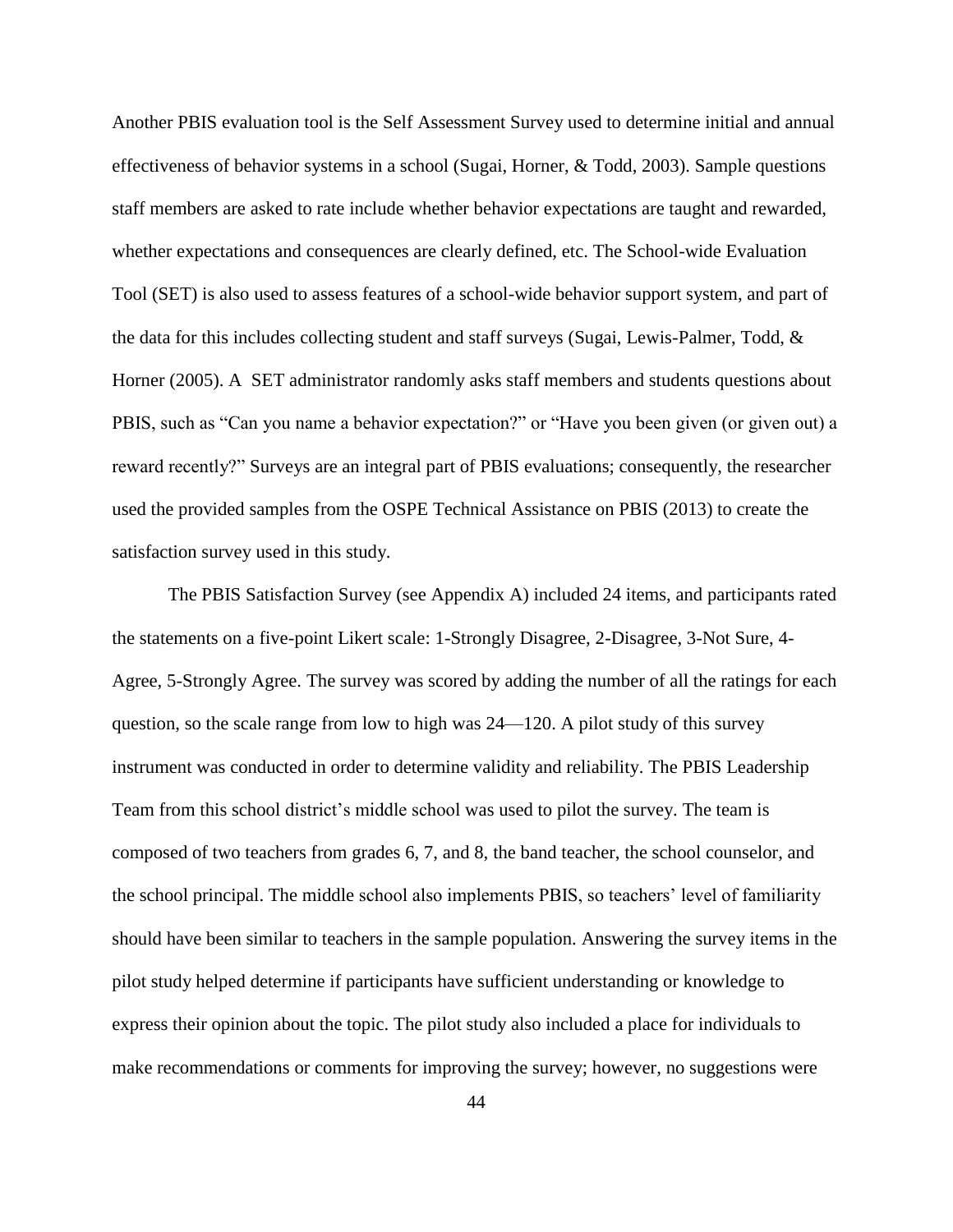Another PBIS evaluation tool is the Self Assessment Survey used to determine initial and annual effectiveness of behavior systems in a school (Sugai, Horner, & Todd, 2003). Sample questions staff members are asked to rate include whether behavior expectations are taught and rewarded, whether expectations and consequences are clearly defined, etc. The School-wide Evaluation Tool (SET) is also used to assess features of a school-wide behavior support system, and part of the data for this includes collecting student and staff surveys (Sugai, Lewis-Palmer, Todd, & Horner (2005). A SET administrator randomly asks staff members and students questions about PBIS, such as "Can you name a behavior expectation?" or "Have you been given (or given out) a reward recently?" Surveys are an integral part of PBIS evaluations; consequently, the researcher used the provided samples from the OSPE Technical Assistance on PBIS (2013) to create the satisfaction survey used in this study.

The PBIS Satisfaction Survey (see Appendix A) included 24 items, and participants rated the statements on a five-point Likert scale: 1-Strongly Disagree, 2-Disagree, 3-Not Sure, 4-Agree, 5-Strongly Agree. The survey was scored by adding the number of all the ratings for each question, so the scale range from low to high was 24—120. A pilot study of this survey instrument was conducted in order to determine validity and reliability. The PBIS Leadership Team from this school district's middle school was used to pilot the survey. The team is composed of two teachers from grades 6, 7, and 8, the band teacher, the school counselor, and the school principal. The middle school also implements PBIS, so teachers' level of familiarity should have been similar to teachers in the sample population. Answering the survey items in the pilot study helped determine if participants have sufficient understanding or knowledge to express their opinion about the topic. The pilot study also included a place for individuals to make recommendations or comments for improving the survey; however, no suggestions were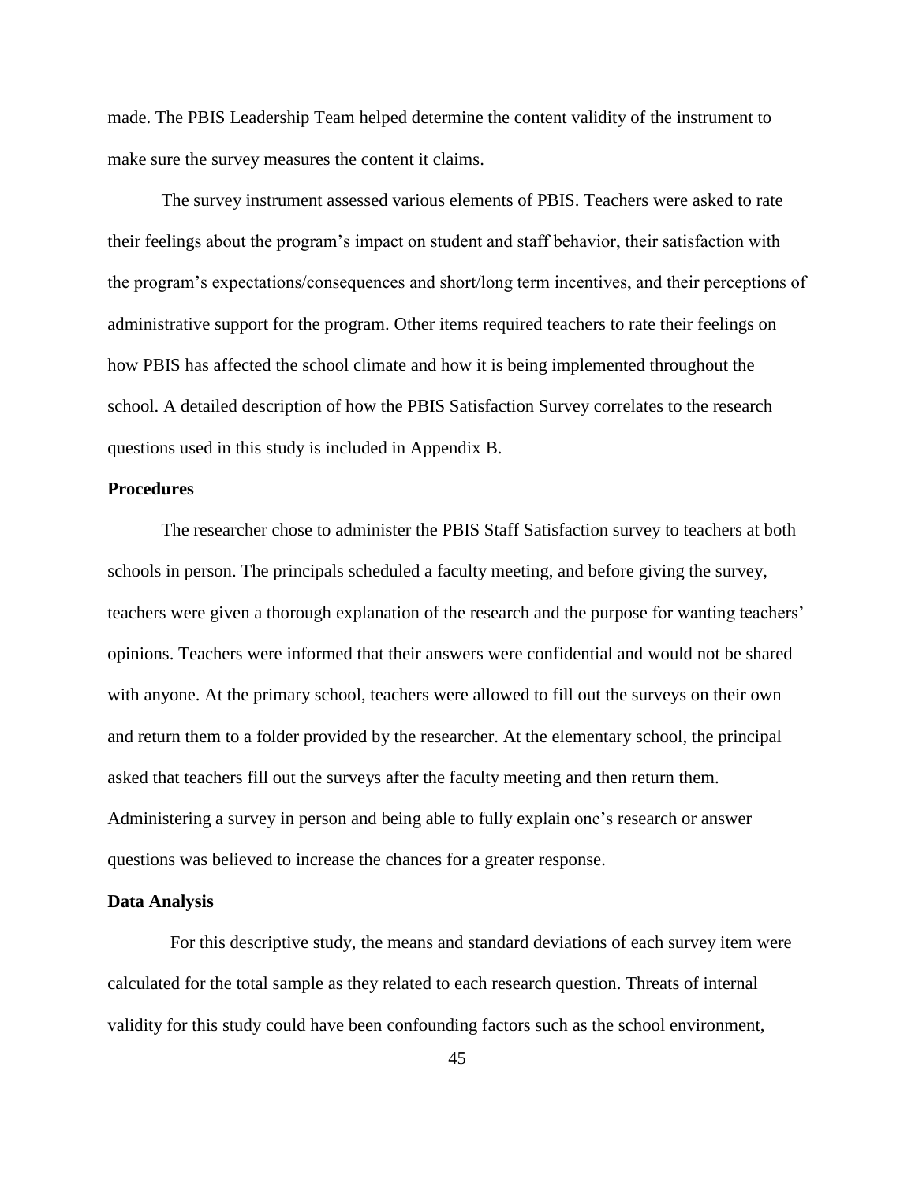made. The PBIS Leadership Team helped determine the content validity of the instrument to make sure the survey measures the content it claims.

The survey instrument assessed various elements of PBIS. Teachers were asked to rate their feelings about the program's impact on student and staff behavior, their satisfaction with the program's expectations/consequences and short/long term incentives, and their perceptions of administrative support for the program. Other items required teachers to rate their feelings on how PBIS has affected the school climate and how it is being implemented throughout the school. A detailed description of how the PBIS Satisfaction Survey correlates to the research questions used in this study is included in Appendix B.

**Procedures**

The researcher chose to administer the PBIS Staff Satisfaction survey to teachers at both schools in person. The principals scheduled a faculty meeting, and before giving the survey, teachers were given a thorough explanation of the research and the purpose for wanting teachers' opinions. Teachers were informed that their answers were confidential and would not be shared with anyone. At the primary school, teachers were allowed to fill out the surveys on their own and return them to a folder provided by the researcher. At the elementary school, the principal asked that teachers fill out the surveys after the faculty meeting and then return them. Administering a survey in person and being able to fully explain one's research or answer questions was believed to increase the chances for a greater response.

**Data Analysis**

For this descriptive study, the means and standard deviations of each survey item were calculated for the total sample as they related to each research question. Threats of internal validity for this study could have been confounding factors such as the school environment,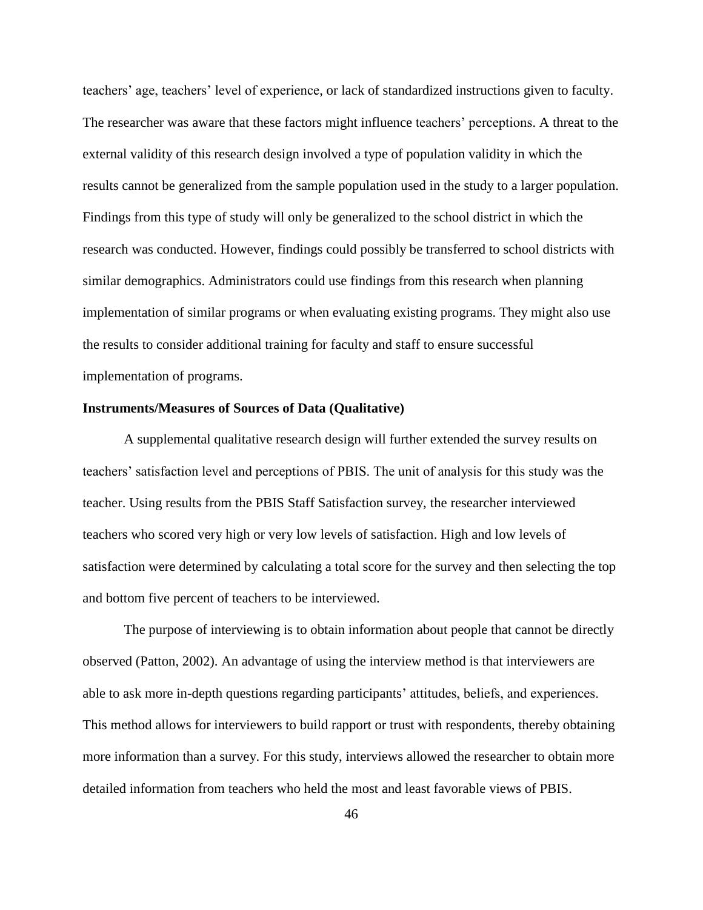teachers' age, teachers' level of experience, or lack of standardized instructions given to faculty. The researcher was aware that these factors might influence teachers' perceptions. A threat to the external validity of this research design involved a type of population validity in which the results cannot be generalized from the sample population used in the study to a larger population. Findings from this type of study will only be generalized to the school district in which the research was conducted. However, findings could possibly be transferred to school districts with similar demographics. Administrators could use findings from this research when planning implementation of similar programs or when evaluating existing programs. They might also use the results to consider additional training for faculty and staff to ensure successful implementation of programs.

**Instruments/Measures of Sources of Data (Qualitative)**

A supplemental qualitative research design will further extended the survey results on teachers' satisfaction level and perceptions of PBIS. The unit of analysis for this study was the teacher. Using results from the PBIS Staff Satisfaction survey, the researcher interviewed teachers who scored very high or very low levels of satisfaction. High and low levels of satisfaction were determined by calculating a total score for the survey and then selecting the top and bottom five percent of teachers to be interviewed.

The purpose of interviewing is to obtain information about people that cannot be directly observed (Patton, 2002). An advantage of using the interview method is that interviewers are able to ask more in-depth questions regarding participants' attitudes, beliefs, and experiences. This method allows for interviewers to build rapport or trust with respondents, thereby obtaining more information than a survey. For this study, interviews allowed the researcher to obtain more detailed information from teachers who held the most and least favorable views of PBIS.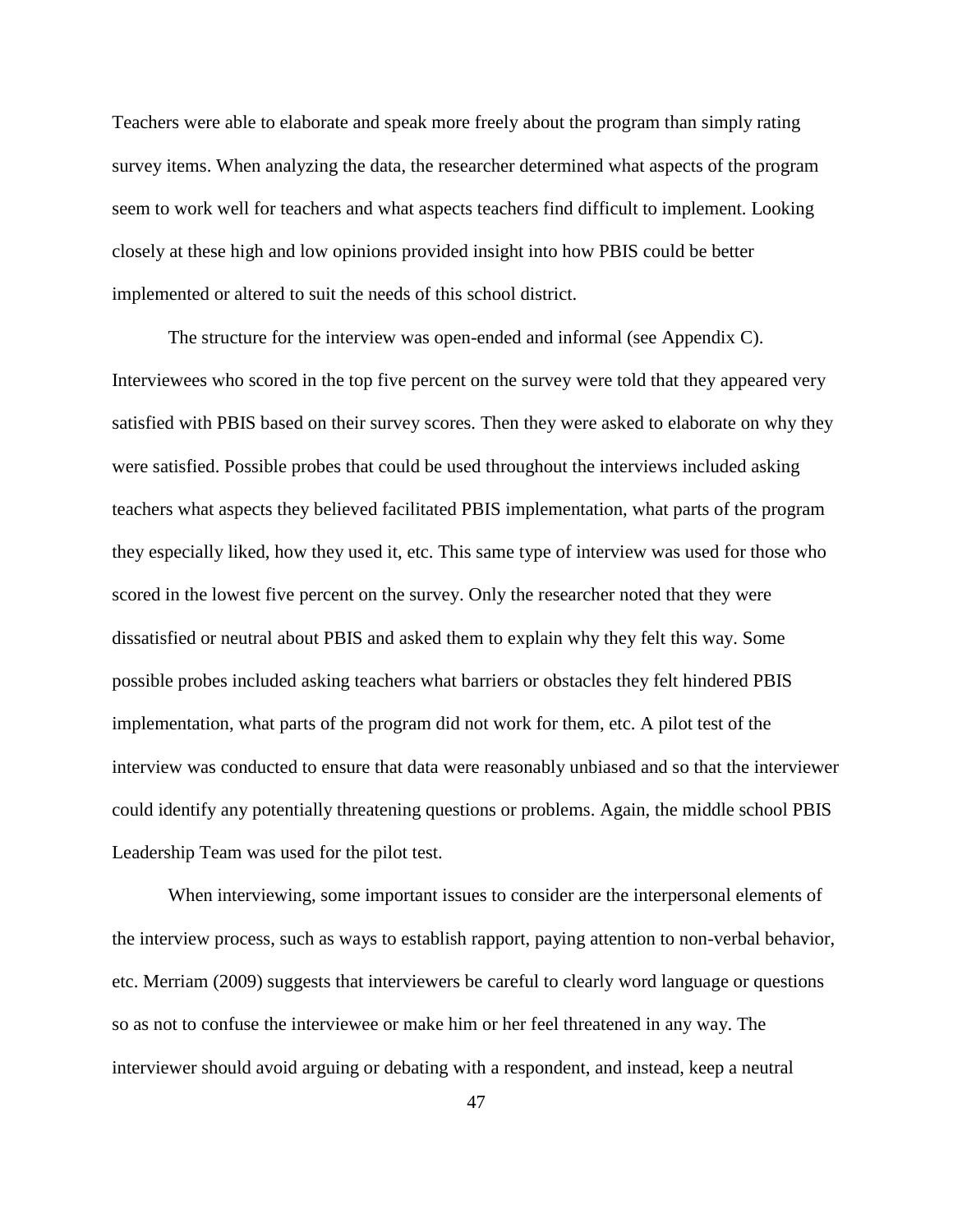Teachers were able to elaborate and speak more freely about the program than simply rating survey items. When analyzing the data, the researcher determined what aspects of the program seem to work well for teachers and what aspects teachers find difficult to implement. Looking closely at these high and low opinions provided insight into how PBIS could be better implemented or altered to suit the needs of this school district.

The structure for the interview was open-ended and informal (see Appendix C). Interviewees who scored in the top five percent on the survey were told that they appeared very satisfied with PBIS based on their survey scores. Then they were asked to elaborate on why they were satisfied. Possible probes that could be used throughout the interviews included asking teachers what aspects they believed facilitated PBIS implementation, what parts of the program they especially liked, how they used it, etc. This same type of interview was used for those who scored in the lowest five percent on the survey. Only the researcher noted that they were dissatisfied or neutral about PBIS and asked them to explain why they felt this way. Some possible probes included asking teachers what barriers or obstacles they felt hindered PBIS implementation, what parts of the program did not work for them, etc. A pilot test of the interview was conducted to ensure that data were reasonably unbiased and so that the interviewer could identify any potentially threatening questions or problems. Again, the middle school PBIS Leadership Team was used for the pilot test.

When interviewing, some important issues to consider are the interpersonal elements of the interview process, such as ways to establish rapport, paying attention to non-verbal behavior, etc. Merriam (2009) suggests that interviewers be careful to clearly word language or questions so as not to confuse the interviewee or make him or her feel threatened in any way. The interviewer should avoid arguing or debating with a respondent, and instead, keep a neutral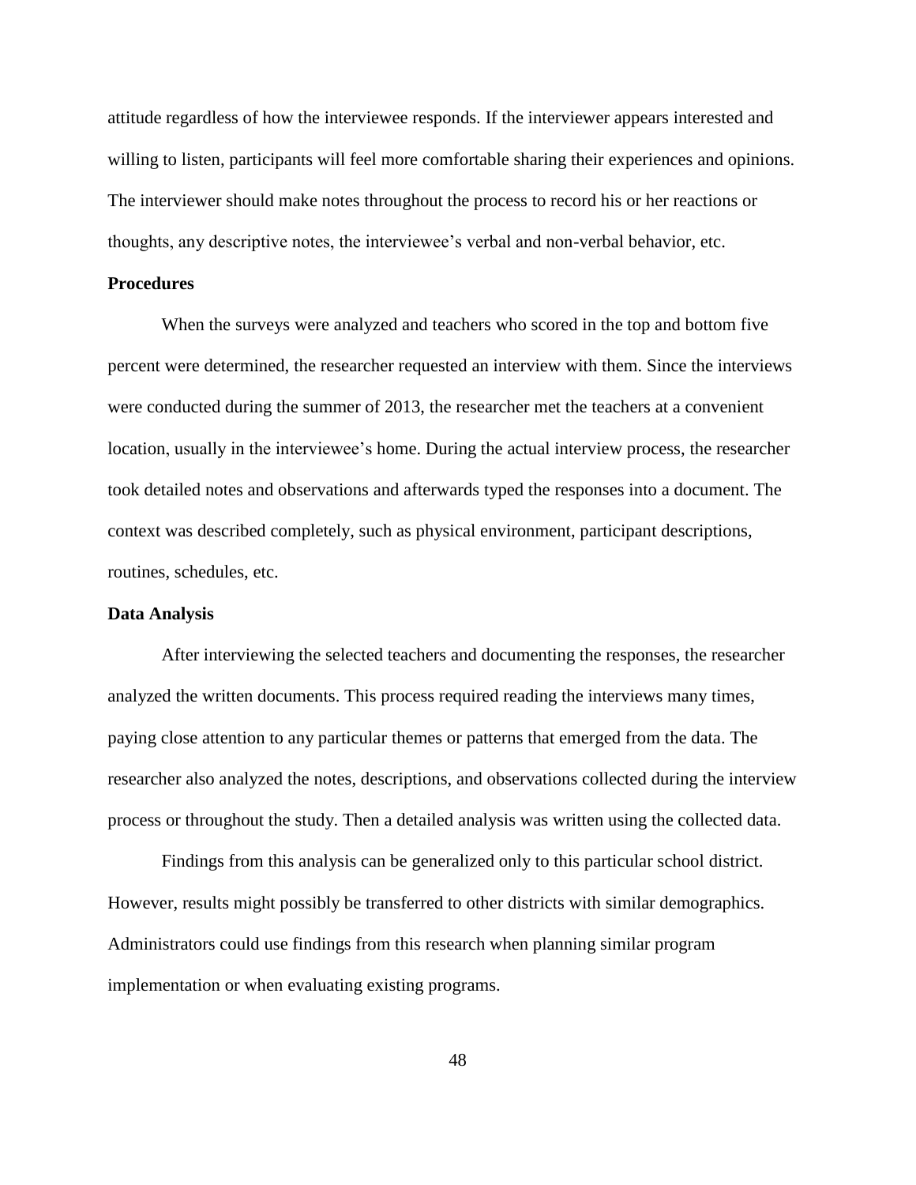attitude regardless of how the interviewee responds. If the interviewer appears interested and willing to listen, participants will feel more comfortable sharing their experiences and opinions. The interviewer should make notes throughout the process to record his or her reactions or thoughts, any descriptive notes, the interviewee's verbal and non-verbal behavior, etc.

### Procedures

When the surveys were analyzed and teachers who scored in the top and bottom five percent were determined, the researcher requested an interview with them. Since the interviews were conducted during the summer of 2013, the researcher met the teachers at a convenient location, usually in the interviewee's home. During the actual interview process, the researcher took detailed notes and observations and afterwards typed the responses into a document. The context was described completely, such as physical environment, participant descriptions, routines, schedules, etc.

### Data Analysis

After interviewing the selected teachers and documenting the responses, the researcher analyzed the written documents. This process required reading the interviews many times, paying close attention to any particular themes or patterns that emerged from the data. The researcher also analyzed the notes, descriptions, and observations collected during the interview process or throughout the study. Then a detailed analysis was written using the collected data.

Findings from this analysis can be generalized only to this particular school district. However, results might possibly be transferred to other districts with similar demographics. Administrators could use findings from this research when planning similar program implementation or when evaluating existing programs.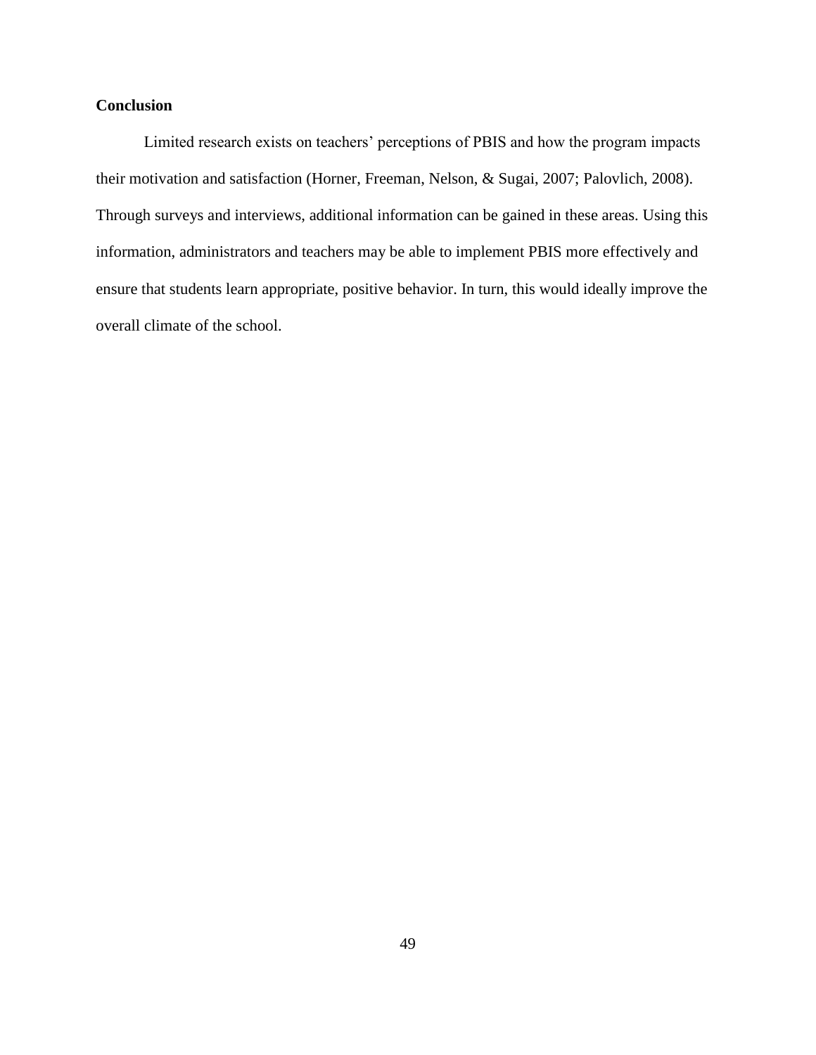## Conclusion

Limited research exists on teachers' perceptions of PBIS and how the program impacts their motivation and satisfaction (Horner, Freeman, Nelson, & Sugai, 2007; Palovlich, 2008). Through surveys and interviews, additional information can be gained in these areas. Using this information, administrators and teachers may be able to implement PBIS more effectively and ensure that students learn appropriate, positive behavior. In turn, this would ideally improve the overall climate of the school.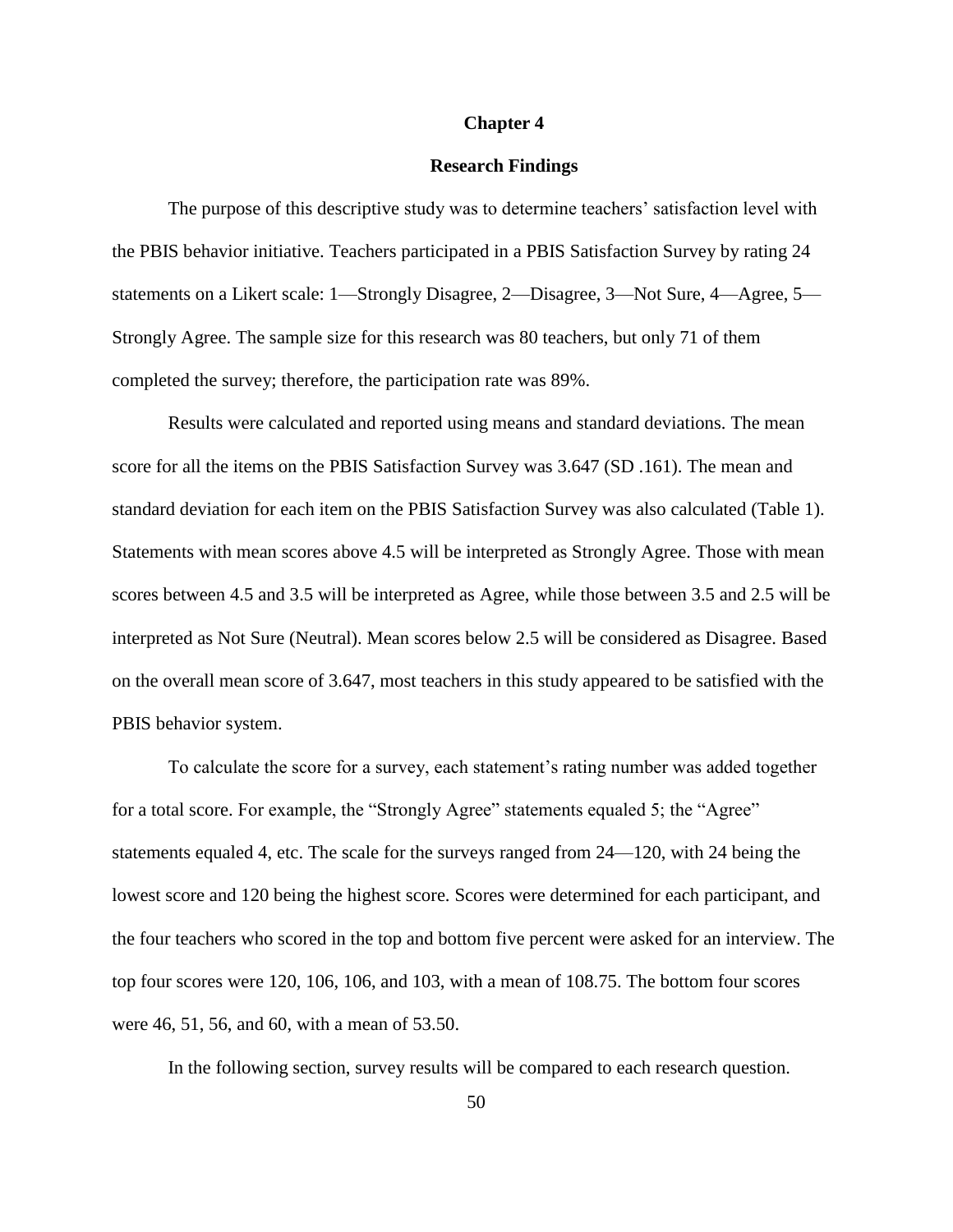# Chapter 4

## Research Findings

The purpose of this descriptive study was to determine teachers' satisfaction level with the PBIS behavior initiative. Teachers participated in a PBIS Satisfaction Survey by rating 24 statements on a Likert scale: 1—Strongly Disagree, 2—Disagree, 3—Not Sure, 4—Agree, 5—Strongly Agree. The sample size for this research was 80 teachers, but only 71 of them completed the survey; therefore, the participation rate was 89%.

Results were calculated and reported using means and standard deviations. The mean score for all the items on the PBIS Satisfaction Survey was 3.647 (SD .161). The mean and standard deviation for each item on the PBIS Satisfaction Survey was also calculated (Table 1). Statements with mean scores above 4.5 will be interpreted as Strongly Agree. Those with mean scores between 4.5 and 3.5 will be interpreted as Agree, while those between 3.5 and 2.5 will be interpreted as Not Sure (Neutral). Mean scores below 2.5 will be considered as Disagree. Based on the overall mean score of 3.647, most teachers in this study appeared to be satisfied with the PBIS behavior system.

To calculate the score for a survey, each statement's rating number was added together for a total score. For example, the "Strongly Agree" statements equaled 5; the "Agree" statements equaled 4, etc. The scale for the surveys ranged from 24—120, with 24 being the lowest score and 120 being the highest score. Scores were determined for each participant, and the four teachers who scored in the top and bottom five percent were asked for an interview. The top four scores were 120, 106, 106, and 103, with a mean of 108.75. The bottom four scores were 46, 51, 56, and 60, with a mean of 53.50.

In the following section, survey results will be compared to each research question.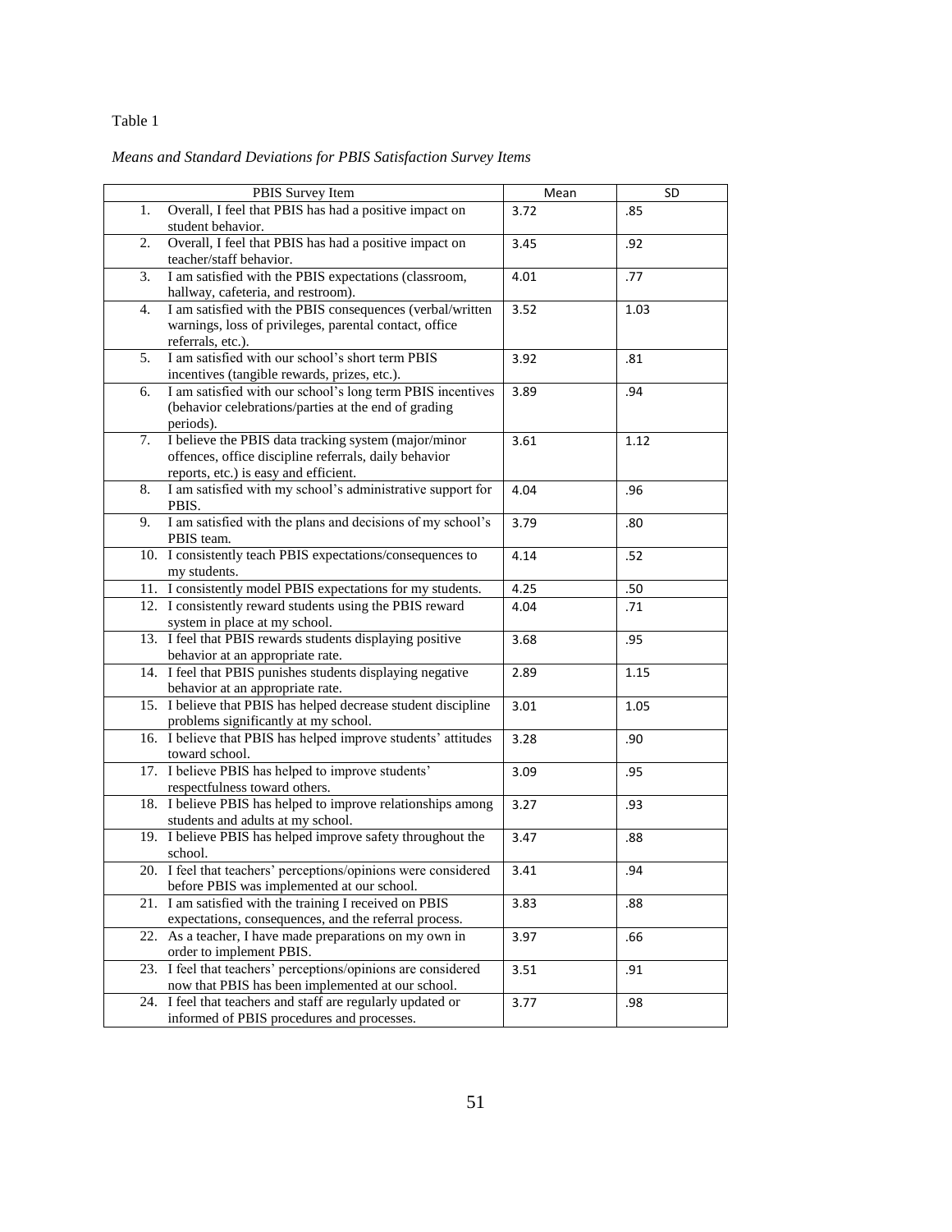Table 1

*Means and Standard Deviations for PBIS Satisfaction Survey Items*

| PBIS Survey Item | Mean | SD |
|---|---|---|
| 1. Overall, I feel that PBIS has had a positive impact on student behavior. | 3.72 | .85 |
| 2. Overall, I feel that PBIS has had a positive impact on teacher/staff behavior. | 3.45 | .92 |
| 3. I am satisfied with the PBIS expectations (classroom, hallway, cafeteria, and restroom). | 4.01 | .77 |
| 4. I am satisfied with the PBIS consequences (verbal/written warnings, loss of privileges, parental contact, office referrals, etc.). | 3.52 | 1.03 |
| 5. I am satisfied with our school's short term PBIS incentives (tangible rewards, prizes, etc.). | 3.92 | .81 |
| 6. I am satisfied with our school's long term PBIS incentives (behavior celebrations/parties at the end of grading periods). | 3.89 | .94 |
| 7. I believe the PBIS data tracking system (major/minor offences, office discipline referrals, daily behavior reports, etc.) is easy and efficient. | 3.61 | 1.12 |
| 8. I am satisfied with my school's administrative support for PBIS. | 4.04 | .96 |
| 9. I am satisfied with the plans and decisions of my school's PBIS team. | 3.79 | .80 |
| 10. I consistently teach PBIS expectations/consequences to my students. | 4.14 | .52 |
| 11. I consistently model PBIS expectations for my students. | 4.25 | .50 |
| 12. I consistently reward students using the PBIS reward system in place at my school. | 4.04 | .71 |
| 13. I feel that PBIS rewards students displaying positive behavior at an appropriate rate. | 3.68 | .95 |
| 14. I feel that PBIS punishes students displaying negative behavior at an appropriate rate. | 2.89 | 1.15 |
| 15. I believe that PBIS has helped decrease student discipline problems significantly at my school. | 3.01 | 1.05 |
| 16. I believe that PBIS has helped improve students' attitudes toward school. | 3.28 | .90 |
| 17. I believe PBIS has helped to improve students' respectfulness toward others. | 3.09 | .95 |
| 18. I believe PBIS has helped to improve relationships among students and adults at my school. | 3.27 | .93 |
| 19. I believe PBIS has helped improve safety throughout the school. | 3.47 | .88 |
| 20. I feel that teachers' perceptions/opinions were considered before PBIS was implemented at our school. | 3.41 | .94 |
| 21. I am satisfied with the training I received on PBIS expectations, consequences, and the referral process. | 3.83 | .88 |
| 22. As a teacher, I have made preparations on my own in order to implement PBIS. | 3.97 | .66 |
| 23. I feel that teachers' perceptions/opinions are considered now that PBIS has been implemented at our school. | 3.51 | .91 |
| 24. I feel that teachers and staff are regularly updated or informed of PBIS procedures and processes. | 3.77 | .98 |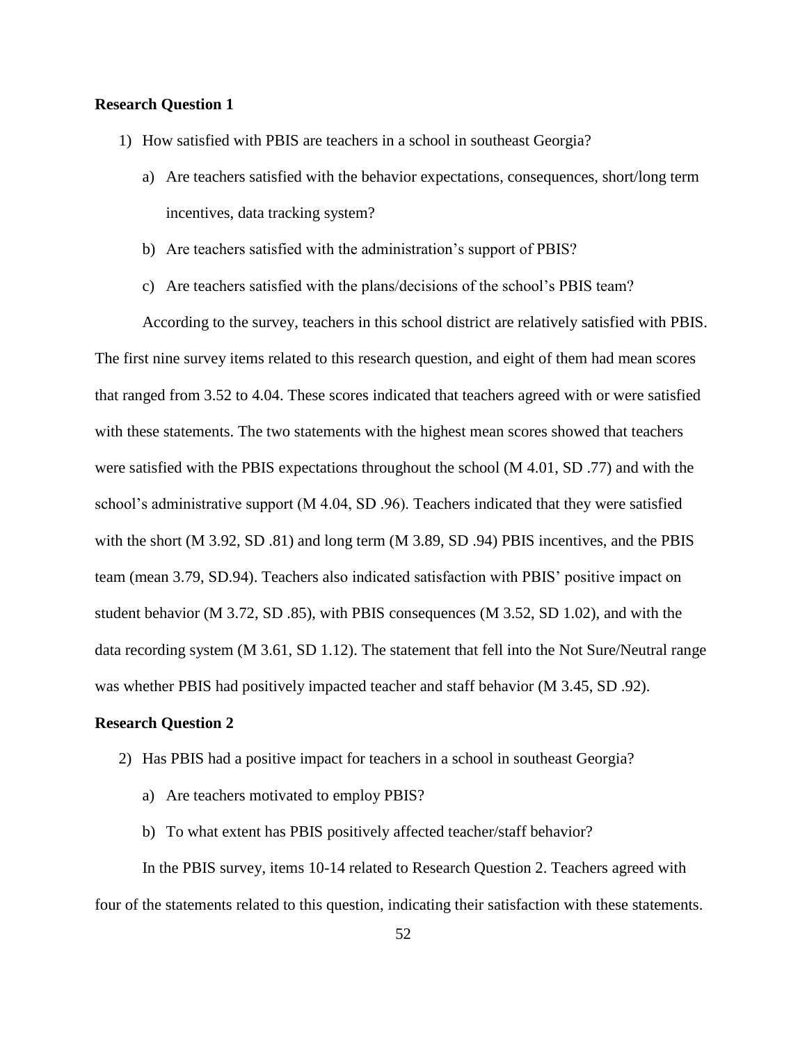**Research Question 1**

1) How satisfied with PBIS are teachers in a school in southeast Georgia?
   a) Are teachers satisfied with the behavior expectations, consequences, short/long term incentives, data tracking system?
   b) Are teachers satisfied with the administration's support of PBIS?
   c) Are teachers satisfied with the plans/decisions of the school's PBIS team?

According to the survey, teachers in this school district are relatively satisfied with PBIS. The first nine survey items related to this research question, and eight of them had mean scores that ranged from 3.52 to 4.04. These scores indicated that teachers agreed with or were satisfied with these statements. The two statements with the highest mean scores showed that teachers were satisfied with the PBIS expectations throughout the school (M 4.01, SD .77) and with the school's administrative support (M 4.04, SD .96). Teachers indicated that they were satisfied with the short (M 3.92, SD .81) and long term (M 3.89, SD .94) PBIS incentives, and the PBIS team (mean 3.79, SD.94). Teachers also indicated satisfaction with PBIS' positive impact on student behavior (M 3.72, SD .85), with PBIS consequences (M 3.52, SD 1.02), and with the data recording system (M 3.61, SD 1.12). The statement that fell into the Not Sure/Neutral range was whether PBIS had positively impacted teacher and staff behavior (M 3.45, SD .92).

**Research Question 2**

2) Has PBIS had a positive impact for teachers in a school in southeast Georgia?
   a) Are teachers motivated to employ PBIS?
   b) To what extent has PBIS positively affected teacher/staff behavior?

In the PBIS survey, items 10-14 related to Research Question 2. Teachers agreed with four of the statements related to this question, indicating their satisfaction with these statements.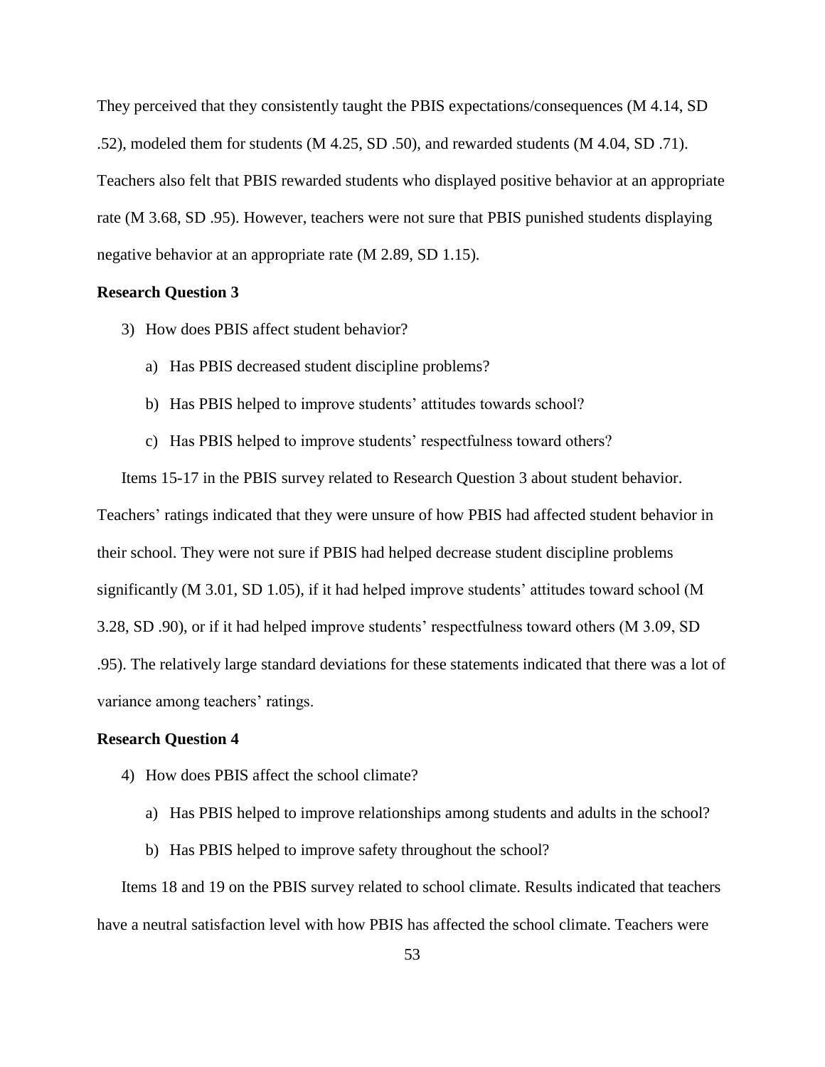They perceived that they consistently taught the PBIS expectations/consequences (M 4.14, SD .52), modeled them for students (M 4.25, SD .50), and rewarded students (M 4.04, SD .71). Teachers also felt that PBIS rewarded students who displayed positive behavior at an appropriate rate (M 3.68, SD .95). However, teachers were not sure that PBIS punished students displaying negative behavior at an appropriate rate (M 2.89, SD 1.15).

### Research Question 3

3) How does PBIS affect student behavior?
    a) Has PBIS decreased student discipline problems?
    b) Has PBIS helped to improve students' attitudes towards school?
    c) Has PBIS helped to improve students' respectfulness toward others?

Items 15-17 in the PBIS survey related to Research Question 3 about student behavior. Teachers' ratings indicated that they were unsure of how PBIS had affected student behavior in their school. They were not sure if PBIS had helped decrease student discipline problems significantly (M 3.01, SD 1.05), if it had helped improve students' attitudes toward school (M 3.28, SD .90), or if it had helped improve students' respectfulness toward others (M 3.09, SD .95). The relatively large standard deviations for these statements indicated that there was a lot of variance among teachers' ratings.

### Research Question 4

4) How does PBIS affect the school climate?
    a) Has PBIS helped to improve relationships among students and adults in the school?
    b) Has PBIS helped to improve safety throughout the school?

Items 18 and 19 on the PBIS survey related to school climate. Results indicated that teachers have a neutral satisfaction level with how PBIS has affected the school climate. Teachers were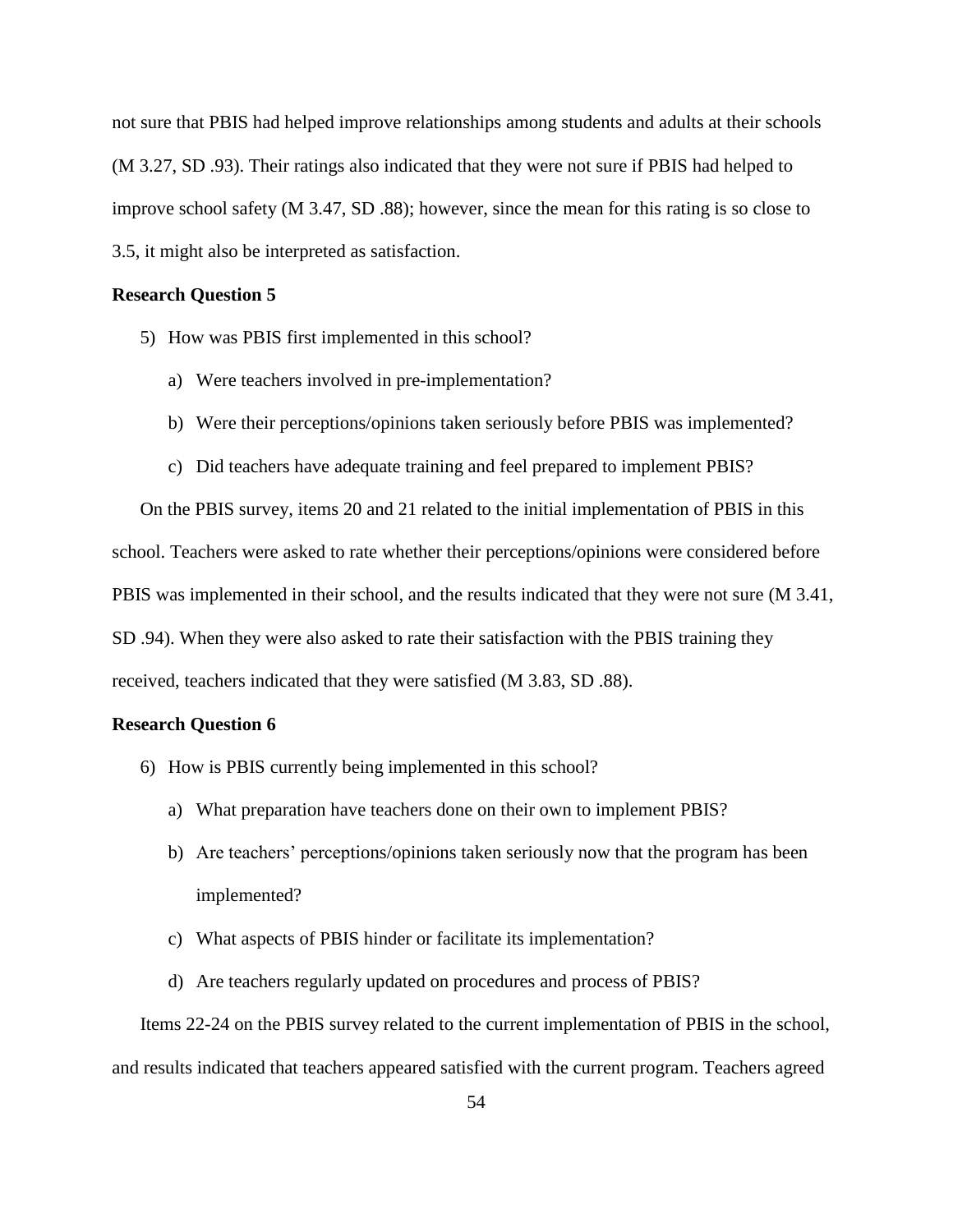not sure that PBIS had helped improve relationships among students and adults at their schools (M 3.27, SD .93). Their ratings also indicated that they were not sure if PBIS had helped to improve school safety (M 3.47, SD .88); however, since the mean for this rating is so close to 3.5, it might also be interpreted as satisfaction.

**Research Question 5**

5) How was PBIS first implemented in this school?
   a) Were teachers involved in pre-implementation?
   b) Were their perceptions/opinions taken seriously before PBIS was implemented?
   c) Did teachers have adequate training and feel prepared to implement PBIS?

On the PBIS survey, items 20 and 21 related to the initial implementation of PBIS in this school. Teachers were asked to rate whether their perceptions/opinions were considered before PBIS was implemented in their school, and the results indicated that they were not sure (M 3.41, SD .94). When they were also asked to rate their satisfaction with the PBIS training they received, teachers indicated that they were satisfied (M 3.83, SD .88).

**Research Question 6**

6) How is PBIS currently being implemented in this school?
   a) What preparation have teachers done on their own to implement PBIS?
   b) Are teachers' perceptions/opinions taken seriously now that the program has been implemented?
   c) What aspects of PBIS hinder or facilitate its implementation?
   d) Are teachers regularly updated on procedures and process of PBIS?

Items 22-24 on the PBIS survey related to the current implementation of PBIS in the school, and results indicated that teachers appeared satisfied with the current program. Teachers agreed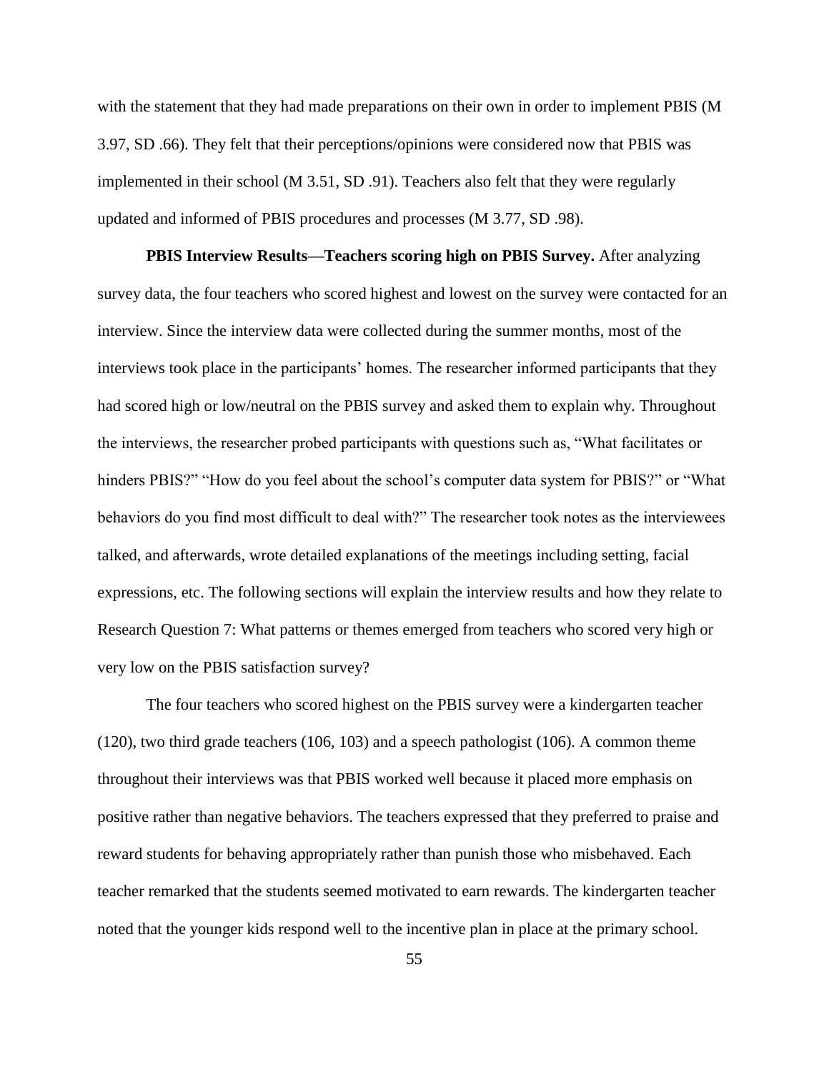with the statement that they had made preparations on their own in order to implement PBIS (M 3.97, SD .66). They felt that their perceptions/opinions were considered now that PBIS was implemented in their school (M 3.51, SD .91). Teachers also felt that they were regularly updated and informed of PBIS procedures and processes (M 3.77, SD .98).

**PBIS Interview Results—Teachers scoring high on PBIS Survey.** After analyzing survey data, the four teachers who scored highest and lowest on the survey were contacted for an interview. Since the interview data were collected during the summer months, most of the interviews took place in the participants' homes. The researcher informed participants that they had scored high or low/neutral on the PBIS survey and asked them to explain why. Throughout the interviews, the researcher probed participants with questions such as, "What facilitates or hinders PBIS?" "How do you feel about the school's computer data system for PBIS?" or "What behaviors do you find most difficult to deal with?" The researcher took notes as the interviewees talked, and afterwards, wrote detailed explanations of the meetings including setting, facial expressions, etc. The following sections will explain the interview results and how they relate to Research Question 7: What patterns or themes emerged from teachers who scored very high or very low on the PBIS satisfaction survey?

The four teachers who scored highest on the PBIS survey were a kindergarten teacher (120), two third grade teachers (106, 103) and a speech pathologist (106). A common theme throughout their interviews was that PBIS worked well because it placed more emphasis on positive rather than negative behaviors. The teachers expressed that they preferred to praise and reward students for behaving appropriately rather than punish those who misbehaved. Each teacher remarked that the students seemed motivated to earn rewards. The kindergarten teacher noted that the younger kids respond well to the incentive plan in place at the primary school.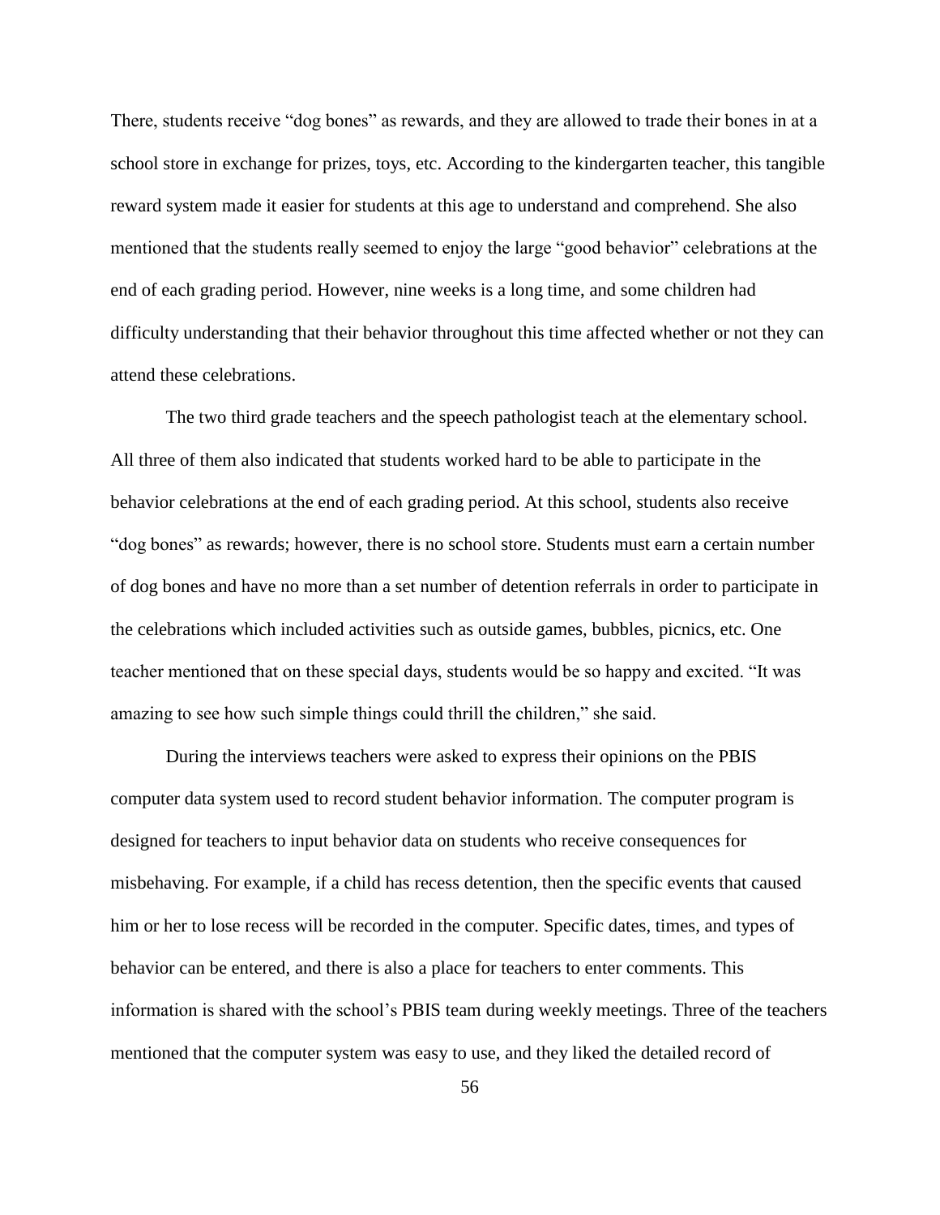There, students receive "dog bones" as rewards, and they are allowed to trade their bones in at a school store in exchange for prizes, toys, etc. According to the kindergarten teacher, this tangible reward system made it easier for students at this age to understand and comprehend. She also mentioned that the students really seemed to enjoy the large "good behavior" celebrations at the end of each grading period. However, nine weeks is a long time, and some children had difficulty understanding that their behavior throughout this time affected whether or not they can attend these celebrations.

The two third grade teachers and the speech pathologist teach at the elementary school. All three of them also indicated that students worked hard to be able to participate in the behavior celebrations at the end of each grading period. At this school, students also receive "dog bones" as rewards; however, there is no school store. Students must earn a certain number of dog bones and have no more than a set number of detention referrals in order to participate in the celebrations which included activities such as outside games, bubbles, picnics, etc. One teacher mentioned that on these special days, students would be so happy and excited. "It was amazing to see how such simple things could thrill the children," she said.

During the interviews teachers were asked to express their opinions on the PBIS computer data system used to record student behavior information. The computer program is designed for teachers to input behavior data on students who receive consequences for misbehaving. For example, if a child has recess detention, then the specific events that caused him or her to lose recess will be recorded in the computer. Specific dates, times, and types of behavior can be entered, and there is also a place for teachers to enter comments. This information is shared with the school's PBIS team during weekly meetings. Three of the teachers mentioned that the computer system was easy to use, and they liked the detailed record of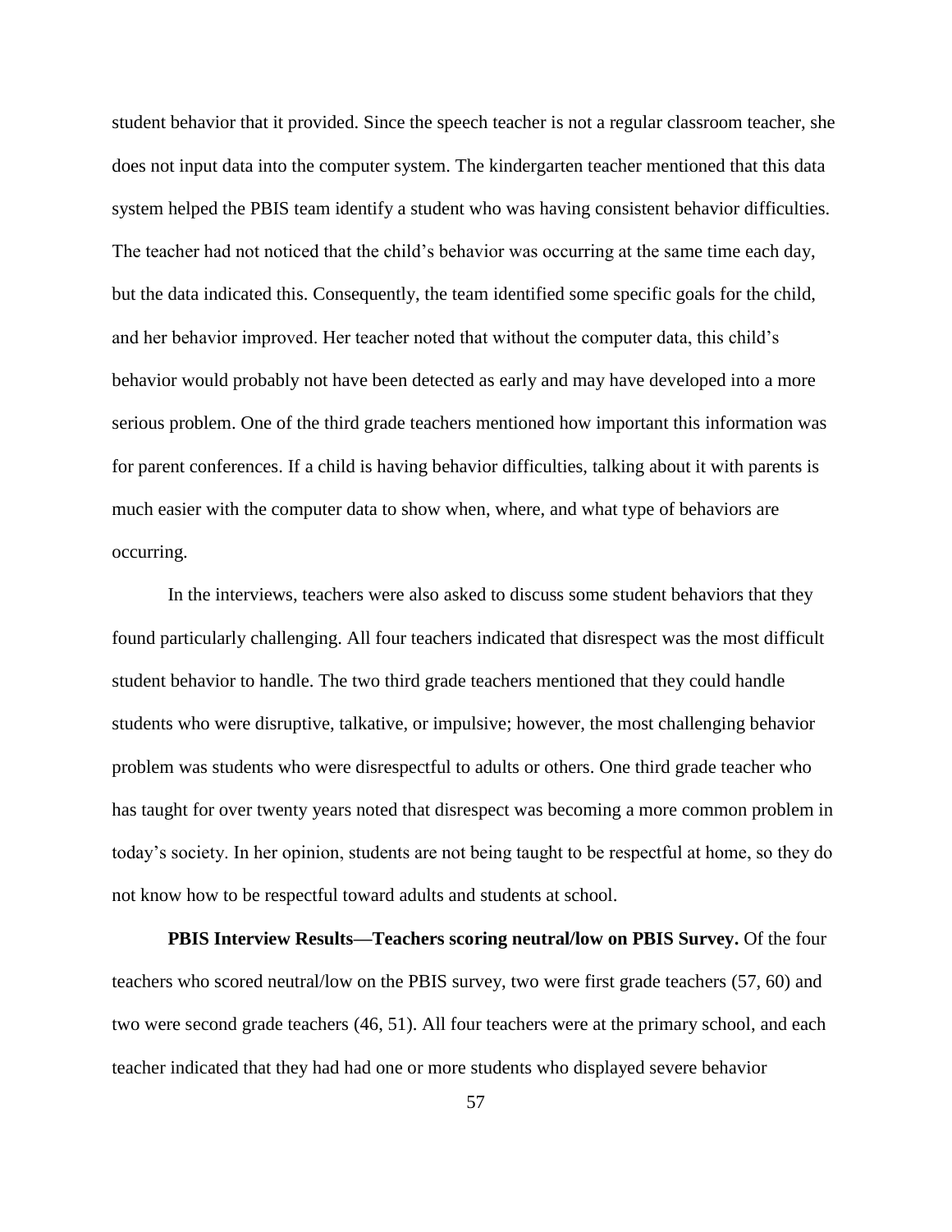student behavior that it provided. Since the speech teacher is not a regular classroom teacher, she does not input data into the computer system. The kindergarten teacher mentioned that this data system helped the PBIS team identify a student who was having consistent behavior difficulties. The teacher had not noticed that the child's behavior was occurring at the same time each day, but the data indicated this. Consequently, the team identified some specific goals for the child, and her behavior improved. Her teacher noted that without the computer data, this child's behavior would probably not have been detected as early and may have developed into a more serious problem. One of the third grade teachers mentioned how important this information was for parent conferences. If a child is having behavior difficulties, talking about it with parents is much easier with the computer data to show when, where, and what type of behaviors are occurring.

In the interviews, teachers were also asked to discuss some student behaviors that they found particularly challenging. All four teachers indicated that disrespect was the most difficult student behavior to handle. The two third grade teachers mentioned that they could handle students who were disruptive, talkative, or impulsive; however, the most challenging behavior problem was students who were disrespectful to adults or others. One third grade teacher who has taught for over twenty years noted that disrespect was becoming a more common problem in today's society. In her opinion, students are not being taught to be respectful at home, so they do not know how to be respectful toward adults and students at school.

**PBIS Interview Results—Teachers scoring neutral/low on PBIS Survey.** Of the four teachers who scored neutral/low on the PBIS survey, two were first grade teachers (57, 60) and two were second grade teachers (46, 51). All four teachers were at the primary school, and each teacher indicated that they had had one or more students who displayed severe behavior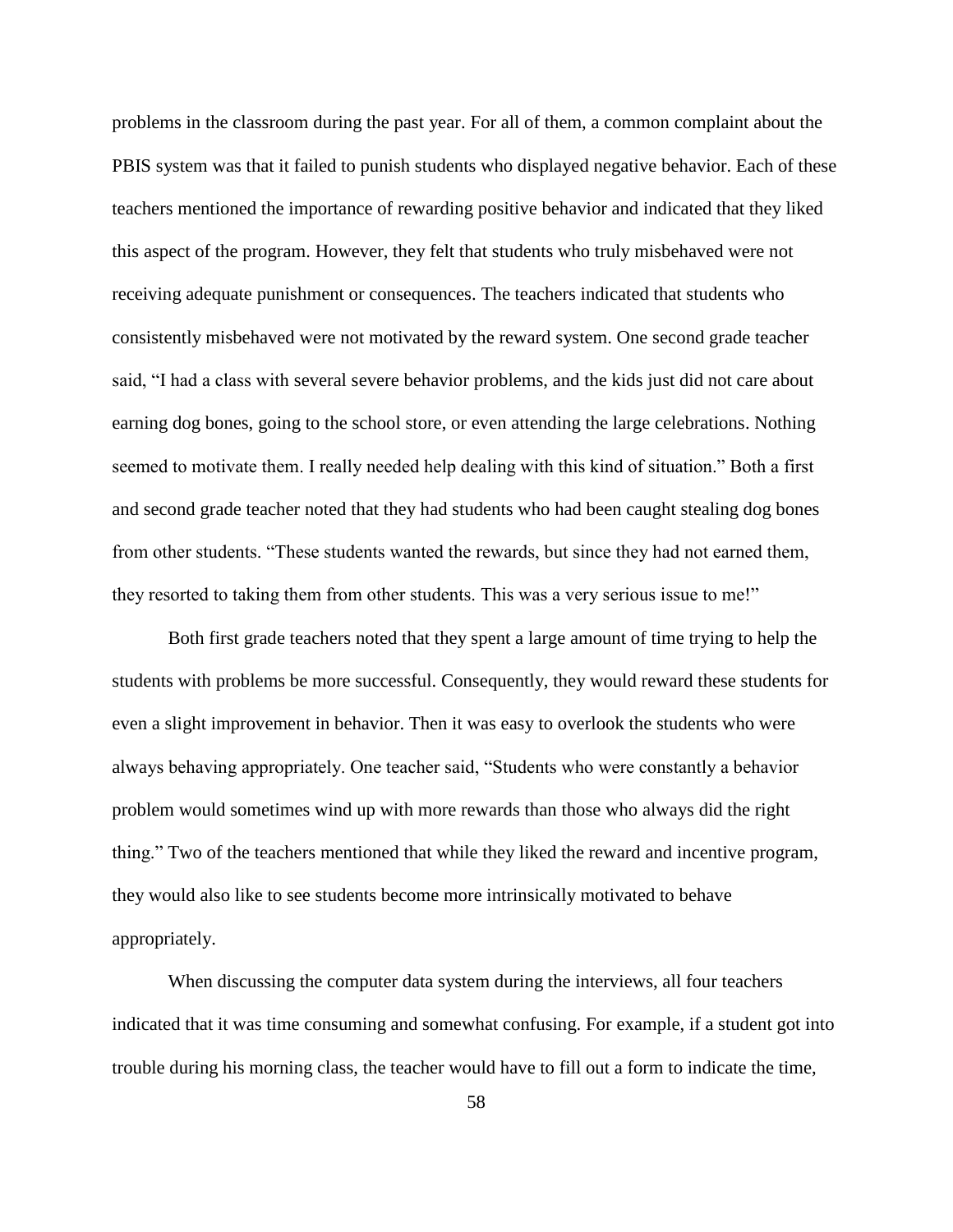problems in the classroom during the past year. For all of them, a common complaint about the PBIS system was that it failed to punish students who displayed negative behavior. Each of these teachers mentioned the importance of rewarding positive behavior and indicated that they liked this aspect of the program. However, they felt that students who truly misbehaved were not receiving adequate punishment or consequences. The teachers indicated that students who consistently misbehaved were not motivated by the reward system. One second grade teacher said, "I had a class with several severe behavior problems, and the kids just did not care about earning dog bones, going to the school store, or even attending the large celebrations. Nothing seemed to motivate them. I really needed help dealing with this kind of situation." Both a first and second grade teacher noted that they had students who had been caught stealing dog bones from other students. "These students wanted the rewards, but since they had not earned them, they resorted to taking them from other students. This was a very serious issue to me!"

Both first grade teachers noted that they spent a large amount of time trying to help the students with problems be more successful. Consequently, they would reward these students for even a slight improvement in behavior. Then it was easy to overlook the students who were always behaving appropriately. One teacher said, "Students who were constantly a behavior problem would sometimes wind up with more rewards than those who always did the right thing." Two of the teachers mentioned that while they liked the reward and incentive program, they would also like to see students become more intrinsically motivated to behave appropriately.

When discussing the computer data system during the interviews, all four teachers indicated that it was time consuming and somewhat confusing. For example, if a student got into trouble during his morning class, the teacher would have to fill out a form to indicate the time,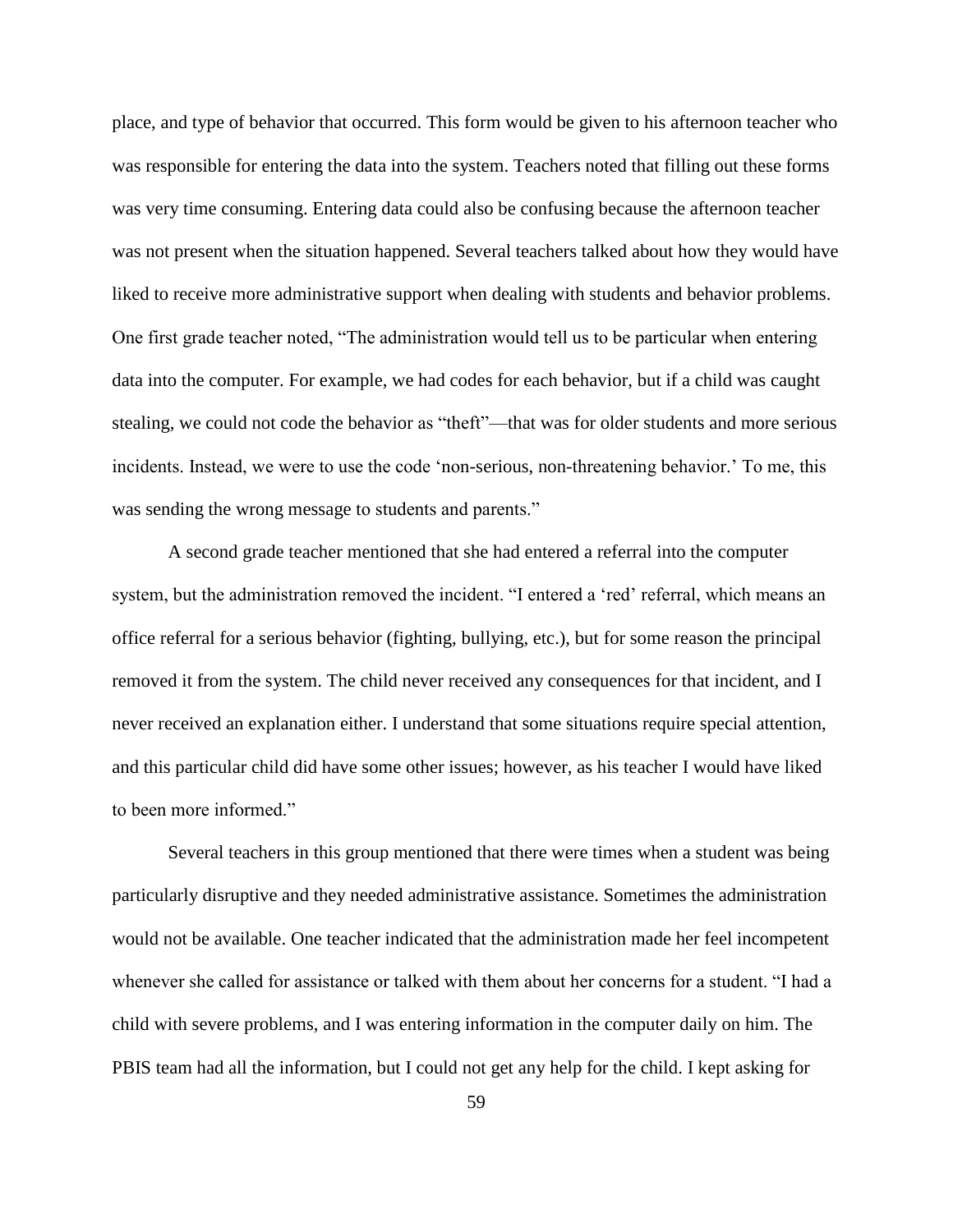place, and type of behavior that occurred. This form would be given to his afternoon teacher who was responsible for entering the data into the system. Teachers noted that filling out these forms was very time consuming. Entering data could also be confusing because the afternoon teacher was not present when the situation happened. Several teachers talked about how they would have liked to receive more administrative support when dealing with students and behavior problems. One first grade teacher noted, "The administration would tell us to be particular when entering data into the computer. For example, we had codes for each behavior, but if a child was caught stealing, we could not code the behavior as "theft"—that was for older students and more serious incidents. Instead, we were to use the code 'non-serious, non-threatening behavior.' To me, this was sending the wrong message to students and parents."

A second grade teacher mentioned that she had entered a referral into the computer system, but the administration removed the incident. "I entered a 'red' referral, which means an office referral for a serious behavior (fighting, bullying, etc.), but for some reason the principal removed it from the system. The child never received any consequences for that incident, and I never received an explanation either. I understand that some situations require special attention, and this particular child did have some other issues; however, as his teacher I would have liked to been more informed."

Several teachers in this group mentioned that there were times when a student was being particularly disruptive and they needed administrative assistance. Sometimes the administration would not be available. One teacher indicated that the administration made her feel incompetent whenever she called for assistance or talked with them about her concerns for a student. "I had a child with severe problems, and I was entering information in the computer daily on him. The PBIS team had all the information, but I could not get any help for the child. I kept asking for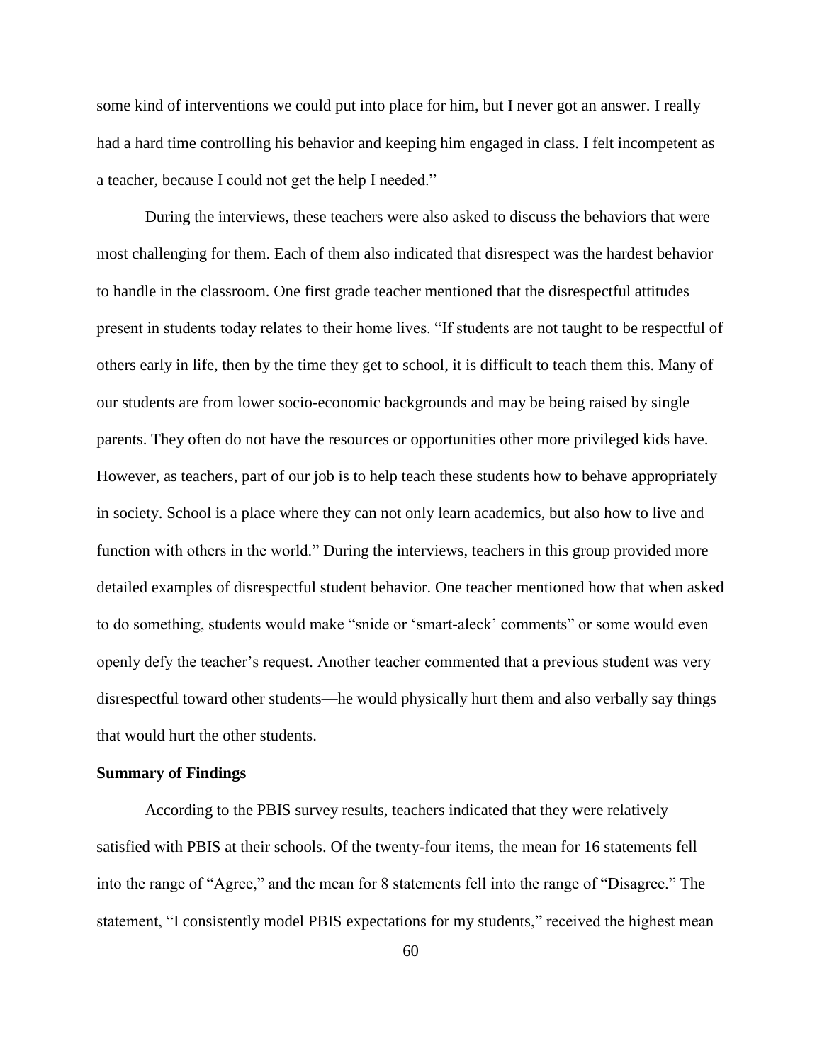some kind of interventions we could put into place for him, but I never got an answer. I really had a hard time controlling his behavior and keeping him engaged in class. I felt incompetent as a teacher, because I could not get the help I needed."

During the interviews, these teachers were also asked to discuss the behaviors that were most challenging for them. Each of them also indicated that disrespect was the hardest behavior to handle in the classroom. One first grade teacher mentioned that the disrespectful attitudes present in students today relates to their home lives. "If students are not taught to be respectful of others early in life, then by the time they get to school, it is difficult to teach them this. Many of our students are from lower socio-economic backgrounds and may be being raised by single parents. They often do not have the resources or opportunities other more privileged kids have. However, as teachers, part of our job is to help teach these students how to behave appropriately in society. School is a place where they can not only learn academics, but also how to live and function with others in the world." During the interviews, teachers in this group provided more detailed examples of disrespectful student behavior. One teacher mentioned how that when asked to do something, students would make "snide or 'smart-aleck' comments" or some would even openly defy the teacher's request. Another teacher commented that a previous student was very disrespectful toward other students—he would physically hurt them and also verbally say things that would hurt the other students.

**Summary of Findings**

According to the PBIS survey results, teachers indicated that they were relatively satisfied with PBIS at their schools. Of the twenty-four items, the mean for 16 statements fell into the range of "Agree," and the mean for 8 statements fell into the range of "Disagree." The statement, "I consistently model PBIS expectations for my students," received the highest mean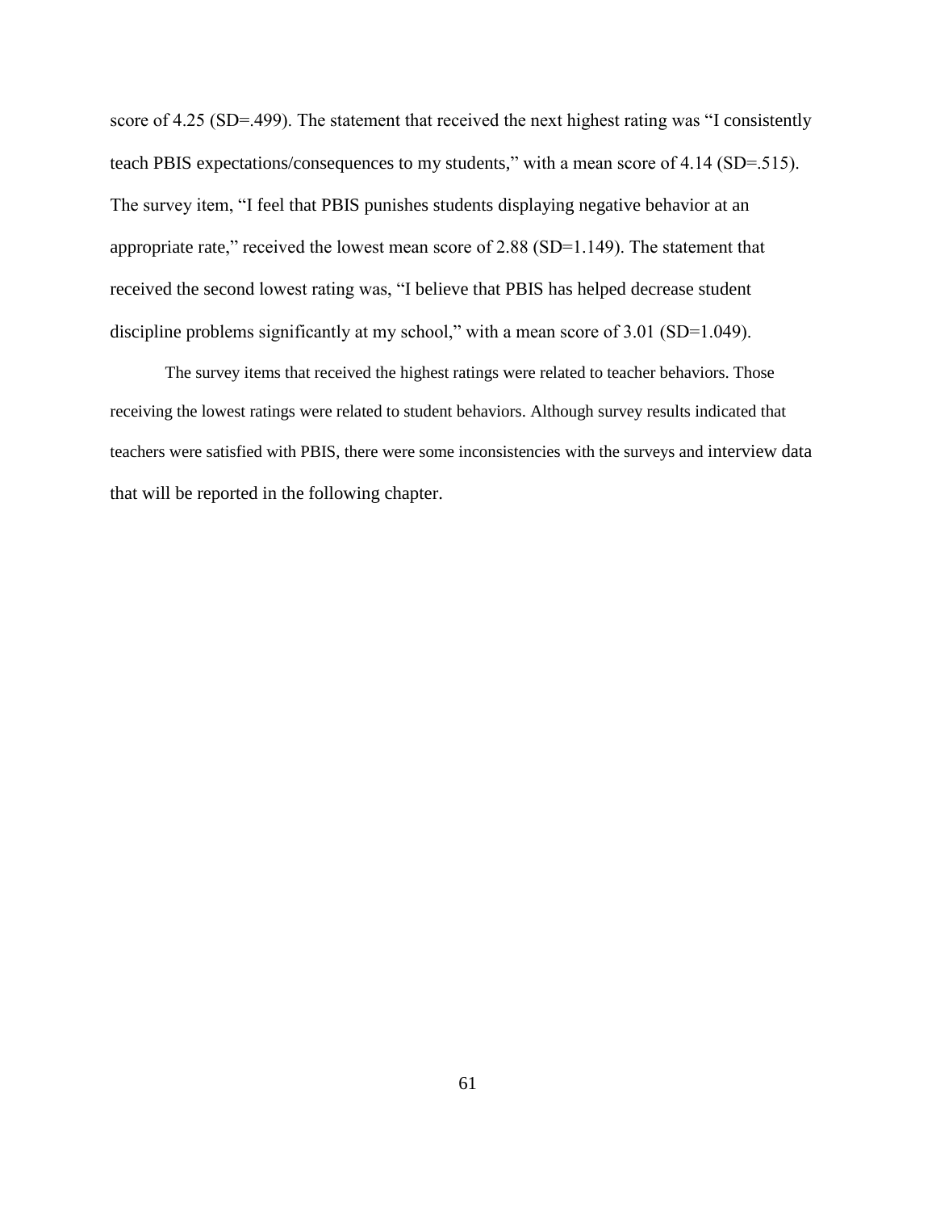score of 4.25 (SD=.499). The statement that received the next highest rating was "I consistently teach PBIS expectations/consequences to my students," with a mean score of 4.14 (SD=.515). The survey item, "I feel that PBIS punishes students displaying negative behavior at an appropriate rate," received the lowest mean score of 2.88 (SD=1.149). The statement that received the second lowest rating was, "I believe that PBIS has helped decrease student discipline problems significantly at my school," with a mean score of 3.01 (SD=1.049).

The survey items that received the highest ratings were related to teacher behaviors. Those receiving the lowest ratings were related to student behaviors. Although survey results indicated that teachers were satisfied with PBIS, there were some inconsistencies with the surveys and interview data that will be reported in the following chapter.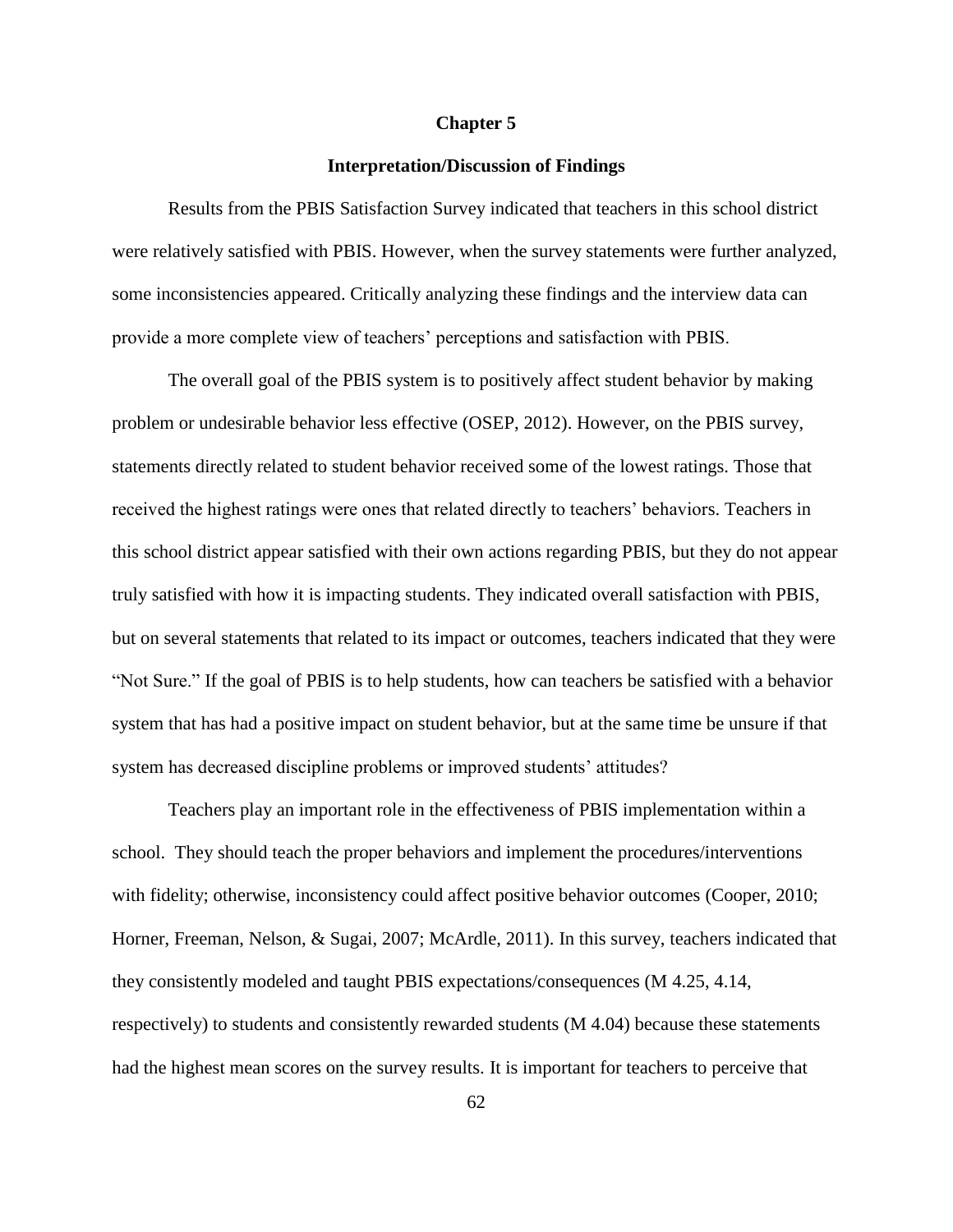# Chapter 5

## Interpretation/Discussion of Findings

Results from the PBIS Satisfaction Survey indicated that teachers in this school district were relatively satisfied with PBIS. However, when the survey statements were further analyzed, some inconsistencies appeared. Critically analyzing these findings and the interview data can provide a more complete view of teachers' perceptions and satisfaction with PBIS.

The overall goal of the PBIS system is to positively affect student behavior by making problem or undesirable behavior less effective (OSEP, 2012). However, on the PBIS survey, statements directly related to student behavior received some of the lowest ratings. Those that received the highest ratings were ones that related directly to teachers' behaviors. Teachers in this school district appear satisfied with their own actions regarding PBIS, but they do not appear truly satisfied with how it is impacting students. They indicated overall satisfaction with PBIS, but on several statements that related to its impact or outcomes, teachers indicated that they were "Not Sure." If the goal of PBIS is to help students, how can teachers be satisfied with a behavior system that has had a positive impact on student behavior, but at the same time be unsure if that system has decreased discipline problems or improved students' attitudes?

Teachers play an important role in the effectiveness of PBIS implementation within a school. They should teach the proper behaviors and implement the procedures/interventions with fidelity; otherwise, inconsistency could affect positive behavior outcomes (Cooper, 2010; Horner, Freeman, Nelson, & Sugai, 2007; McArdle, 2011). In this survey, teachers indicated that they consistently modeled and taught PBIS expectations/consequences (M 4.25, 4.14, respectively) to students and consistently rewarded students (M 4.04) because these statements had the highest mean scores on the survey results. It is important for teachers to perceive that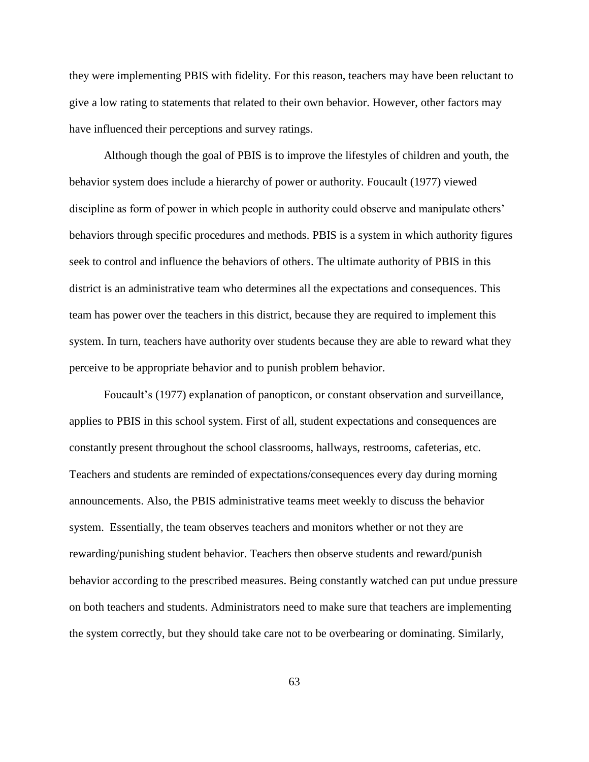they were implementing PBIS with fidelity. For this reason, teachers may have been reluctant to give a low rating to statements that related to their own behavior. However, other factors may have influenced their perceptions and survey ratings.

Although though the goal of PBIS is to improve the lifestyles of children and youth, the behavior system does include a hierarchy of power or authority. Foucault (1977) viewed discipline as form of power in which people in authority could observe and manipulate others' behaviors through specific procedures and methods. PBIS is a system in which authority figures seek to control and influence the behaviors of others. The ultimate authority of PBIS in this district is an administrative team who determines all the expectations and consequences. This team has power over the teachers in this district, because they are required to implement this system. In turn, teachers have authority over students because they are able to reward what they perceive to be appropriate behavior and to punish problem behavior.

Foucault's (1977) explanation of panopticon, or constant observation and surveillance, applies to PBIS in this school system. First of all, student expectations and consequences are constantly present throughout the school classrooms, hallways, restrooms, cafeterias, etc. Teachers and students are reminded of expectations/consequences every day during morning announcements. Also, the PBIS administrative teams meet weekly to discuss the behavior system. Essentially, the team observes teachers and monitors whether or not they are rewarding/punishing student behavior. Teachers then observe students and reward/punish behavior according to the prescribed measures. Being constantly watched can put undue pressure on both teachers and students. Administrators need to make sure that teachers are implementing the system correctly, but they should take care not to be overbearing or dominating. Similarly,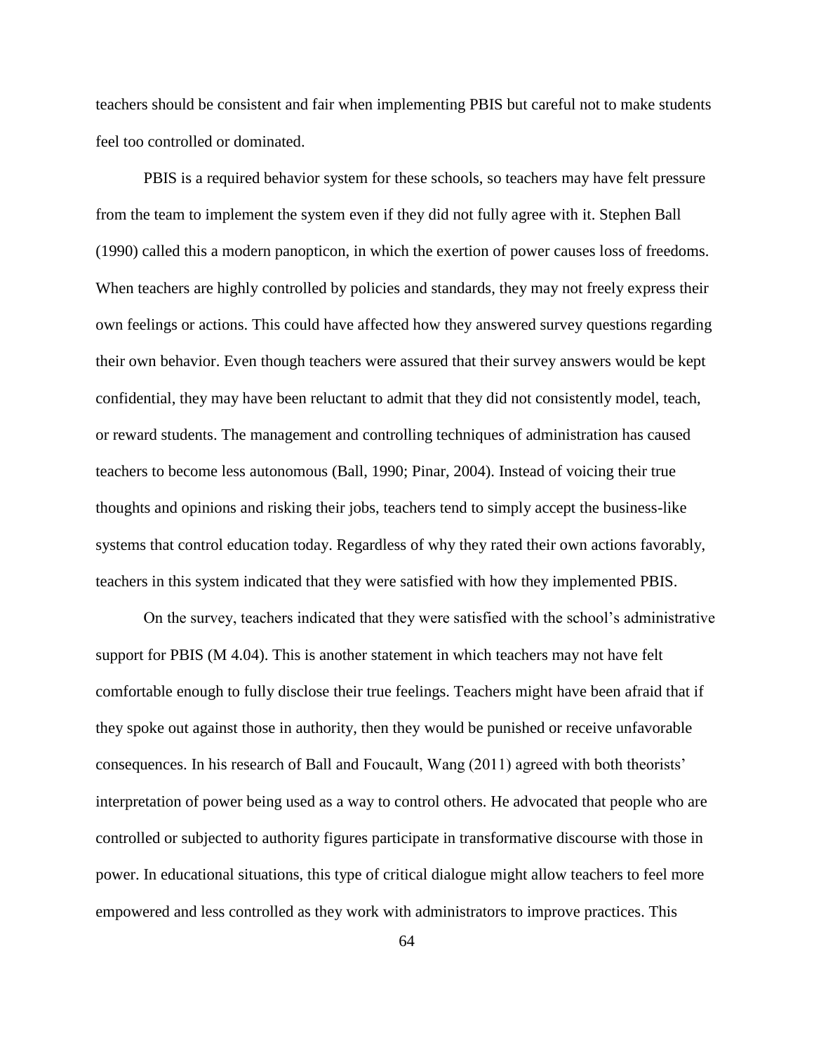teachers should be consistent and fair when implementing PBIS but careful not to make students feel too controlled or dominated.

PBIS is a required behavior system for these schools, so teachers may have felt pressure from the team to implement the system even if they did not fully agree with it. Stephen Ball (1990) called this a modern panopticon, in which the exertion of power causes loss of freedoms. When teachers are highly controlled by policies and standards, they may not freely express their own feelings or actions. This could have affected how they answered survey questions regarding their own behavior. Even though teachers were assured that their survey answers would be kept confidential, they may have been reluctant to admit that they did not consistently model, teach, or reward students. The management and controlling techniques of administration has caused teachers to become less autonomous (Ball, 1990; Pinar, 2004). Instead of voicing their true thoughts and opinions and risking their jobs, teachers tend to simply accept the business-like systems that control education today. Regardless of why they rated their own actions favorably, teachers in this system indicated that they were satisfied with how they implemented PBIS.

On the survey, teachers indicated that they were satisfied with the school's administrative support for PBIS (M 4.04). This is another statement in which teachers may not have felt comfortable enough to fully disclose their true feelings. Teachers might have been afraid that if they spoke out against those in authority, then they would be punished or receive unfavorable consequences. In his research of Ball and Foucault, Wang (2011) agreed with both theorists' interpretation of power being used as a way to control others. He advocated that people who are controlled or subjected to authority figures participate in transformative discourse with those in power. In educational situations, this type of critical dialogue might allow teachers to feel more empowered and less controlled as they work with administrators to improve practices. This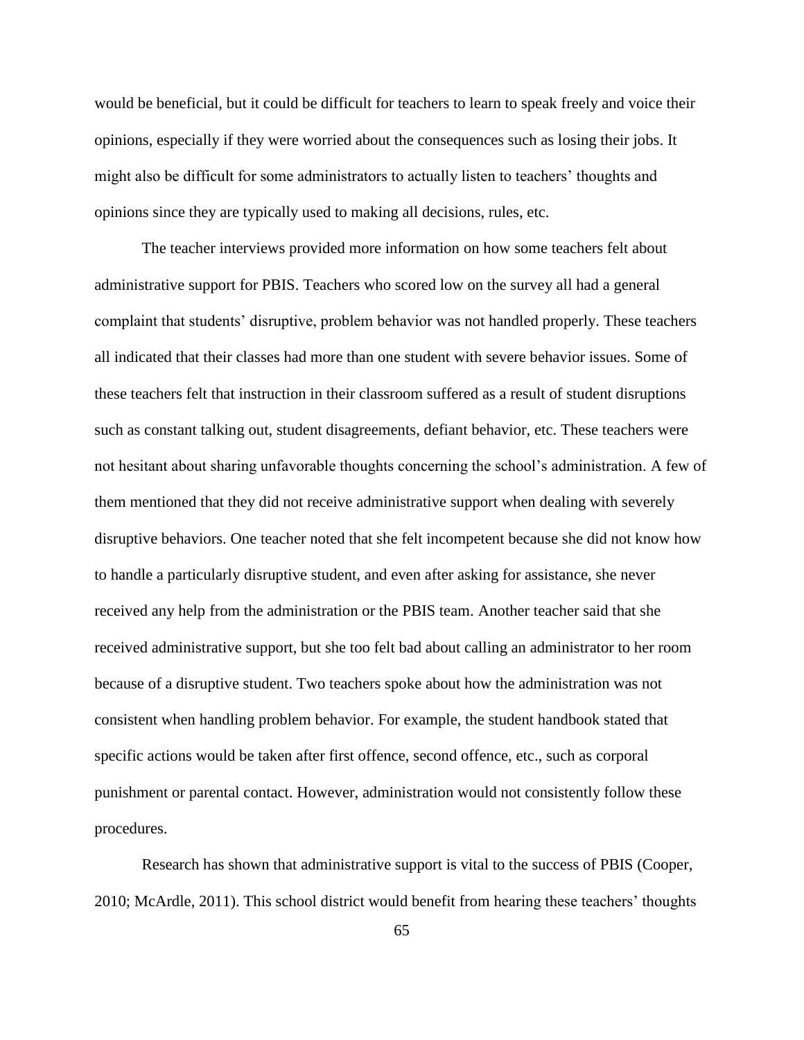would be beneficial, but it could be difficult for teachers to learn to speak freely and voice their opinions, especially if they were worried about the consequences such as losing their jobs. It might also be difficult for some administrators to actually listen to teachers' thoughts and opinions since they are typically used to making all decisions, rules, etc.

The teacher interviews provided more information on how some teachers felt about administrative support for PBIS. Teachers who scored low on the survey all had a general complaint that students' disruptive, problem behavior was not handled properly. These teachers all indicated that their classes had more than one student with severe behavior issues. Some of these teachers felt that instruction in their classroom suffered as a result of student disruptions such as constant talking out, student disagreements, defiant behavior, etc. These teachers were not hesitant about sharing unfavorable thoughts concerning the school's administration. A few of them mentioned that they did not receive administrative support when dealing with severely disruptive behaviors. One teacher noted that she felt incompetent because she did not know how to handle a particularly disruptive student, and even after asking for assistance, she never received any help from the administration or the PBIS team. Another teacher said that she received administrative support, but she too felt bad about calling an administrator to her room because of a disruptive student. Two teachers spoke about how the administration was not consistent when handling problem behavior. For example, the student handbook stated that specific actions would be taken after first offence, second offence, etc., such as corporal punishment or parental contact. However, administration would not consistently follow these procedures.

Research has shown that administrative support is vital to the success of PBIS (Cooper, 2010; McArdle, 2011). This school district would benefit from hearing these teachers' thoughts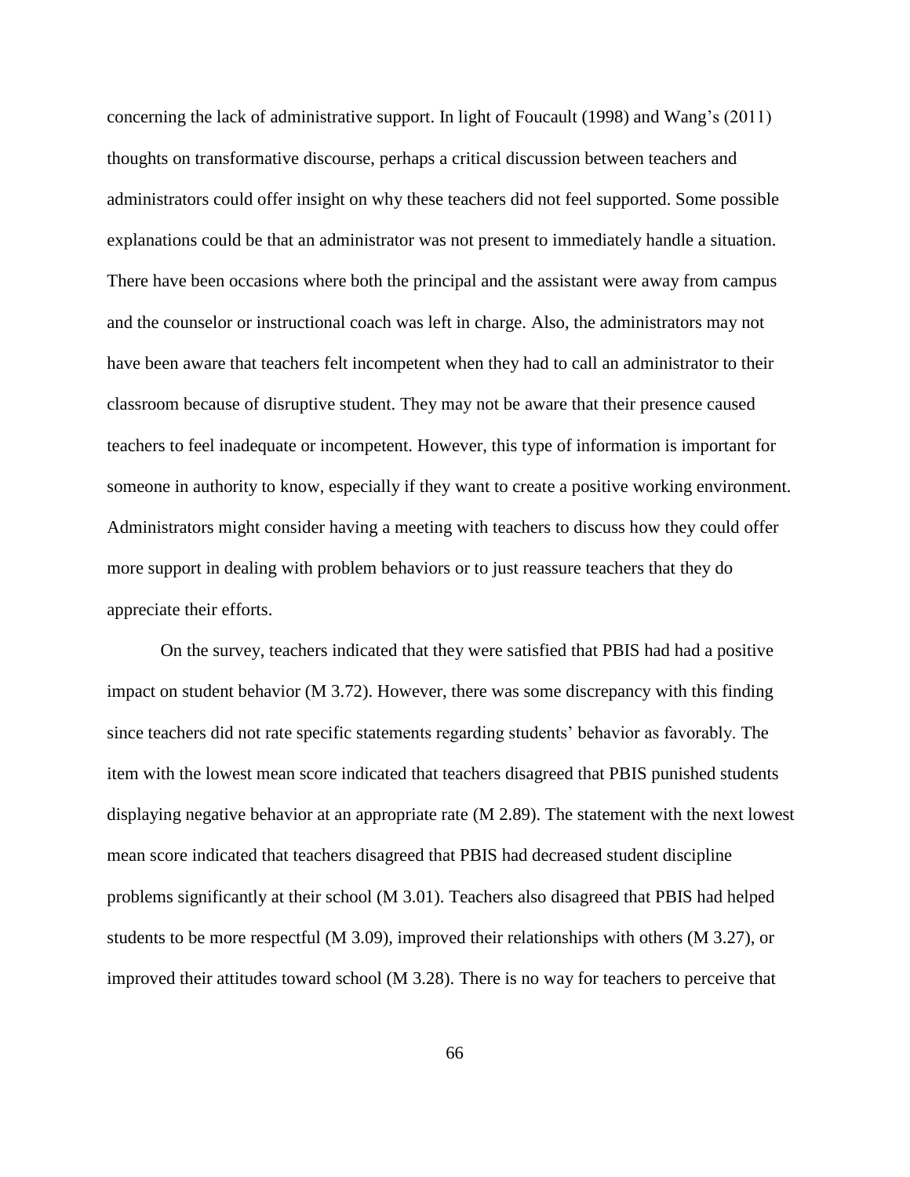concerning the lack of administrative support. In light of Foucault (1998) and Wang's (2011) thoughts on transformative discourse, perhaps a critical discussion between teachers and administrators could offer insight on why these teachers did not feel supported. Some possible explanations could be that an administrator was not present to immediately handle a situation. There have been occasions where both the principal and the assistant were away from campus and the counselor or instructional coach was left in charge. Also, the administrators may not have been aware that teachers felt incompetent when they had to call an administrator to their classroom because of disruptive student. They may not be aware that their presence caused teachers to feel inadequate or incompetent. However, this type of information is important for someone in authority to know, especially if they want to create a positive working environment. Administrators might consider having a meeting with teachers to discuss how they could offer more support in dealing with problem behaviors or to just reassure teachers that they do appreciate their efforts.

On the survey, teachers indicated that they were satisfied that PBIS had had a positive impact on student behavior (M 3.72). However, there was some discrepancy with this finding since teachers did not rate specific statements regarding students' behavior as favorably. The item with the lowest mean score indicated that teachers disagreed that PBIS punished students displaying negative behavior at an appropriate rate (M 2.89). The statement with the next lowest mean score indicated that teachers disagreed that PBIS had decreased student discipline problems significantly at their school (M 3.01). Teachers also disagreed that PBIS had helped students to be more respectful (M 3.09), improved their relationships with others (M 3.27), or improved their attitudes toward school (M 3.28). There is no way for teachers to perceive that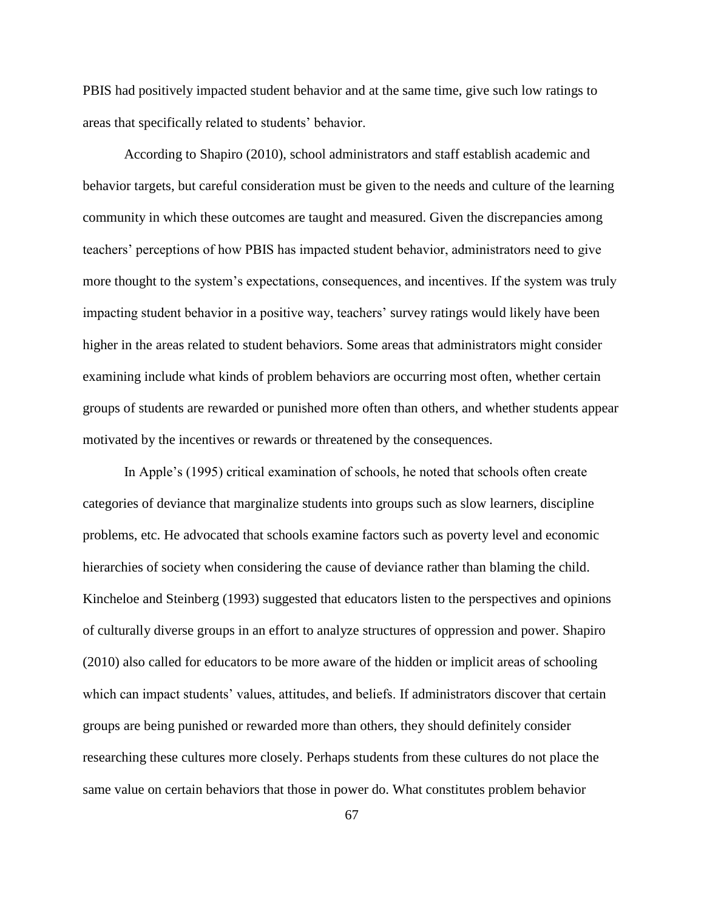PBIS had positively impacted student behavior and at the same time, give such low ratings to areas that specifically related to students' behavior.

According to Shapiro (2010), school administrators and staff establish academic and behavior targets, but careful consideration must be given to the needs and culture of the learning community in which these outcomes are taught and measured. Given the discrepancies among teachers' perceptions of how PBIS has impacted student behavior, administrators need to give more thought to the system's expectations, consequences, and incentives. If the system was truly impacting student behavior in a positive way, teachers' survey ratings would likely have been higher in the areas related to student behaviors. Some areas that administrators might consider examining include what kinds of problem behaviors are occurring most often, whether certain groups of students are rewarded or punished more often than others, and whether students appear motivated by the incentives or rewards or threatened by the consequences.

In Apple's (1995) critical examination of schools, he noted that schools often create categories of deviance that marginalize students into groups such as slow learners, discipline problems, etc. He advocated that schools examine factors such as poverty level and economic hierarchies of society when considering the cause of deviance rather than blaming the child. Kincheloe and Steinberg (1993) suggested that educators listen to the perspectives and opinions of culturally diverse groups in an effort to analyze structures of oppression and power. Shapiro (2010) also called for educators to be more aware of the hidden or implicit areas of schooling which can impact students' values, attitudes, and beliefs. If administrators discover that certain groups are being punished or rewarded more than others, they should definitely consider researching these cultures more closely. Perhaps students from these cultures do not place the same value on certain behaviors that those in power do. What constitutes problem behavior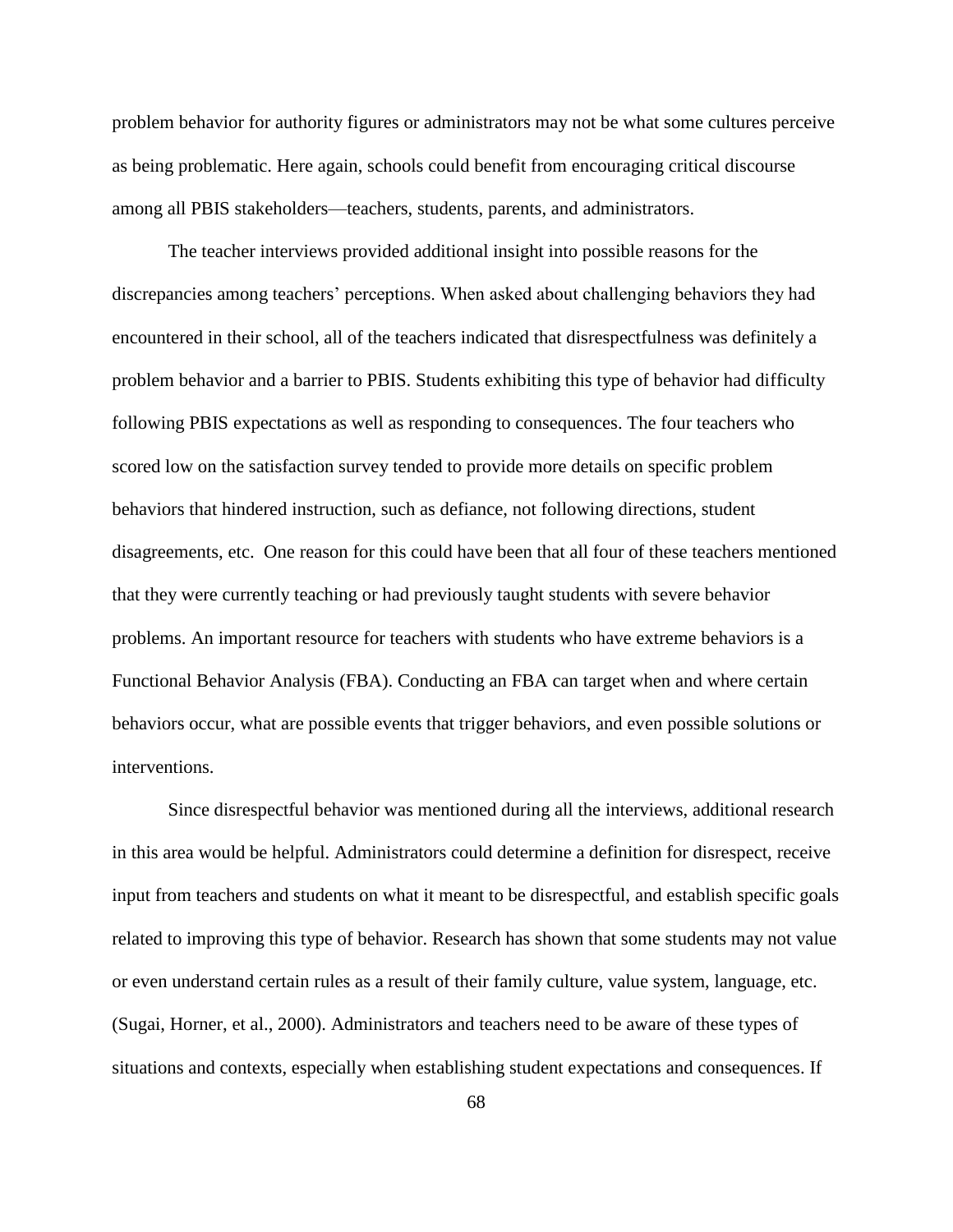problem behavior for authority figures or administrators may not be what some cultures perceive as being problematic. Here again, schools could benefit from encouraging critical discourse among all PBIS stakeholders—teachers, students, parents, and administrators.

The teacher interviews provided additional insight into possible reasons for the discrepancies among teachers' perceptions. When asked about challenging behaviors they had encountered in their school, all of the teachers indicated that disrespectfulness was definitely a problem behavior and a barrier to PBIS. Students exhibiting this type of behavior had difficulty following PBIS expectations as well as responding to consequences. The four teachers who scored low on the satisfaction survey tended to provide more details on specific problem behaviors that hindered instruction, such as defiance, not following directions, student disagreements, etc. One reason for this could have been that all four of these teachers mentioned that they were currently teaching or had previously taught students with severe behavior problems. An important resource for teachers with students who have extreme behaviors is a Functional Behavior Analysis (FBA). Conducting an FBA can target when and where certain behaviors occur, what are possible events that trigger behaviors, and even possible solutions or interventions.

Since disrespectful behavior was mentioned during all the interviews, additional research in this area would be helpful. Administrators could determine a definition for disrespect, receive input from teachers and students on what it meant to be disrespectful, and establish specific goals related to improving this type of behavior. Research has shown that some students may not value or even understand certain rules as a result of their family culture, value system, language, etc. (Sugai, Horner, et al., 2000). Administrators and teachers need to be aware of these types of situations and contexts, especially when establishing student expectations and consequences. If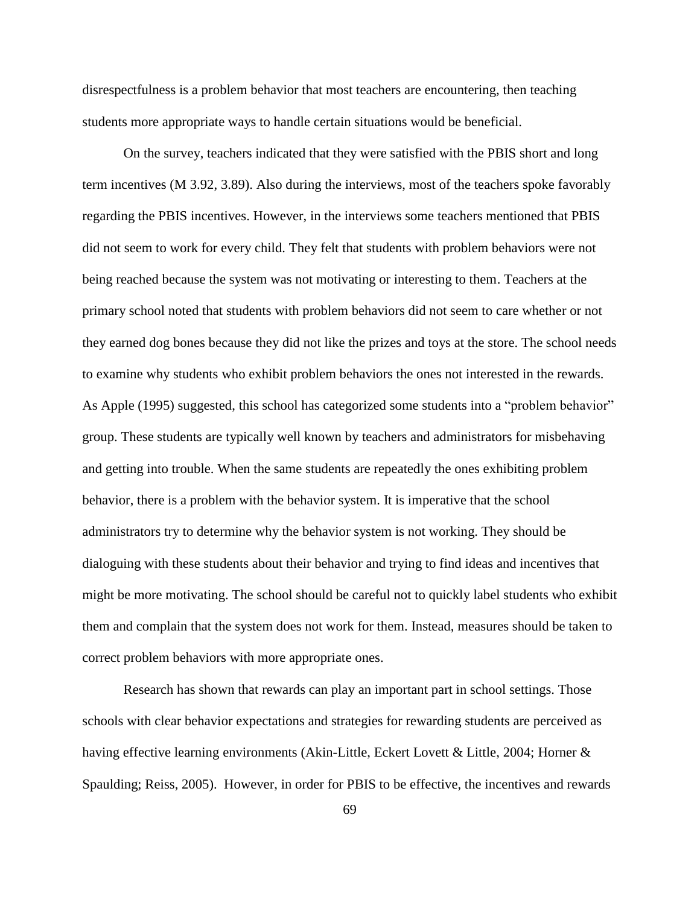disrespectfulness is a problem behavior that most teachers are encountering, then teaching students more appropriate ways to handle certain situations would be beneficial.

On the survey, teachers indicated that they were satisfied with the PBIS short and long term incentives (M 3.92, 3.89). Also during the interviews, most of the teachers spoke favorably regarding the PBIS incentives. However, in the interviews some teachers mentioned that PBIS did not seem to work for every child. They felt that students with problem behaviors were not being reached because the system was not motivating or interesting to them. Teachers at the primary school noted that students with problem behaviors did not seem to care whether or not they earned dog bones because they did not like the prizes and toys at the store. The school needs to examine why students who exhibit problem behaviors the ones not interested in the rewards. As Apple (1995) suggested, this school has categorized some students into a "problem behavior" group. These students are typically well known by teachers and administrators for misbehaving and getting into trouble. When the same students are repeatedly the ones exhibiting problem behavior, there is a problem with the behavior system. It is imperative that the school administrators try to determine why the behavior system is not working. They should be dialoguing with these students about their behavior and trying to find ideas and incentives that might be more motivating. The school should be careful not to quickly label students who exhibit them and complain that the system does not work for them. Instead, measures should be taken to correct problem behaviors with more appropriate ones.

Research has shown that rewards can play an important part in school settings. Those schools with clear behavior expectations and strategies for rewarding students are perceived as having effective learning environments (Akin-Little, Eckert Lovett & Little, 2004; Horner & Spaulding; Reiss, 2005). However, in order for PBIS to be effective, the incentives and rewards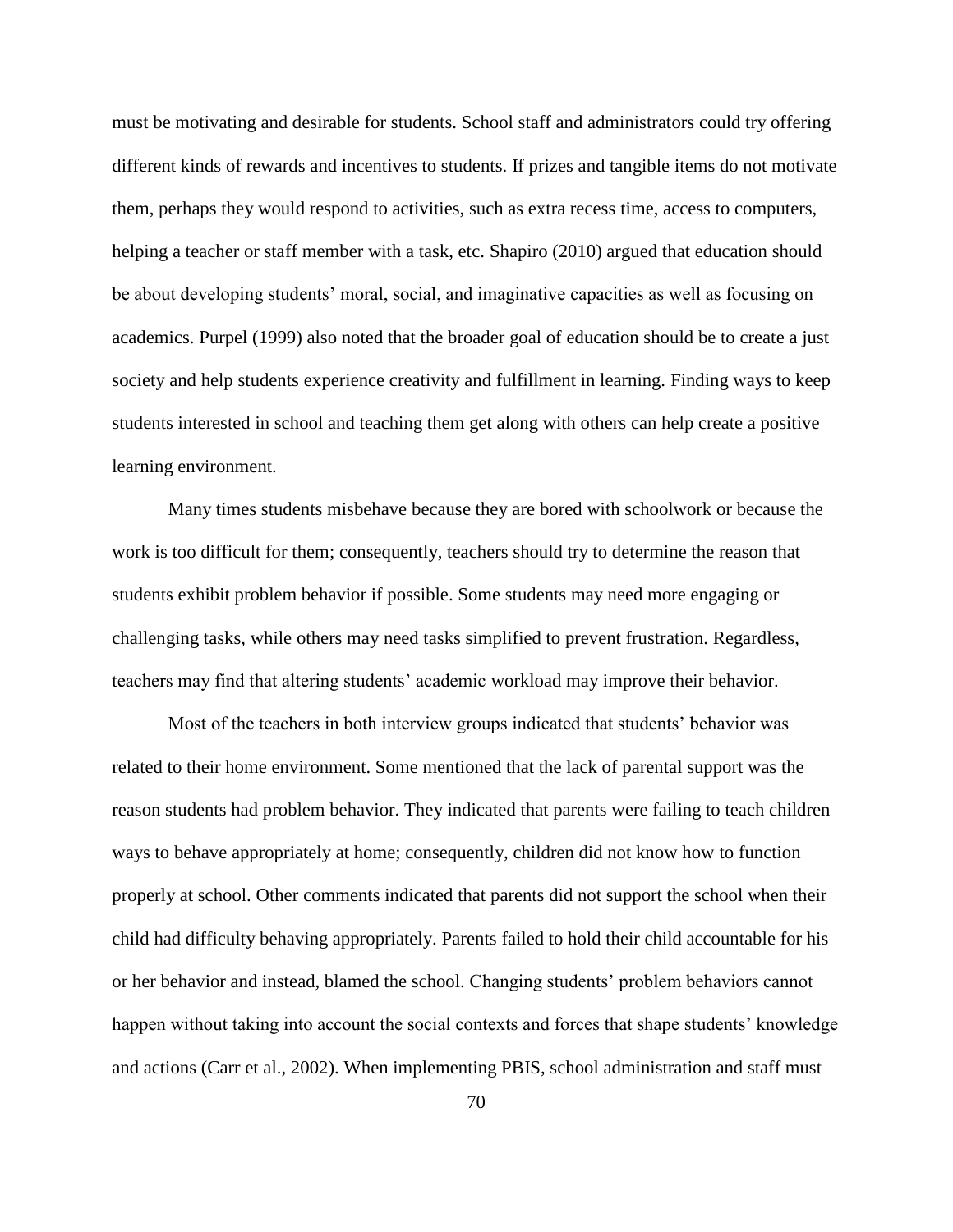must be motivating and desirable for students. School staff and administrators could try offering different kinds of rewards and incentives to students. If prizes and tangible items do not motivate them, perhaps they would respond to activities, such as extra recess time, access to computers, helping a teacher or staff member with a task, etc. Shapiro (2010) argued that education should be about developing students' moral, social, and imaginative capacities as well as focusing on academics. Purpel (1999) also noted that the broader goal of education should be to create a just society and help students experience creativity and fulfillment in learning. Finding ways to keep students interested in school and teaching them get along with others can help create a positive learning environment.

Many times students misbehave because they are bored with schoolwork or because the work is too difficult for them; consequently, teachers should try to determine the reason that students exhibit problem behavior if possible. Some students may need more engaging or challenging tasks, while others may need tasks simplified to prevent frustration. Regardless, teachers may find that altering students' academic workload may improve their behavior.

Most of the teachers in both interview groups indicated that students' behavior was related to their home environment. Some mentioned that the lack of parental support was the reason students had problem behavior. They indicated that parents were failing to teach children ways to behave appropriately at home; consequently, children did not know how to function properly at school. Other comments indicated that parents did not support the school when their child had difficulty behaving appropriately. Parents failed to hold their child accountable for his or her behavior and instead, blamed the school. Changing students' problem behaviors cannot happen without taking into account the social contexts and forces that shape students' knowledge and actions (Carr et al., 2002). When implementing PBIS, school administration and staff must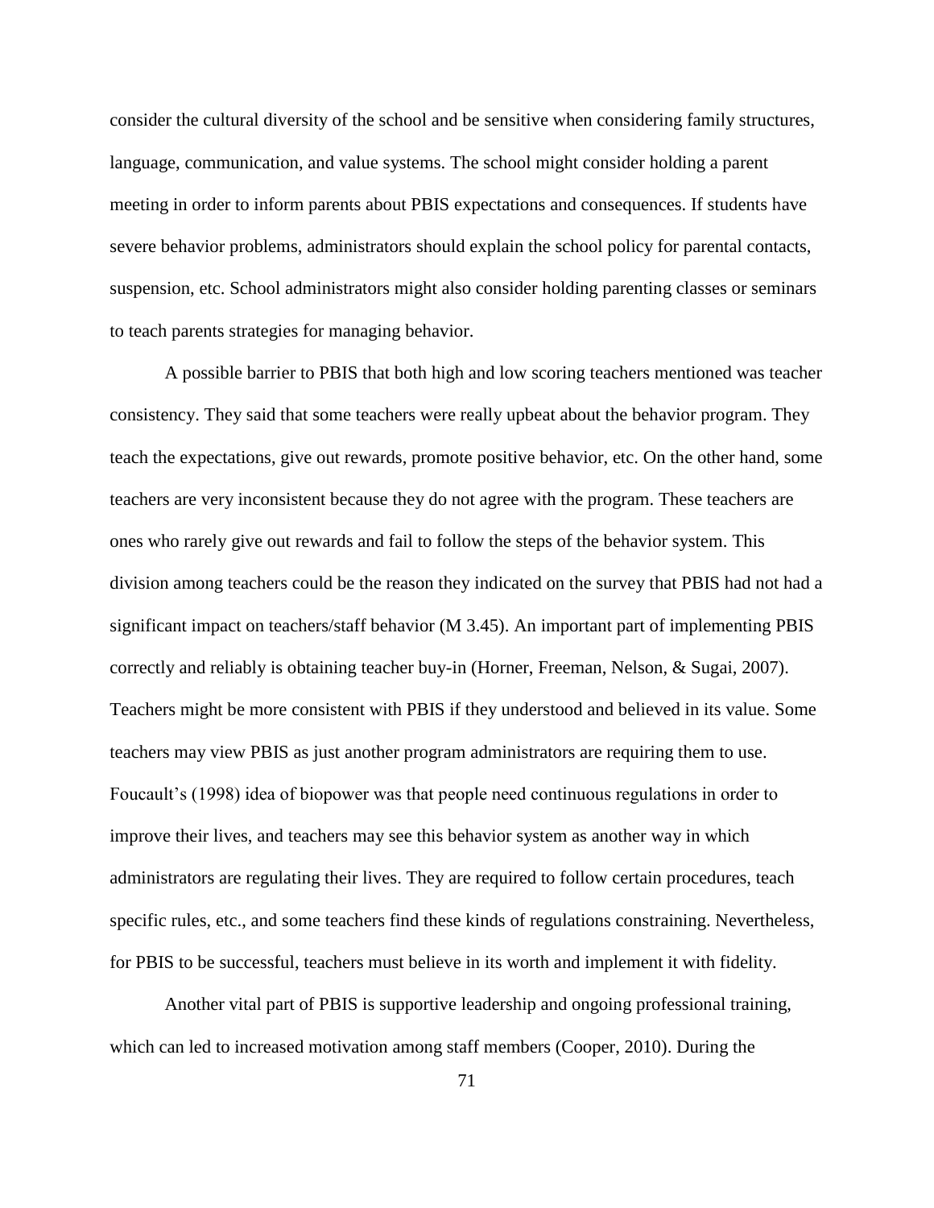consider the cultural diversity of the school and be sensitive when considering family structures, language, communication, and value systems. The school might consider holding a parent meeting in order to inform parents about PBIS expectations and consequences. If students have severe behavior problems, administrators should explain the school policy for parental contacts, suspension, etc. School administrators might also consider holding parenting classes or seminars to teach parents strategies for managing behavior.

A possible barrier to PBIS that both high and low scoring teachers mentioned was teacher consistency. They said that some teachers were really upbeat about the behavior program. They teach the expectations, give out rewards, promote positive behavior, etc. On the other hand, some teachers are very inconsistent because they do not agree with the program. These teachers are ones who rarely give out rewards and fail to follow the steps of the behavior system. This division among teachers could be the reason they indicated on the survey that PBIS had not had a significant impact on teachers/staff behavior (M 3.45). An important part of implementing PBIS correctly and reliably is obtaining teacher buy-in (Horner, Freeman, Nelson, & Sugai, 2007). Teachers might be more consistent with PBIS if they understood and believed in its value. Some teachers may view PBIS as just another program administrators are requiring them to use. Foucault's (1998) idea of biopower was that people need continuous regulations in order to improve their lives, and teachers may see this behavior system as another way in which administrators are regulating their lives. They are required to follow certain procedures, teach specific rules, etc., and some teachers find these kinds of regulations constraining. Nevertheless, for PBIS to be successful, teachers must believe in its worth and implement it with fidelity.

Another vital part of PBIS is supportive leadership and ongoing professional training, which can led to increased motivation among staff members (Cooper, 2010). During the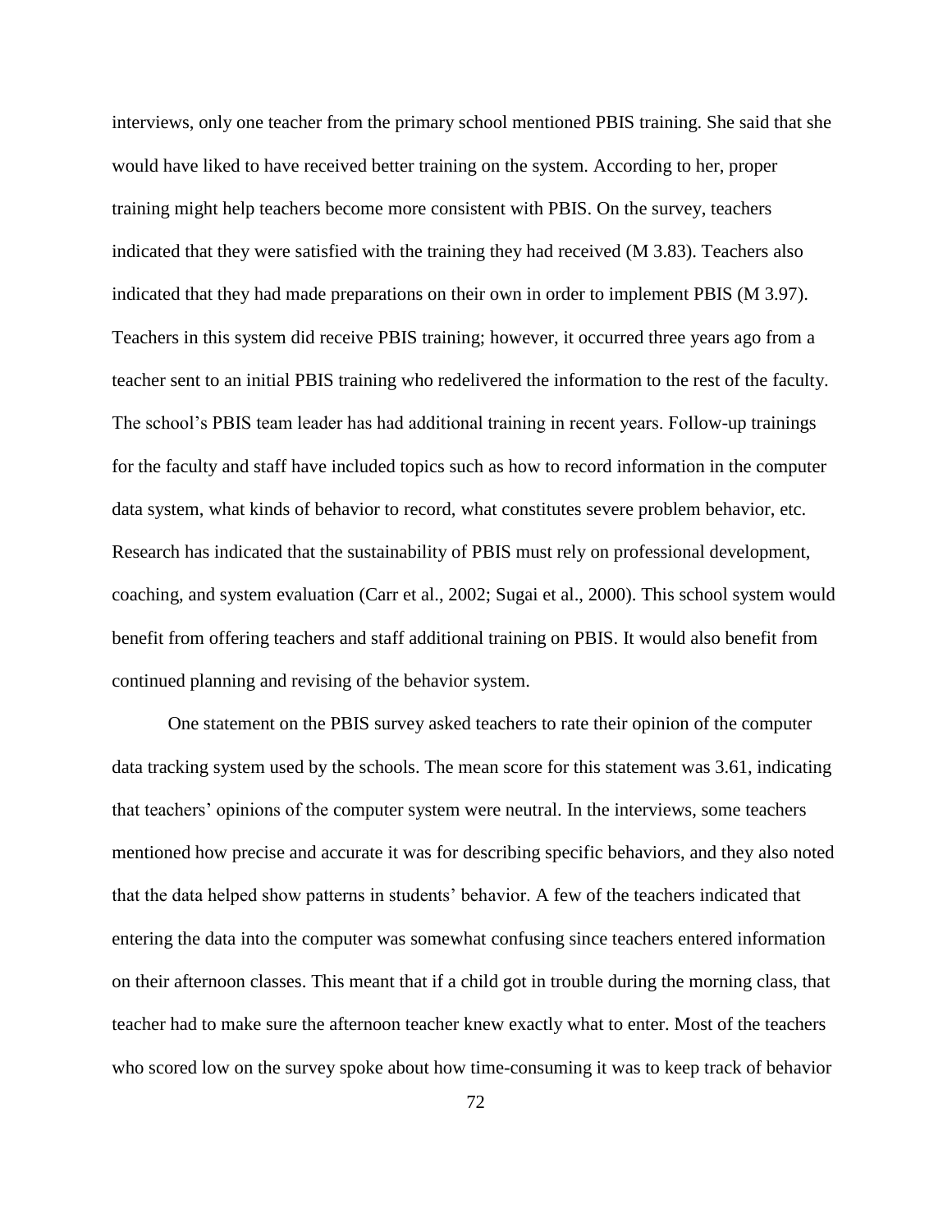interviews, only one teacher from the primary school mentioned PBIS training. She said that she would have liked to have received better training on the system. According to her, proper training might help teachers become more consistent with PBIS. On the survey, teachers indicated that they were satisfied with the training they had received (M 3.83). Teachers also indicated that they had made preparations on their own in order to implement PBIS (M 3.97). Teachers in this system did receive PBIS training; however, it occurred three years ago from a teacher sent to an initial PBIS training who redelivered the information to the rest of the faculty. The school's PBIS team leader has had additional training in recent years. Follow-up trainings for the faculty and staff have included topics such as how to record information in the computer data system, what kinds of behavior to record, what constitutes severe problem behavior, etc. Research has indicated that the sustainability of PBIS must rely on professional development, coaching, and system evaluation (Carr et al., 2002; Sugai et al., 2000). This school system would benefit from offering teachers and staff additional training on PBIS. It would also benefit from continued planning and revising of the behavior system.

One statement on the PBIS survey asked teachers to rate their opinion of the computer data tracking system used by the schools. The mean score for this statement was 3.61, indicating that teachers' opinions of the computer system were neutral. In the interviews, some teachers mentioned how precise and accurate it was for describing specific behaviors, and they also noted that the data helped show patterns in students' behavior. A few of the teachers indicated that entering the data into the computer was somewhat confusing since teachers entered information on their afternoon classes. This meant that if a child got in trouble during the morning class, that teacher had to make sure the afternoon teacher knew exactly what to enter. Most of the teachers who scored low on the survey spoke about how time-consuming it was to keep track of behavior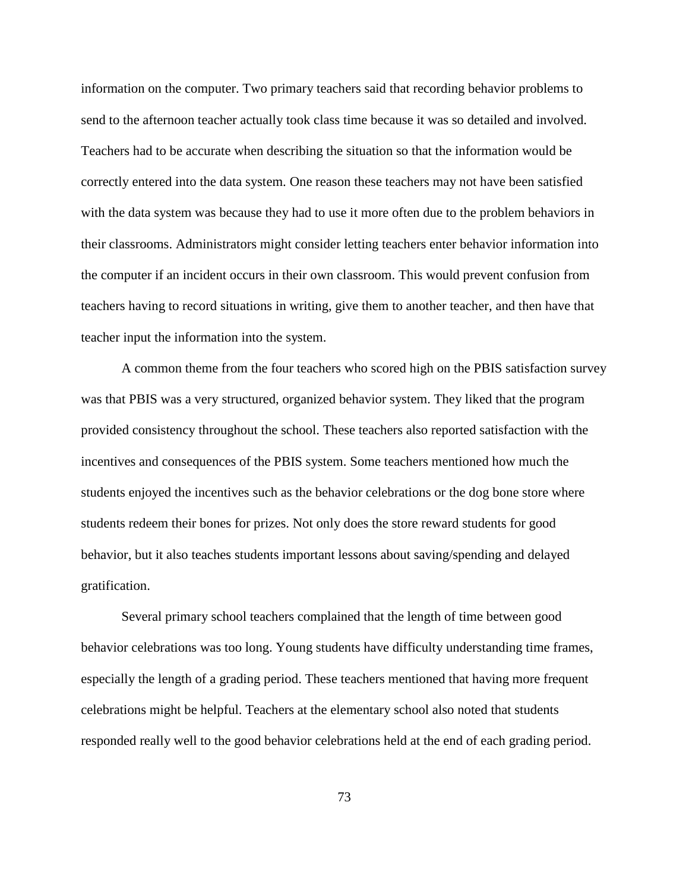information on the computer. Two primary teachers said that recording behavior problems to send to the afternoon teacher actually took class time because it was so detailed and involved. Teachers had to be accurate when describing the situation so that the information would be correctly entered into the data system. One reason these teachers may not have been satisfied with the data system was because they had to use it more often due to the problem behaviors in their classrooms. Administrators might consider letting teachers enter behavior information into the computer if an incident occurs in their own classroom. This would prevent confusion from teachers having to record situations in writing, give them to another teacher, and then have that teacher input the information into the system.

A common theme from the four teachers who scored high on the PBIS satisfaction survey was that PBIS was a very structured, organized behavior system. They liked that the program provided consistency throughout the school. These teachers also reported satisfaction with the incentives and consequences of the PBIS system. Some teachers mentioned how much the students enjoyed the incentives such as the behavior celebrations or the dog bone store where students redeem their bones for prizes. Not only does the store reward students for good behavior, but it also teaches students important lessons about saving/spending and delayed gratification.

Several primary school teachers complained that the length of time between good behavior celebrations was too long. Young students have difficulty understanding time frames, especially the length of a grading period. These teachers mentioned that having more frequent celebrations might be helpful. Teachers at the elementary school also noted that students responded really well to the good behavior celebrations held at the end of each grading period.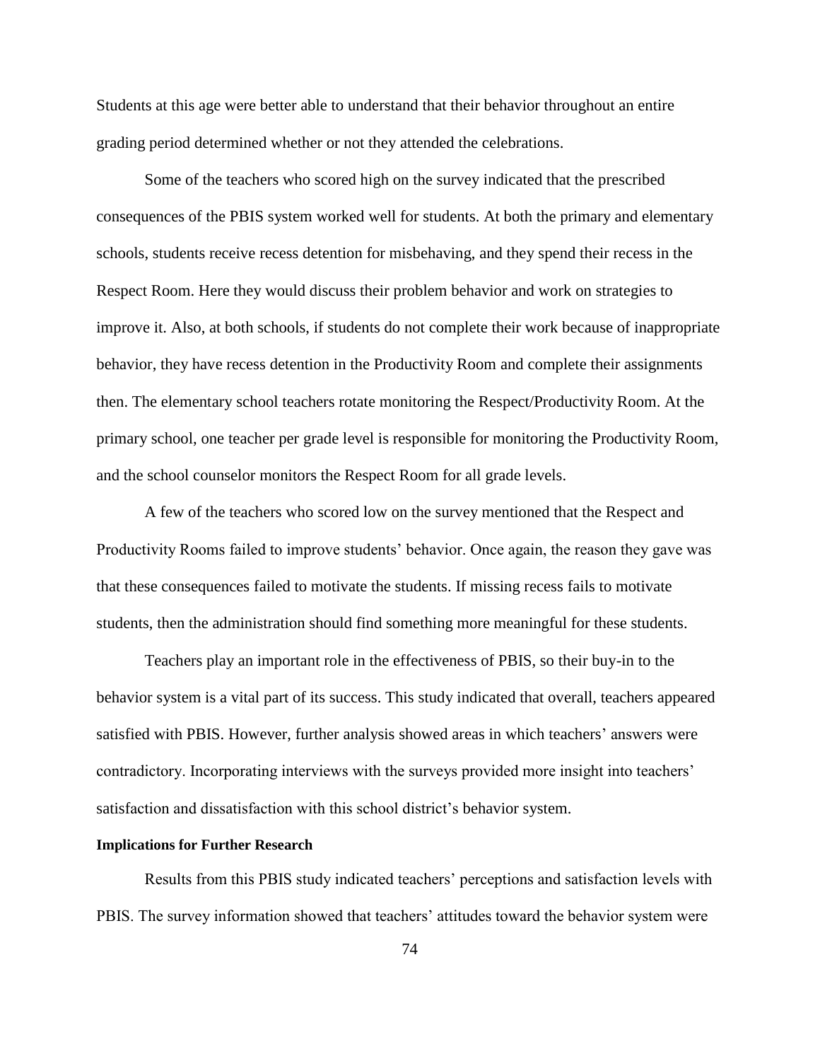Students at this age were better able to understand that their behavior throughout an entire grading period determined whether or not they attended the celebrations.

Some of the teachers who scored high on the survey indicated that the prescribed consequences of the PBIS system worked well for students. At both the primary and elementary schools, students receive recess detention for misbehaving, and they spend their recess in the Respect Room. Here they would discuss their problem behavior and work on strategies to improve it. Also, at both schools, if students do not complete their work because of inappropriate behavior, they have recess detention in the Productivity Room and complete their assignments then. The elementary school teachers rotate monitoring the Respect/Productivity Room. At the primary school, one teacher per grade level is responsible for monitoring the Productivity Room, and the school counselor monitors the Respect Room for all grade levels.

A few of the teachers who scored low on the survey mentioned that the Respect and Productivity Rooms failed to improve students' behavior. Once again, the reason they gave was that these consequences failed to motivate the students. If missing recess fails to motivate students, then the administration should find something more meaningful for these students.

Teachers play an important role in the effectiveness of PBIS, so their buy-in to the behavior system is a vital part of its success. This study indicated that overall, teachers appeared satisfied with PBIS. However, further analysis showed areas in which teachers' answers were contradictory. Incorporating interviews with the surveys provided more insight into teachers' satisfaction and dissatisfaction with this school district's behavior system.

**Implications for Further Research**

Results from this PBIS study indicated teachers' perceptions and satisfaction levels with PBIS. The survey information showed that teachers' attitudes toward the behavior system were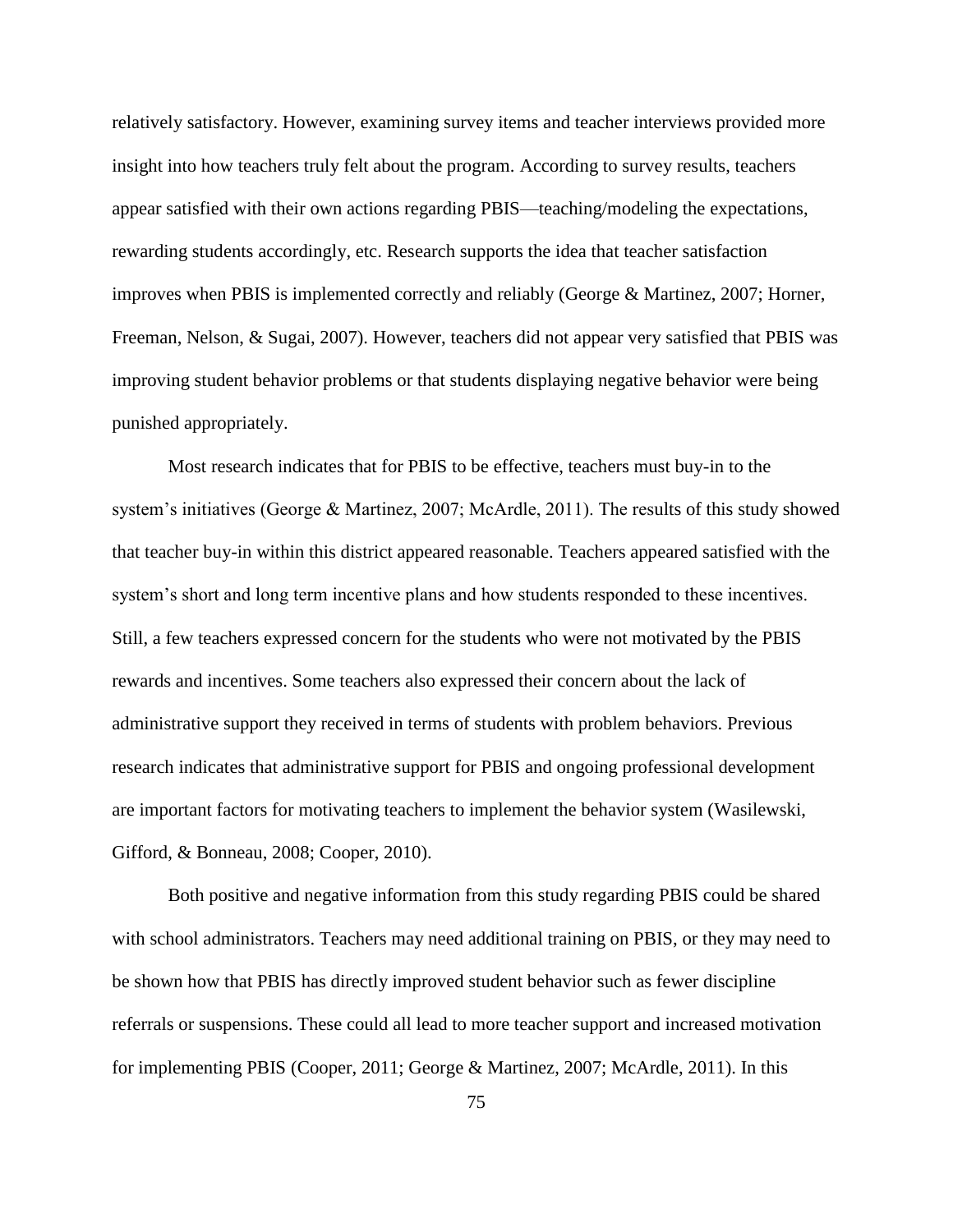relatively satisfactory. However, examining survey items and teacher interviews provided more insight into how teachers truly felt about the program. According to survey results, teachers appear satisfied with their own actions regarding PBIS—teaching/modeling the expectations, rewarding students accordingly, etc. Research supports the idea that teacher satisfaction improves when PBIS is implemented correctly and reliably (George & Martinez, 2007; Horner, Freeman, Nelson, & Sugai, 2007). However, teachers did not appear very satisfied that PBIS was improving student behavior problems or that students displaying negative behavior were being punished appropriately.

Most research indicates that for PBIS to be effective, teachers must buy-in to the system's initiatives (George & Martinez, 2007; McArdle, 2011). The results of this study showed that teacher buy-in within this district appeared reasonable. Teachers appeared satisfied with the system's short and long term incentive plans and how students responded to these incentives. Still, a few teachers expressed concern for the students who were not motivated by the PBIS rewards and incentives. Some teachers also expressed their concern about the lack of administrative support they received in terms of students with problem behaviors. Previous research indicates that administrative support for PBIS and ongoing professional development are important factors for motivating teachers to implement the behavior system (Wasilewski, Gifford, & Bonneau, 2008; Cooper, 2010).

Both positive and negative information from this study regarding PBIS could be shared with school administrators. Teachers may need additional training on PBIS, or they may need to be shown how that PBIS has directly improved student behavior such as fewer discipline referrals or suspensions. These could all lead to more teacher support and increased motivation for implementing PBIS (Cooper, 2011; George & Martinez, 2007; McArdle, 2011). In this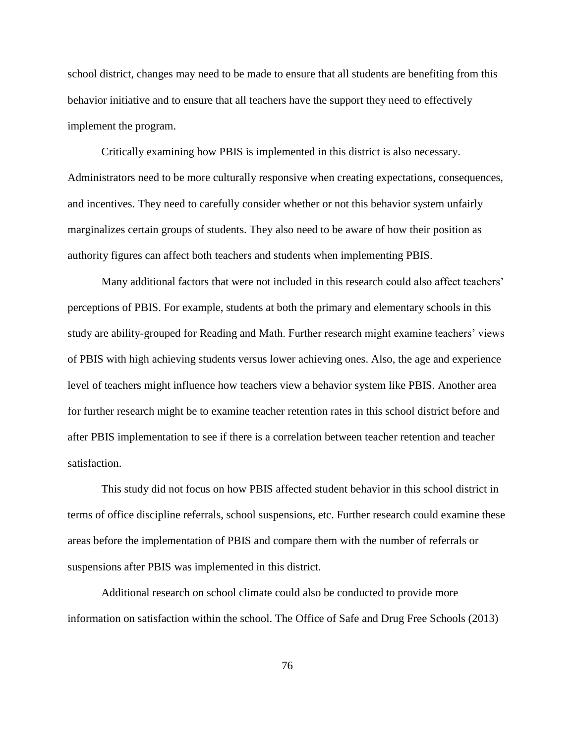school district, changes may need to be made to ensure that all students are benefiting from this behavior initiative and to ensure that all teachers have the support they need to effectively implement the program.

Critically examining how PBIS is implemented in this district is also necessary. Administrators need to be more culturally responsive when creating expectations, consequences, and incentives. They need to carefully consider whether or not this behavior system unfairly marginalizes certain groups of students. They also need to be aware of how their position as authority figures can affect both teachers and students when implementing PBIS.

Many additional factors that were not included in this research could also affect teachers' perceptions of PBIS. For example, students at both the primary and elementary schools in this study are ability-grouped for Reading and Math. Further research might examine teachers' views of PBIS with high achieving students versus lower achieving ones. Also, the age and experience level of teachers might influence how teachers view a behavior system like PBIS. Another area for further research might be to examine teacher retention rates in this school district before and after PBIS implementation to see if there is a correlation between teacher retention and teacher satisfaction.

This study did not focus on how PBIS affected student behavior in this school district in terms of office discipline referrals, school suspensions, etc. Further research could examine these areas before the implementation of PBIS and compare them with the number of referrals or suspensions after PBIS was implemented in this district.

Additional research on school climate could also be conducted to provide more information on satisfaction within the school. The Office of Safe and Drug Free Schools (2013)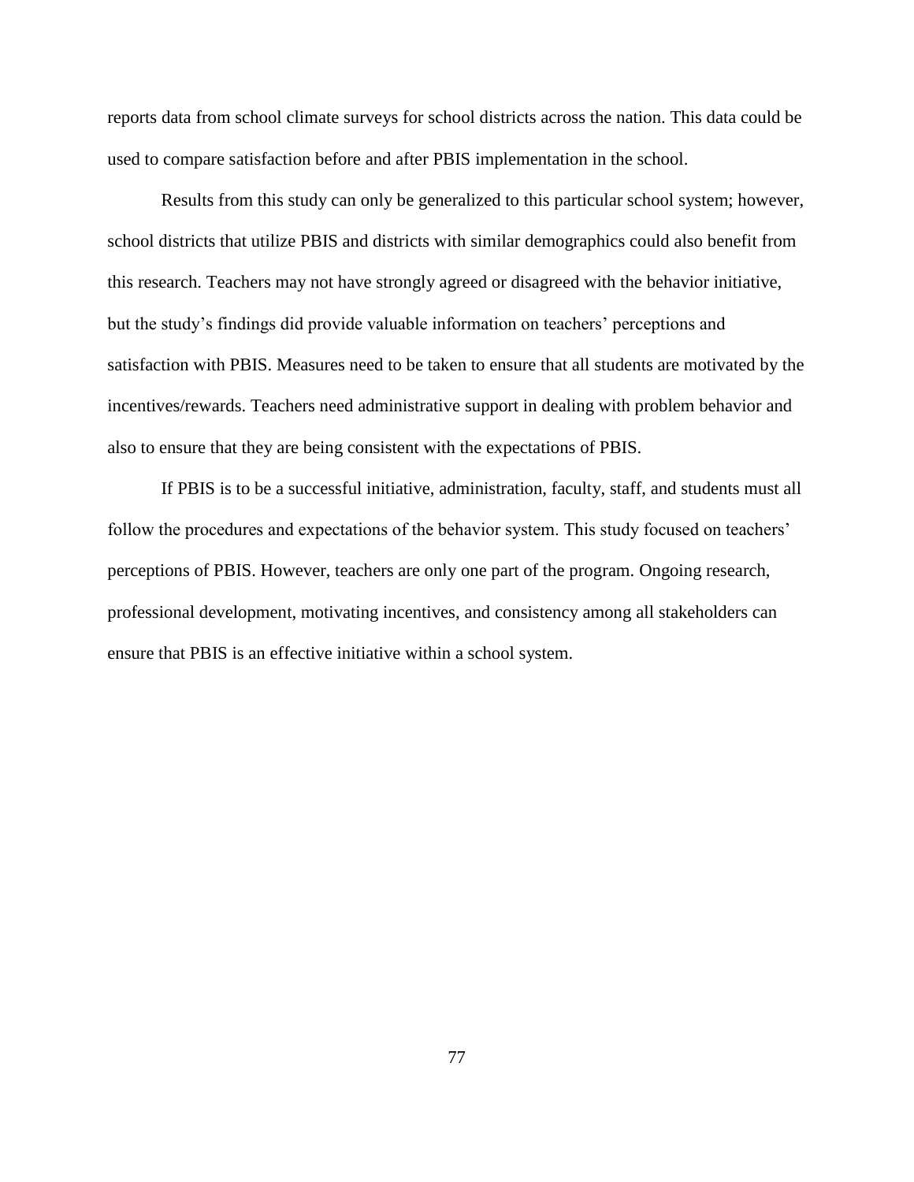reports data from school climate surveys for school districts across the nation. This data could be used to compare satisfaction before and after PBIS implementation in the school.

Results from this study can only be generalized to this particular school system; however, school districts that utilize PBIS and districts with similar demographics could also benefit from this research. Teachers may not have strongly agreed or disagreed with the behavior initiative, but the study's findings did provide valuable information on teachers' perceptions and satisfaction with PBIS. Measures need to be taken to ensure that all students are motivated by the incentives/rewards. Teachers need administrative support in dealing with problem behavior and also to ensure that they are being consistent with the expectations of PBIS.

If PBIS is to be a successful initiative, administration, faculty, staff, and students must all follow the procedures and expectations of the behavior system. This study focused on teachers' perceptions of PBIS. However, teachers are only one part of the program. Ongoing research, professional development, motivating incentives, and consistency among all stakeholders can ensure that PBIS is an effective initiative within a school system.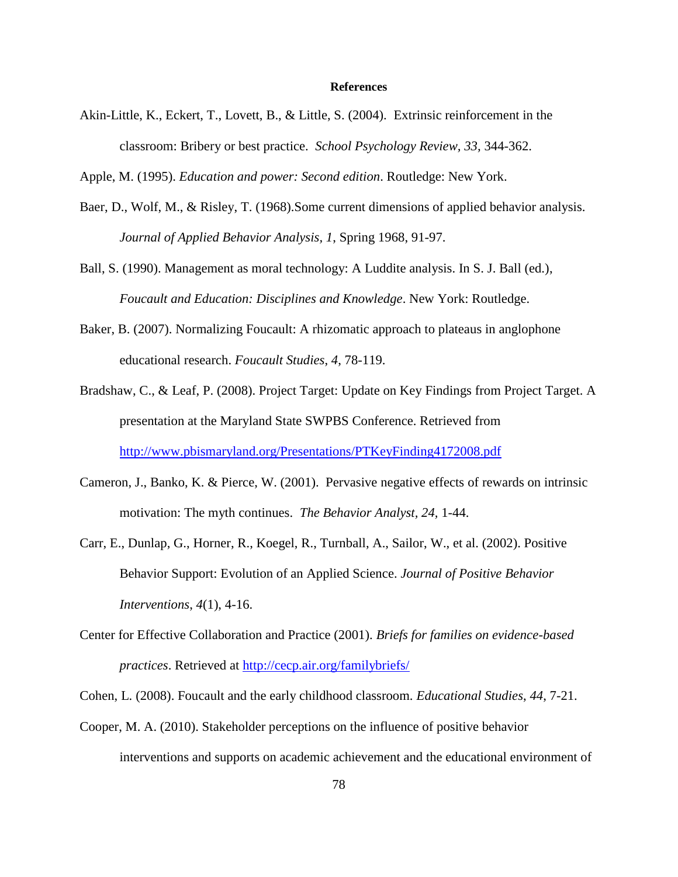**References**

Akin-Little, K., Eckert, T., Lovett, B., & Little, S. (2004). Extrinsic reinforcement in the classroom: Bribery or best practice. *School Psychology Review, 33,* 344-362.

Apple, M. (1995). *Education and power: Second edition*. Routledge: New York.

Baer, D., Wolf, M., & Risley, T. (1968).Some current dimensions of applied behavior analysis. *Journal of Applied Behavior Analysis, 1,* Spring 1968, 91-97.

Ball, S. (1990). Management as moral technology: A Luddite analysis. In S. J. Ball (ed.), *Foucault and Education: Disciplines and Knowledge*. New York: Routledge.

Baker, B. (2007). Normalizing Foucault: A rhizomatic approach to plateaus in anglophone educational research. *Foucault Studies*, *4*, 78-119.

Bradshaw, C., & Leaf, P. (2008). Project Target: Update on Key Findings from Project Target. A presentation at the Maryland State SWPBS Conference. Retrieved from http://www.pbismaryland.org/Presentations/PTKeyFinding4172008.pdf

Cameron, J., Banko, K. & Pierce, W. (2001). Pervasive negative effects of rewards on intrinsic motivation: The myth continues. *The Behavior Analyst, 24,* 1-44.

Carr, E., Dunlap, G., Horner, R., Koegel, R., Turnball, A., Sailor, W., et al. (2002). Positive Behavior Support: Evolution of an Applied Science. *Journal of Positive Behavior Interventions*, *4*(1), 4-16.

Center for Effective Collaboration and Practice (2001). *Briefs for families on evidence-based practices*. Retrieved at http://cecp.air.org/familybriefs/

Cohen, L. (2008). Foucault and the early childhood classroom. *Educational Studies*, *44*, 7-21.

Cooper, M. A. (2010). Stakeholder perceptions on the influence of positive behavior interventions and supports on academic achievement and the educational environment of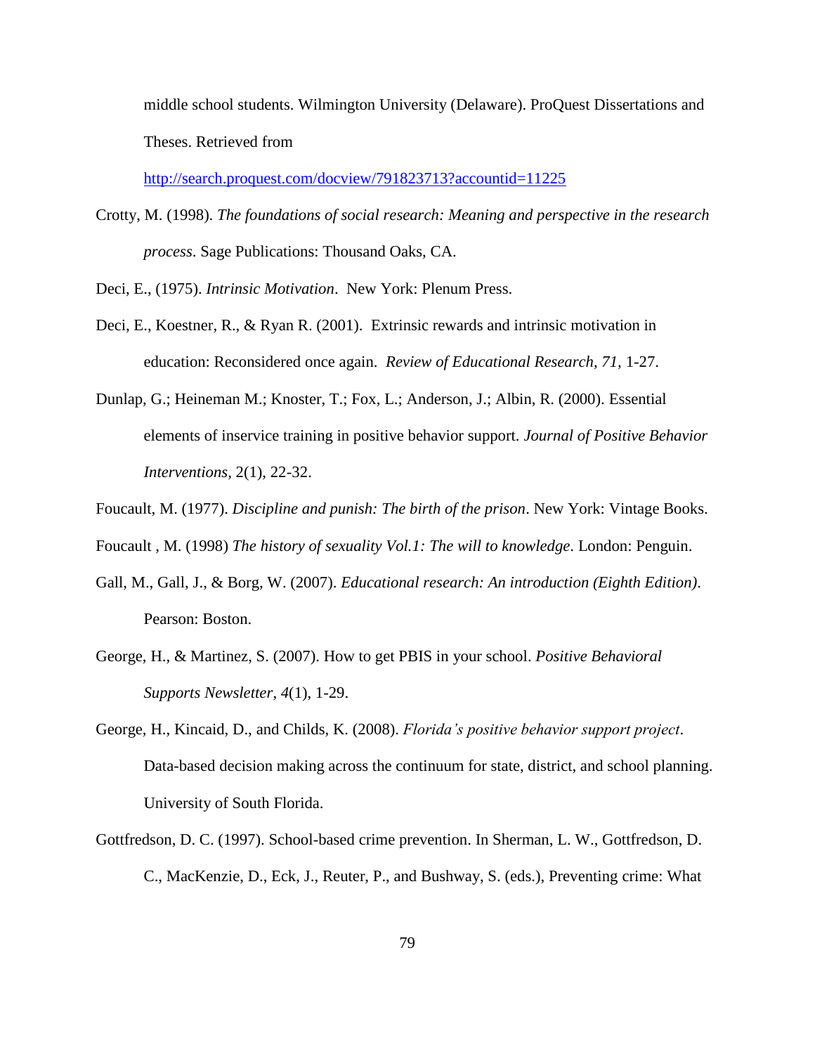middle school students. Wilmington University (Delaware). ProQuest Dissertations and Theses. Retrieved from http://search.proquest.com/docview/791823713?accountid=11225

Crotty, M. (1998). *The foundations of social research: Meaning and perspective in the research process*. Sage Publications: Thousand Oaks, CA.

Deci, E., (1975). *Intrinsic Motivation*. New York: Plenum Press.

Deci, E., Koestner, R., & Ryan R. (2001). Extrinsic rewards and intrinsic motivation in education: Reconsidered once again. *Review of Educational Research, 71*, 1-27.

Dunlap, G.; Heineman M.; Knoster, T.; Fox, L.; Anderson, J.; Albin, R. (2000). Essential elements of inservice training in positive behavior support. *Journal of Positive Behavior Interventions,* 2(1), 22-32.

Foucault, M. (1977). *Discipline and punish: The birth of the prison*. New York: Vintage Books.

Foucault , M. (1998) *The history of sexuality Vol.1: The will to knowledge*. London: Penguin.

Gall, M., Gall, J., & Borg, W. (2007). *Educational research: An introduction (Eighth Edition)*. Pearson: Boston.

George, H., & Martinez, S. (2007). How to get PBIS in your school. *Positive Behavioral Supports Newsletter, 4*(1), 1-29.

George, H., Kincaid, D., and Childs, K. (2008). *Florida's positive behavior support project*. Data-based decision making across the continuum for state, district, and school planning. University of South Florida.

Gottfredson, D. C. (1997). School-based crime prevention. In Sherman, L. W., Gottfredson, D. C., MacKenzie, D., Eck, J., Reuter, P., and Bushway, S. (eds.), Preventing crime: What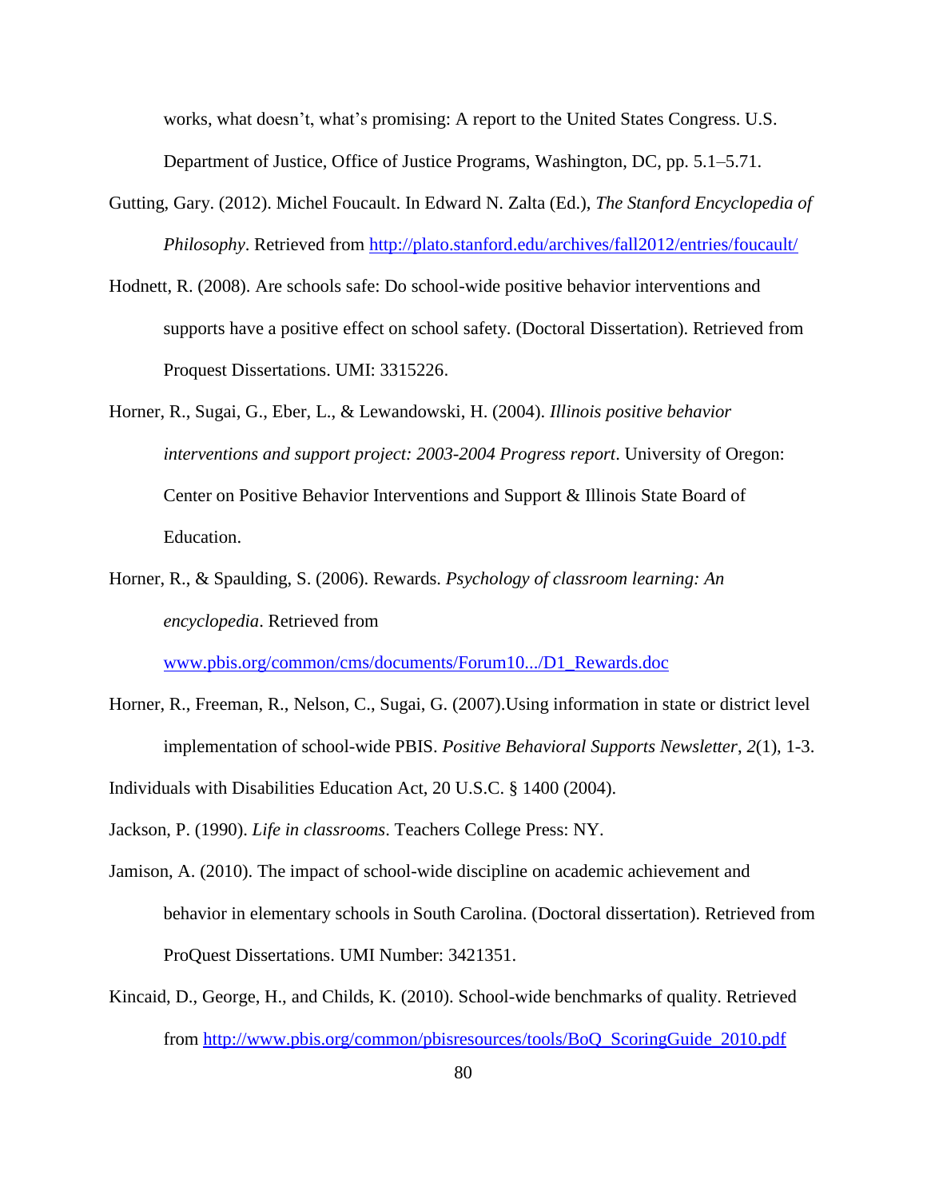works, what doesn't, what's promising: A report to the United States Congress. U.S. Department of Justice, Office of Justice Programs, Washington, DC, pp. 5.1–5.71.

Gutting, Gary. (2012). Michel Foucault. In Edward N. Zalta (Ed.), *The Stanford Encyclopedia of Philosophy*. Retrieved from http://plato.stanford.edu/archives/fall2012/entries/foucault/

Hodnett, R. (2008). Are schools safe: Do school-wide positive behavior interventions and supports have a positive effect on school safety. (Doctoral Dissertation). Retrieved from Proquest Dissertations. UMI: 3315226.

Horner, R., Sugai, G., Eber, L., & Lewandowski, H. (2004). *Illinois positive behavior interventions and support project: 2003-2004 Progress report*. University of Oregon: Center on Positive Behavior Interventions and Support & Illinois State Board of Education.

Horner, R., & Spaulding, S. (2006). Rewards. *Psychology of classroom learning: An encyclopedia*. Retrieved from www.pbis.org/common/cms/documents/Forum10.../D1_Rewards.doc

Horner, R., Freeman, R., Nelson, C., Sugai, G. (2007).Using information in state or district level implementation of school-wide PBIS. *Positive Behavioral Supports Newsletter*, *2*(1), 1-3.

Individuals with Disabilities Education Act, 20 U.S.C. § 1400 (2004).

Jackson, P. (1990). *Life in classrooms*. Teachers College Press: NY.

Jamison, A. (2010). The impact of school-wide discipline on academic achievement and behavior in elementary schools in South Carolina. (Doctoral dissertation). Retrieved from ProQuest Dissertations. UMI Number: 3421351.

Kincaid, D., George, H., and Childs, K. (2010). School-wide benchmarks of quality. Retrieved from http://www.pbis.org/common/pbisresources/tools/BoQ_ScoringGuide_2010.pdf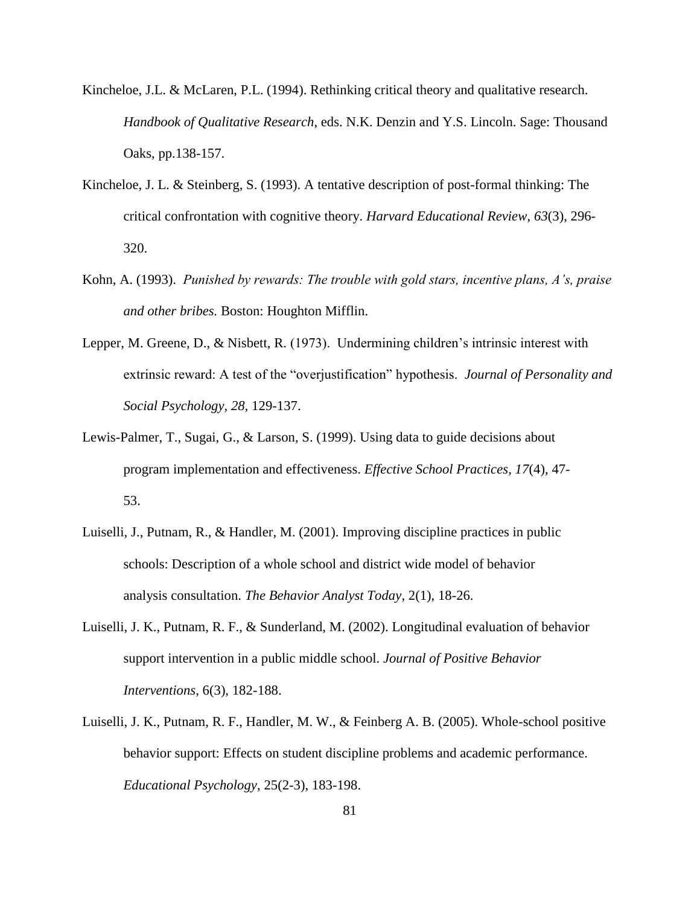Kincheloe, J.L. & McLaren, P.L. (1994). Rethinking critical theory and qualitative research. *Handbook of Qualitative Research*, eds. N.K. Denzin and Y.S. Lincoln. Sage: Thousand Oaks, pp.138-157.

Kincheloe, J. L. & Steinberg, S. (1993). A tentative description of post-formal thinking: The critical confrontation with cognitive theory. *Harvard Educational Review*, *63*(3), 296-320.

Kohn, A. (1993). *Punished by rewards: The trouble with gold stars, incentive plans, A's, praise and other bribes.* Boston: Houghton Mifflin.

Lepper, M. Greene, D., & Nisbett, R. (1973). Undermining children's intrinsic interest with extrinsic reward: A test of the "overjustification" hypothesis. *Journal of Personality and Social Psychology, 28*, 129-137.

Lewis-Palmer, T., Sugai, G., & Larson, S. (1999). Using data to guide decisions about program implementation and effectiveness. *Effective School Practices*, *17*(4), 47-53.

Luiselli, J., Putnam, R., & Handler, M. (2001). Improving discipline practices in public schools: Description of a whole school and district wide model of behavior analysis consultation. *The Behavior Analyst Today*, 2(1), 18-26.

Luiselli, J. K., Putnam, R. F., & Sunderland, M. (2002). Longitudinal evaluation of behavior support intervention in a public middle school. *Journal of Positive Behavior Interventions*, 6(3), 182-188.

Luiselli, J. K., Putnam, R. F., Handler, M. W., & Feinberg A. B. (2005). Whole-school positive behavior support: Effects on student discipline problems and academic performance. *Educational Psychology*, 25(2-3), 183-198.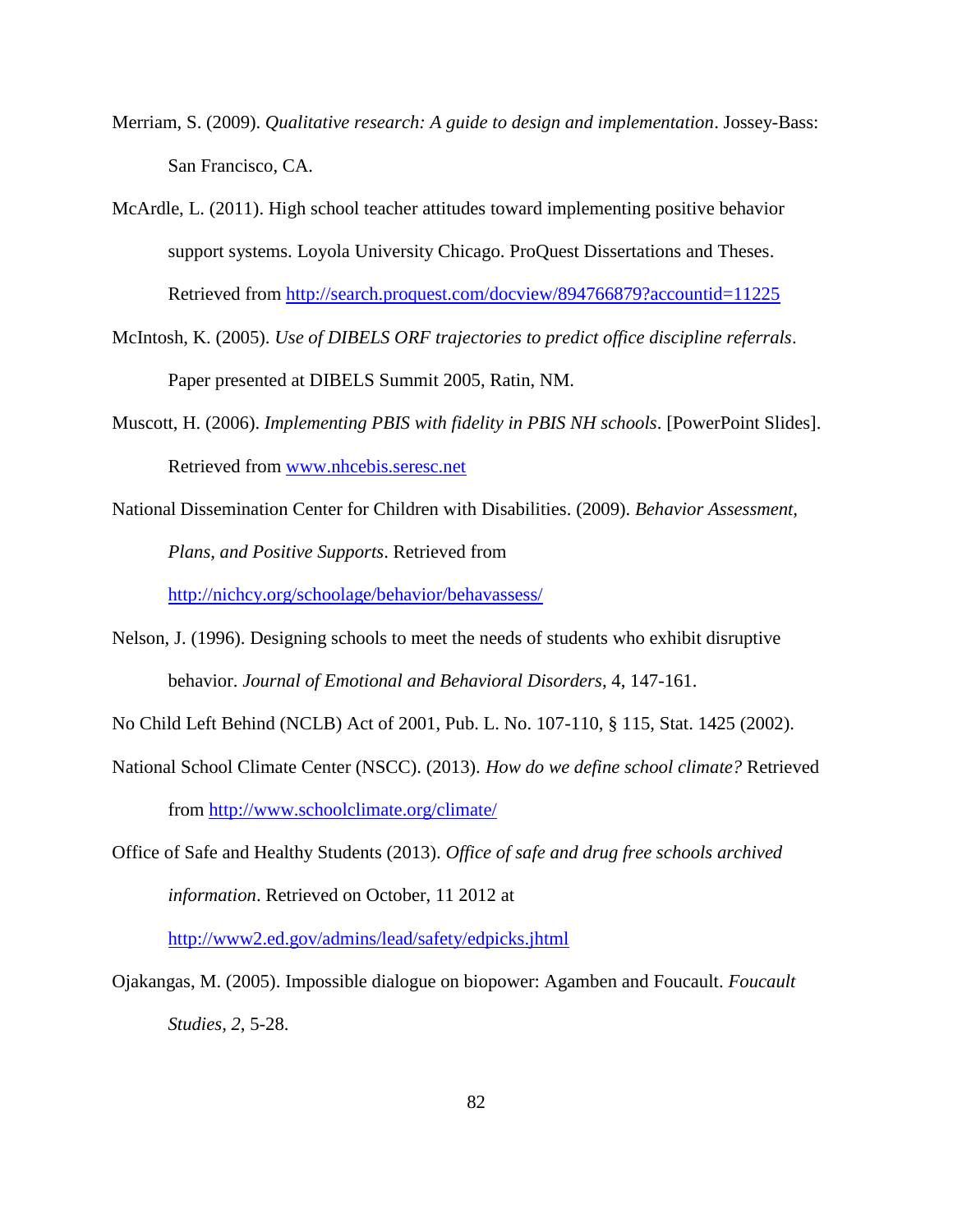Merriam, S. (2009). *Qualitative research: A guide to design and implementation*. Jossey-Bass: San Francisco, CA.

McArdle, L. (2011). High school teacher attitudes toward implementing positive behavior support systems. Loyola University Chicago. ProQuest Dissertations and Theses. Retrieved from http://search.proquest.com/docview/894766879?accountid=11225

McIntosh, K. (2005). *Use of DIBELS ORF trajectories to predict office discipline referrals*. Paper presented at DIBELS Summit 2005, Ratin, NM.

Muscott, H. (2006). *Implementing PBIS with fidelity in PBIS NH schools*. [PowerPoint Slides]. Retrieved from www.nhcebis.seresc.net

National Dissemination Center for Children with Disabilities. (2009). *Behavior Assessment, Plans, and Positive Supports*. Retrieved from http://nichcy.org/schoolage/behavior/behavassess/

Nelson, J. (1996). Designing schools to meet the needs of students who exhibit disruptive behavior. *Journal of Emotional and Behavioral Disorders*, 4, 147-161.

No Child Left Behind (NCLB) Act of 2001, Pub. L. No. 107-110, § 115, Stat. 1425 (2002).

National School Climate Center (NSCC). (2013). *How do we define school climate?* Retrieved from http://www.schoolclimate.org/climate/

Office of Safe and Healthy Students (2013). *Office of safe and drug free schools archived information*. Retrieved on October, 11 2012 at http://www2.ed.gov/admins/lead/safety/edpicks.jhtml

Ojakangas, M. (2005). Impossible dialogue on biopower: Agamben and Foucault. *Foucault Studies*, *2*, 5-28.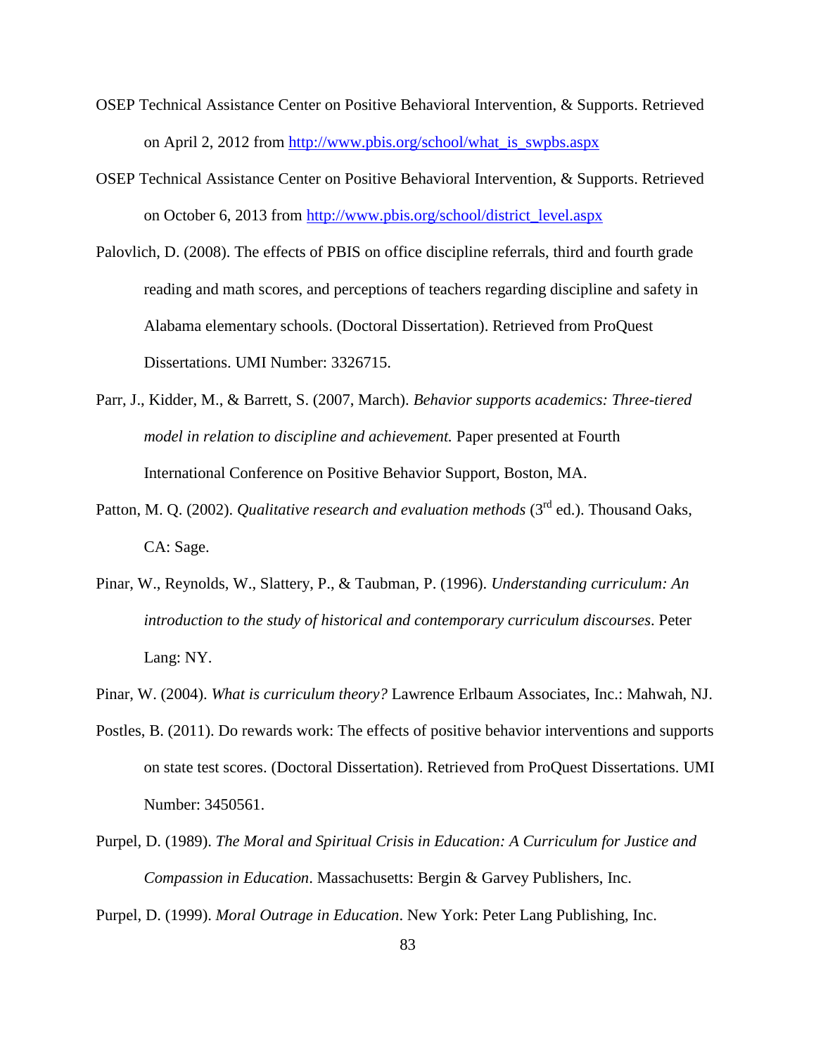OSEP Technical Assistance Center on Positive Behavioral Intervention, & Supports. Retrieved on April 2, 2012 from http://www.pbis.org/school/what_is_swpbs.aspx

OSEP Technical Assistance Center on Positive Behavioral Intervention, & Supports. Retrieved on October 6, 2013 from http://www.pbis.org/school/district_level.aspx

Palovlich, D. (2008). The effects of PBIS on office discipline referrals, third and fourth grade reading and math scores, and perceptions of teachers regarding discipline and safety in Alabama elementary schools. (Doctoral Dissertation). Retrieved from ProQuest Dissertations. UMI Number: 3326715.

Parr, J., Kidder, M., & Barrett, S. (2007, March). *Behavior supports academics: Three-tiered model in relation to discipline and achievement.* Paper presented at Fourth International Conference on Positive Behavior Support, Boston, MA.

Patton, M. Q. (2002). *Qualitative research and evaluation methods* (3rd ed.). Thousand Oaks, CA: Sage.

Pinar, W., Reynolds, W., Slattery, P., & Taubman, P. (1996). *Understanding curriculum: An introduction to the study of historical and contemporary curriculum discourses*. Peter Lang: NY.

Pinar, W. (2004). *What is curriculum theory?* Lawrence Erlbaum Associates, Inc.: Mahwah, NJ.

Postles, B. (2011). Do rewards work: The effects of positive behavior interventions and supports on state test scores. (Doctoral Dissertation). Retrieved from ProQuest Dissertations. UMI Number: 3450561.

Purpel, D. (1989). *The Moral and Spiritual Crisis in Education: A Curriculum for Justice and Compassion in Education*. Massachusetts: Bergin & Garvey Publishers, Inc.

Purpel, D. (1999). *Moral Outrage in Education*. New York: Peter Lang Publishing, Inc.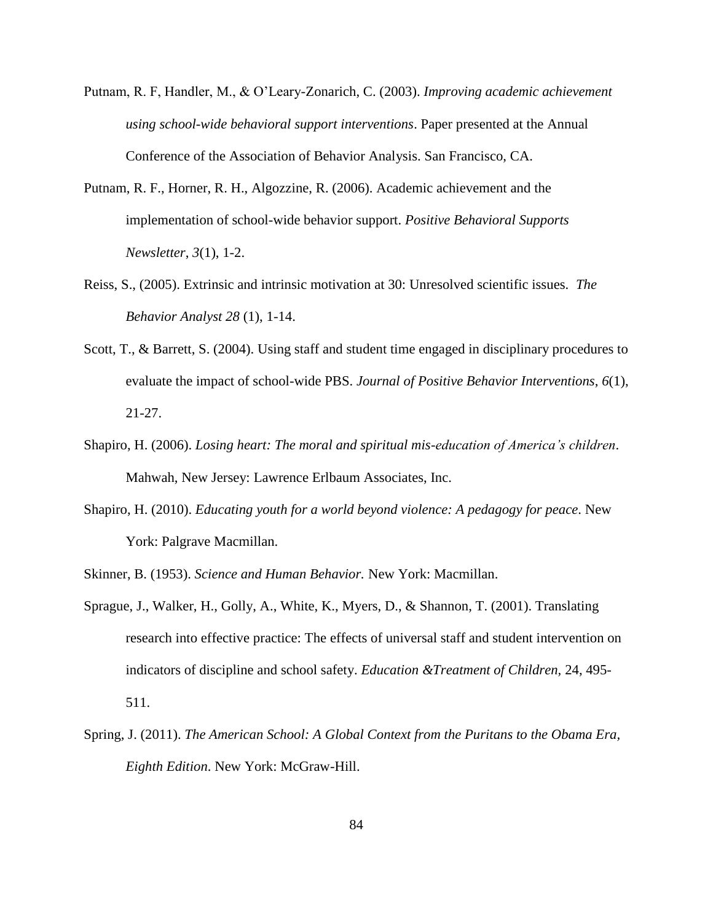Putnam, R. F, Handler, M., & O'Leary-Zonarich, C. (2003). *Improving academic achievement using school-wide behavioral support interventions*. Paper presented at the Annual Conference of the Association of Behavior Analysis. San Francisco, CA.

Putnam, R. F., Horner, R. H., Algozzine, R. (2006). Academic achievement and the implementation of school-wide behavior support. *Positive Behavioral Supports Newsletter*, *3*(1), 1-2.

Reiss, S., (2005). Extrinsic and intrinsic motivation at 30: Unresolved scientific issues. *The Behavior Analyst 28* (1), 1-14.

Scott, T., & Barrett, S. (2004). Using staff and student time engaged in disciplinary procedures to evaluate the impact of school-wide PBS. *Journal of Positive Behavior Interventions*, *6*(1), 21-27.

Shapiro, H. (2006). *Losing heart: The moral and spiritual mis-education of America's children*. Mahwah, New Jersey: Lawrence Erlbaum Associates, Inc.

Shapiro, H. (2010). *Educating youth for a world beyond violence: A pedagogy for peace*. New York: Palgrave Macmillan.

Skinner, B. (1953). *Science and Human Behavior.* New York: Macmillan.

Sprague, J., Walker, H., Golly, A., White, K., Myers, D., & Shannon, T. (2001). Translating research into effective practice: The effects of universal staff and student intervention on indicators of discipline and school safety. *Education &Treatment of Children*, 24, 495-511.

Spring, J. (2011). *The American School: A Global Context from the Puritans to the Obama Era, Eighth Edition*. New York: McGraw-Hill.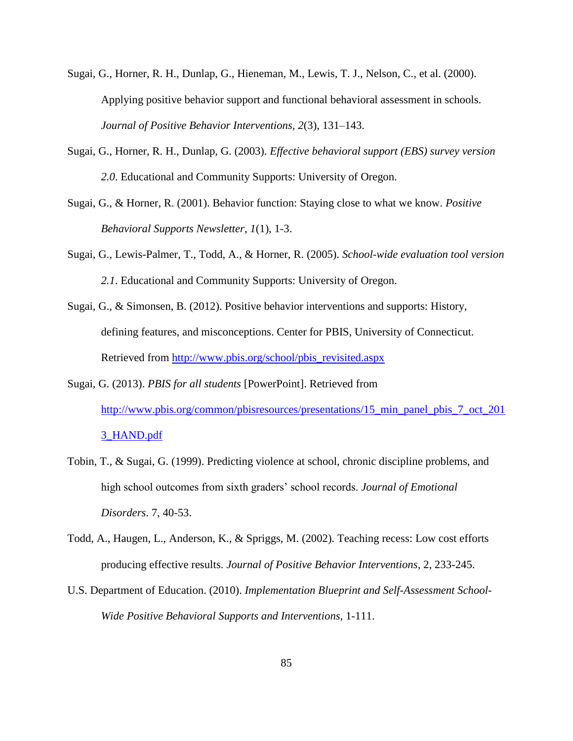Sugai, G., Horner, R. H., Dunlap, G., Hieneman, M., Lewis, T. J., Nelson, C., et al. (2000). Applying positive behavior support and functional behavioral assessment in schools. *Journal of Positive Behavior Interventions*, *2*(3), 131–143.

Sugai, G., Horner, R. H., Dunlap, G. (2003). *Effective behavioral support (EBS) survey version 2.0*. Educational and Community Supports: University of Oregon.

Sugai, G., & Horner, R. (2001). Behavior function: Staying close to what we know. *Positive Behavioral Supports Newsletter*, *1*(1), 1-3.

Sugai, G., Lewis-Palmer, T., Todd, A., & Horner, R. (2005). *School-wide evaluation tool version 2.1*. Educational and Community Supports: University of Oregon.

Sugai, G., & Simonsen, B. (2012). Positive behavior interventions and supports: History, defining features, and misconceptions. Center for PBIS, University of Connecticut. Retrieved from [http://www.pbis.org/school/pbis_revisited.aspx](http://www.pbis.org/school/pbis_revisited.aspx)

Sugai, G. (2013). *PBIS for all students* [PowerPoint]. Retrieved from [http://www.pbis.org/common/pbisresources/presentations/15_min_panel_pbis_7_oct_2013_HAND.pdf](http://www.pbis.org/common/pbisresources/presentations/15_min_panel_pbis_7_oct_2013_HAND.pdf)

Tobin, T., & Sugai, G. (1999). Predicting violence at school, chronic discipline problems, and high school outcomes from sixth graders' school records. *Journal of Emotional Disorders*. 7, 40-53.

Todd, A., Haugen, L., Anderson, K., & Spriggs, M. (2002). Teaching recess: Low cost efforts producing effective results. *Journal of Positive Behavior Interventions*, 2, 233-245.

U.S. Department of Education. (2010). *Implementation Blueprint and Self-Assessment School-Wide Positive Behavioral Supports and Interventions*, 1-111.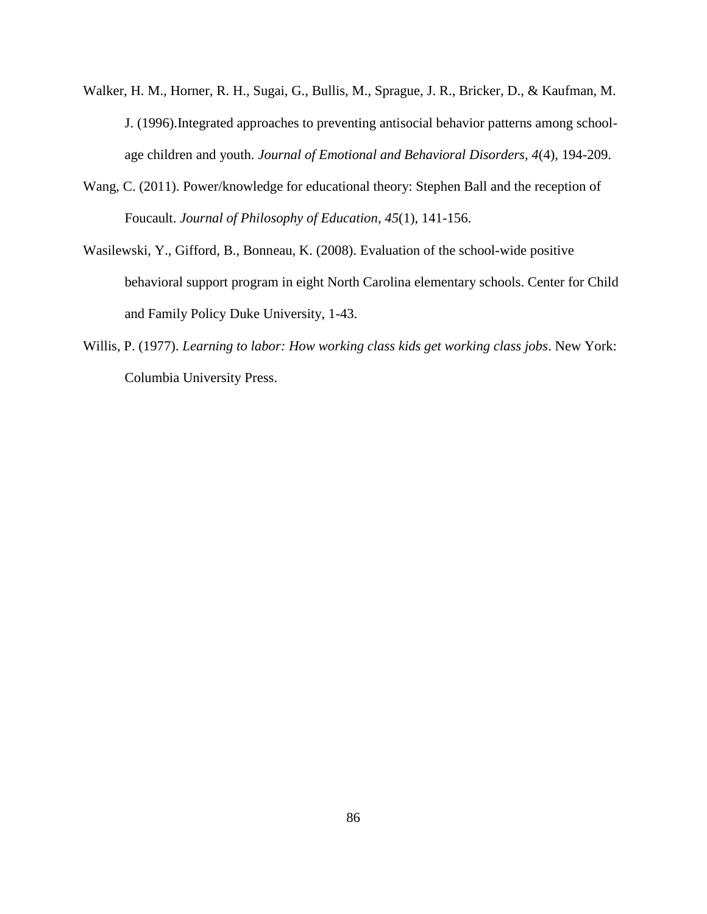Walker, H. M., Horner, R. H., Sugai, G., Bullis, M., Sprague, J. R., Bricker, D., & Kaufman, M. J. (1996).Integrated approaches to preventing antisocial behavior patterns among school-age children and youth. *Journal of Emotional and Behavioral Disorders*, *4*(4), 194-209.

Wang, C. (2011). Power/knowledge for educational theory: Stephen Ball and the reception of Foucault. *Journal of Philosophy of Education*, *45*(1), 141-156.

Wasilewski, Y., Gifford, B., Bonneau, K. (2008). Evaluation of the school-wide positive behavioral support program in eight North Carolina elementary schools. Center for Child and Family Policy Duke University, 1-43.

Willis, P. (1977). *Learning to labor: How working class kids get working class jobs*. New York: Columbia University Press.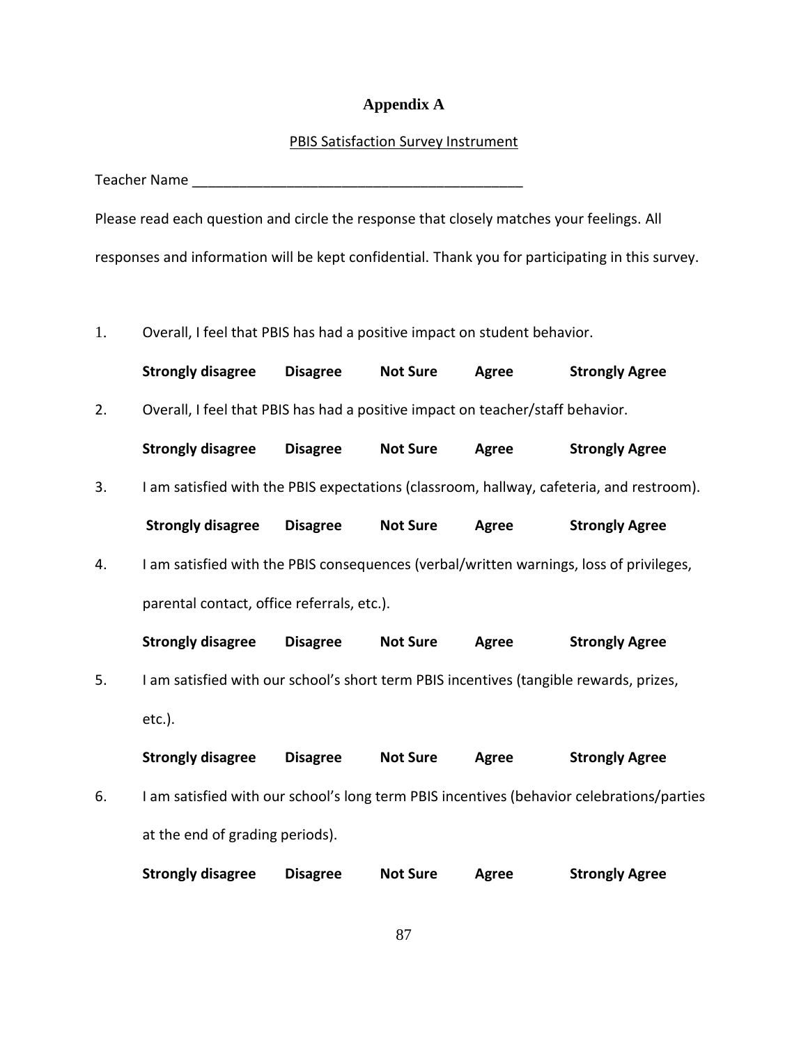# Appendix A

PBIS Satisfaction Survey Instrument

Teacher Name ___________________________________________

Please read each question and circle the response that closely matches your feelings. All responses and information will be kept confidential. Thank you for participating in this survey.

1. Overall, I feel that PBIS has had a positive impact on student behavior.

   **Strongly disagree**    **Disagree**    **Not Sure**    **Agree**    **Strongly Agree**

2. Overall, I feel that PBIS has had a positive impact on teacher/staff behavior.

   **Strongly disagree**    **Disagree**    **Not Sure**    **Agree**    **Strongly Agree**

3. I am satisfied with the PBIS expectations (classroom, hallway, cafeteria, and restroom).

   **Strongly disagree**    **Disagree**    **Not Sure**    **Agree**    **Strongly Agree**

4. I am satisfied with the PBIS consequences (verbal/written warnings, loss of privileges, parental contact, office referrals, etc.).

   **Strongly disagree**    **Disagree**    **Not Sure**    **Agree**    **Strongly Agree**

5. I am satisfied with our school's short term PBIS incentives (tangible rewards, prizes, etc.).

   **Strongly disagree**    **Disagree**    **Not Sure**    **Agree**    **Strongly Agree**

6. I am satisfied with our school's long term PBIS incentives (behavior celebrations/parties at the end of grading periods).

   **Strongly disagree**    **Disagree**    **Not Sure**    **Agree**    **Strongly Agree**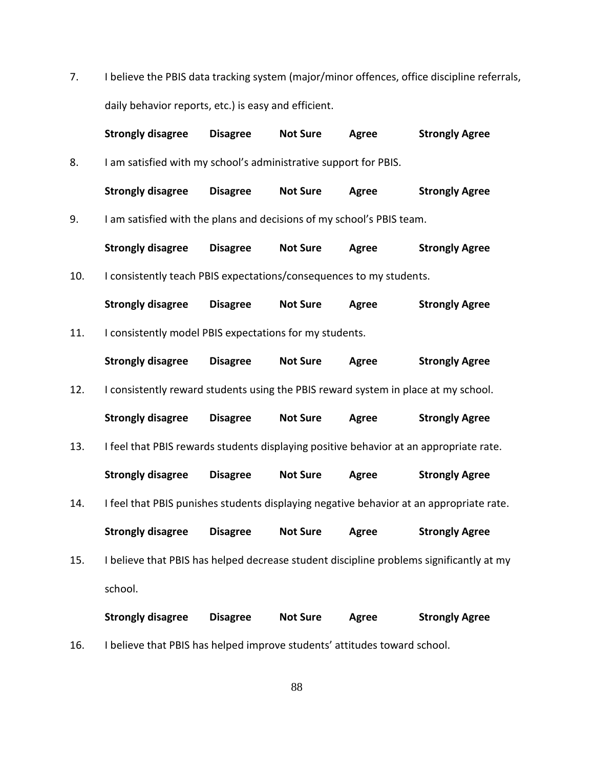7. I believe the PBIS data tracking system (major/minor offences, office discipline referrals, daily behavior reports, etc.) is easy and efficient.

   **Strongly disagree Disagree Not Sure Agree Strongly Agree**

8. I am satisfied with my school's administrative support for PBIS.

   **Strongly disagree Disagree Not Sure Agree Strongly Agree**

9. I am satisfied with the plans and decisions of my school's PBIS team.

   **Strongly disagree Disagree Not Sure Agree Strongly Agree**

10. I consistently teach PBIS expectations/consequences to my students.

    **Strongly disagree Disagree Not Sure Agree Strongly Agree**

11. I consistently model PBIS expectations for my students.

    **Strongly disagree Disagree Not Sure Agree Strongly Agree**

12. I consistently reward students using the PBIS reward system in place at my school.

    **Strongly disagree Disagree Not Sure Agree Strongly Agree**

13. I feel that PBIS rewards students displaying positive behavior at an appropriate rate.

    **Strongly disagree Disagree Not Sure Agree Strongly Agree**

14. I feel that PBIS punishes students displaying negative behavior at an appropriate rate.

    **Strongly disagree Disagree Not Sure Agree Strongly Agree**

15. I believe that PBIS has helped decrease student discipline problems significantly at my school.

    **Strongly disagree Disagree Not Sure Agree Strongly Agree**

16. I believe that PBIS has helped improve students' attitudes toward school.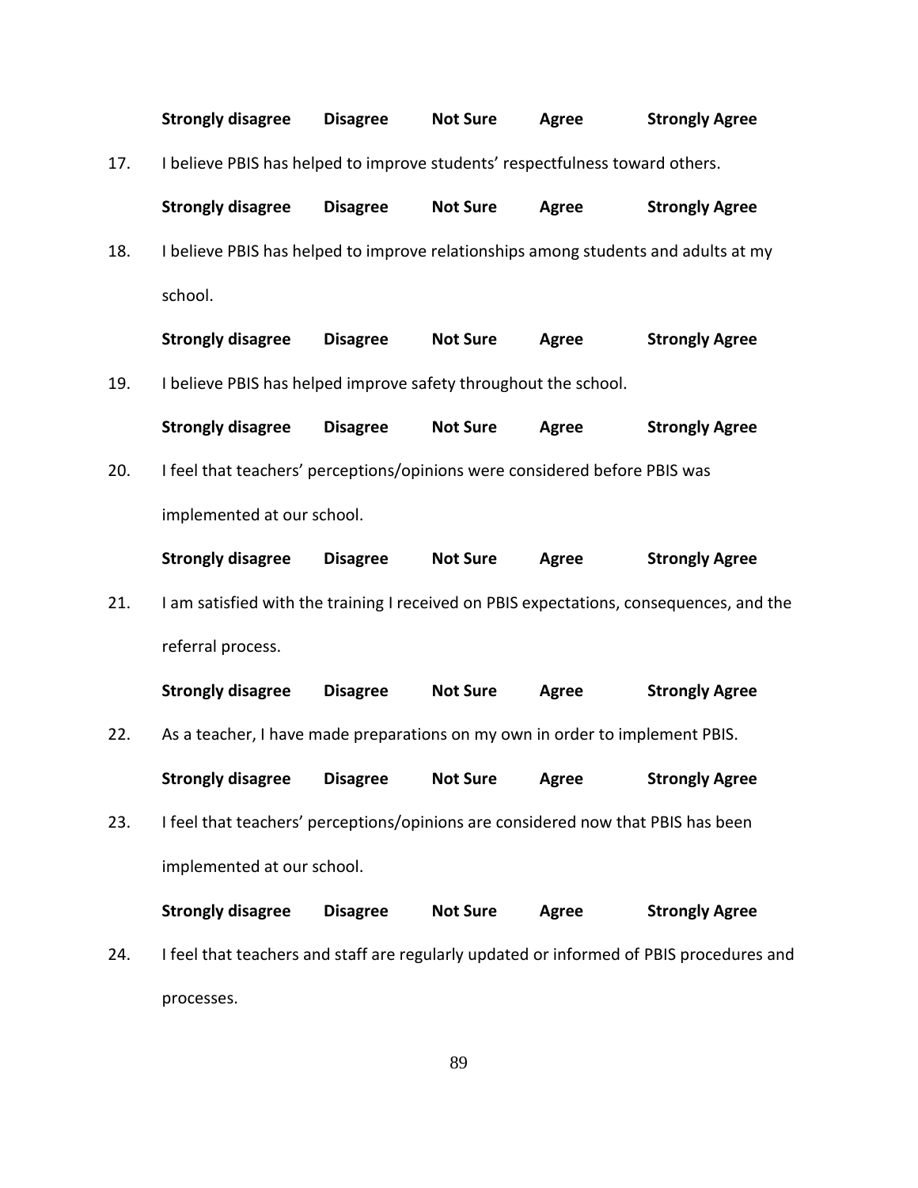**Strong­ly disagree** **Disagree** **Not Sure** **Agree** **Strongly Agree**

17. I believe PBIS has helped to improve students' respectfulness toward others.

    **Strongly disagree** **Disagree** **Not Sure** **Agree** **Strongly Agree**

18. I believe PBIS has helped to improve relationships among students and adults at my school.

    **Strongly disagree** **Disagree** **Not Sure** **Agree** **Strongly Agree**

19. I believe PBIS has helped improve safety throughout the school.

    **Strongly disagree** **Disagree** **Not Sure** **Agree** **Strongly Agree**

20. I feel that teachers' perceptions/opinions were considered before PBIS was implemented at our school.

    **Strongly disagree** **Disagree** **Not Sure** **Agree** **Strongly Agree**

21. I am satisfied with the training I received on PBIS expectations, consequences, and the referral process.

    **Strongly disagree** **Disagree** **Not Sure** **Agree** **Strongly Agree**

22. As a teacher, I have made preparations on my own in order to implement PBIS.

    **Strongly disagree** **Disagree** **Not Sure** **Agree** **Strongly Agree**

23. I feel that teachers' perceptions/opinions are considered now that PBIS has been implemented at our school.

    **Strongly disagree** **Disagree** **Not Sure** **Agree** **Strongly Agree**

24. I feel that teachers and staff are regularly updated or informed of PBIS procedures and processes.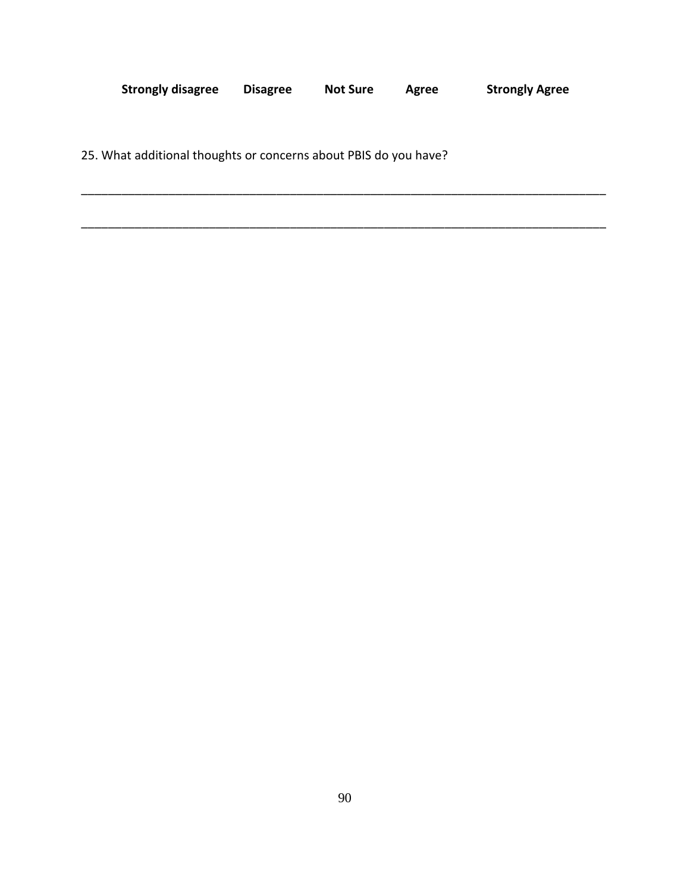**Strongly disagree** **Disagree** **Not Sure** **Agree** **Strongly Agree**

25. What additional thoughts or concerns about PBIS do you have?

________________________________________________________________________________

________________________________________________________________________________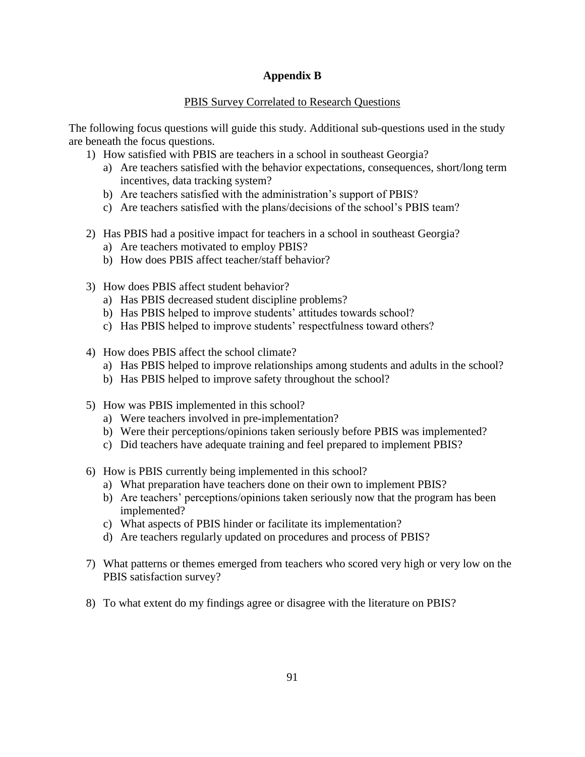## Appendix B

PBIS Survey Correlated to Research Questions

The following focus questions will guide this study. Additional sub-questions used in the study are beneath the focus questions.

1) How satisfied with PBIS are teachers in a school in southeast Georgia?
    a) Are teachers satisfied with the behavior expectations, consequences, short/long term incentives, data tracking system?
    b) Are teachers satisfied with the administration's support of PBIS?
    c) Are teachers satisfied with the plans/decisions of the school's PBIS team?

2) Has PBIS had a positive impact for teachers in a school in southeast Georgia?
    a) Are teachers motivated to employ PBIS?
    b) How does PBIS affect teacher/staff behavior?

3) How does PBIS affect student behavior?
    a) Has PBIS decreased student discipline problems?
    b) Has PBIS helped to improve students' attitudes towards school?
    c) Has PBIS helped to improve students' respectfulness toward others?

4) How does PBIS affect the school climate?
    a) Has PBIS helped to improve relationships among students and adults in the school?
    b) Has PBIS helped to improve safety throughout the school?

5) How was PBIS implemented in this school?
    a) Were teachers involved in pre-implementation?
    b) Were their perceptions/opinions taken seriously before PBIS was implemented?
    c) Did teachers have adequate training and feel prepared to implement PBIS?

6) How is PBIS currently being implemented in this school?
    a) What preparation have teachers done on their own to implement PBIS?
    b) Are teachers' perceptions/opinions taken seriously now that the program has been implemented?
    c) What aspects of PBIS hinder or facilitate its implementation?
    d) Are teachers regularly updated on procedures and process of PBIS?

7) What patterns or themes emerged from teachers who scored very high or very low on the PBIS satisfaction survey?

8) To what extent do my findings agree or disagree with the literature on PBIS?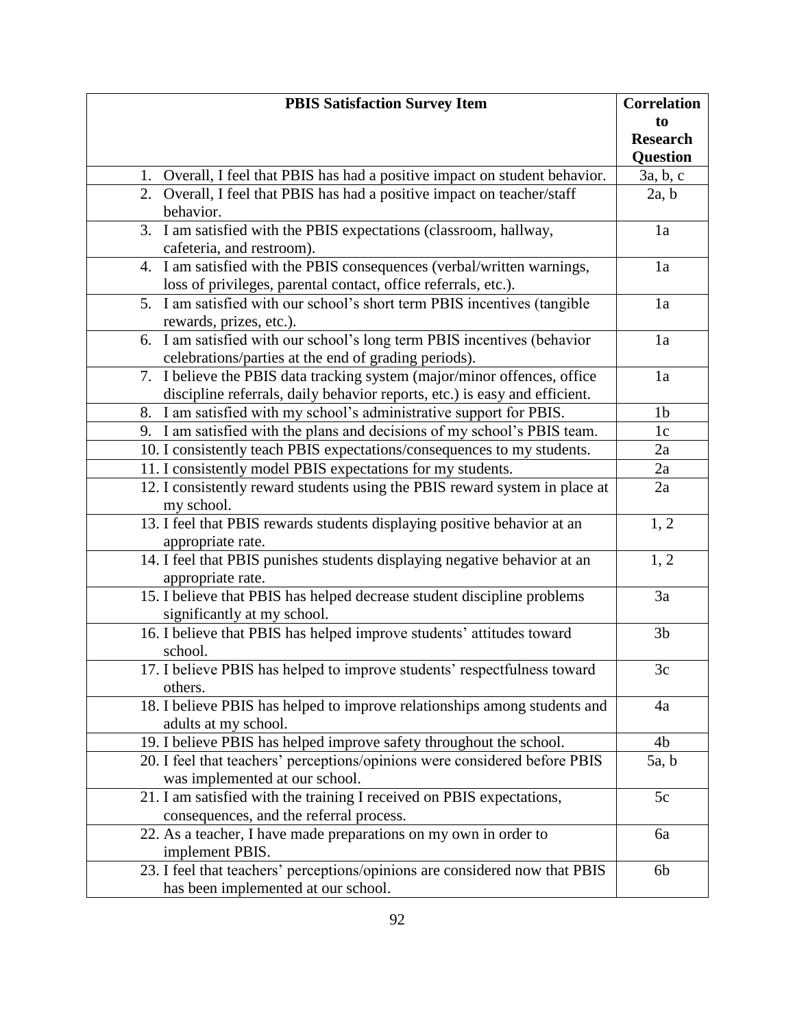| PBIS Satisfaction Survey Item | Correlation to Research Question |
|---|---|
| 1. Overall, I feel that PBIS has had a positive impact on student behavior. | 3a, b, c |
| 2. Overall, I feel that PBIS has had a positive impact on teacher/staff behavior. | 2a, b |
| 3. I am satisfied with the PBIS expectations (classroom, hallway, cafeteria, and restroom). | 1a |
| 4. I am satisfied with the PBIS consequences (verbal/written warnings, loss of privileges, parental contact, office referrals, etc.). | 1a |
| 5. I am satisfied with our school's short term PBIS incentives (tangible rewards, prizes, etc.). | 1a |
| 6. I am satisfied with our school's long term PBIS incentives (behavior celebrations/parties at the end of grading periods). | 1a |
| 7. I believe the PBIS data tracking system (major/minor offences, office discipline referrals, daily behavior reports, etc.) is easy and efficient. | 1a |
| 8. I am satisfied with my school's administrative support for PBIS. | 1b |
| 9. I am satisfied with the plans and decisions of my school's PBIS team. | 1c |
| 10. I consistently teach PBIS expectations/consequences to my students. | 2a |
| 11. I consistently model PBIS expectations for my students. | 2a |
| 12. I consistently reward students using the PBIS reward system in place at my school. | 2a |
| 13. I feel that PBIS rewards students displaying positive behavior at an appropriate rate. | 1, 2 |
| 14. I feel that PBIS punishes students displaying negative behavior at an appropriate rate. | 1, 2 |
| 15. I believe that PBIS has helped decrease student discipline problems significantly at my school. | 3a |
| 16. I believe that PBIS has helped improve students' attitudes toward school. | 3b |
| 17. I believe PBIS has helped to improve students' respectfulness toward others. | 3c |
| 18. I believe PBIS has helped to improve relationships among students and adults at my school. | 4a |
| 19. I believe PBIS has helped improve safety throughout the school. | 4b |
| 20. I feel that teachers' perceptions/opinions were considered before PBIS was implemented at our school. | 5a, b |
| 21. I am satisfied with the training I received on PBIS expectations, consequences, and the referral process. | 5c |
| 22. As a teacher, I have made preparations on my own in order to implement PBIS. | 6a |
| 23. I feel that teachers' perceptions/opinions are considered now that PBIS has been implemented at our school. | 6b |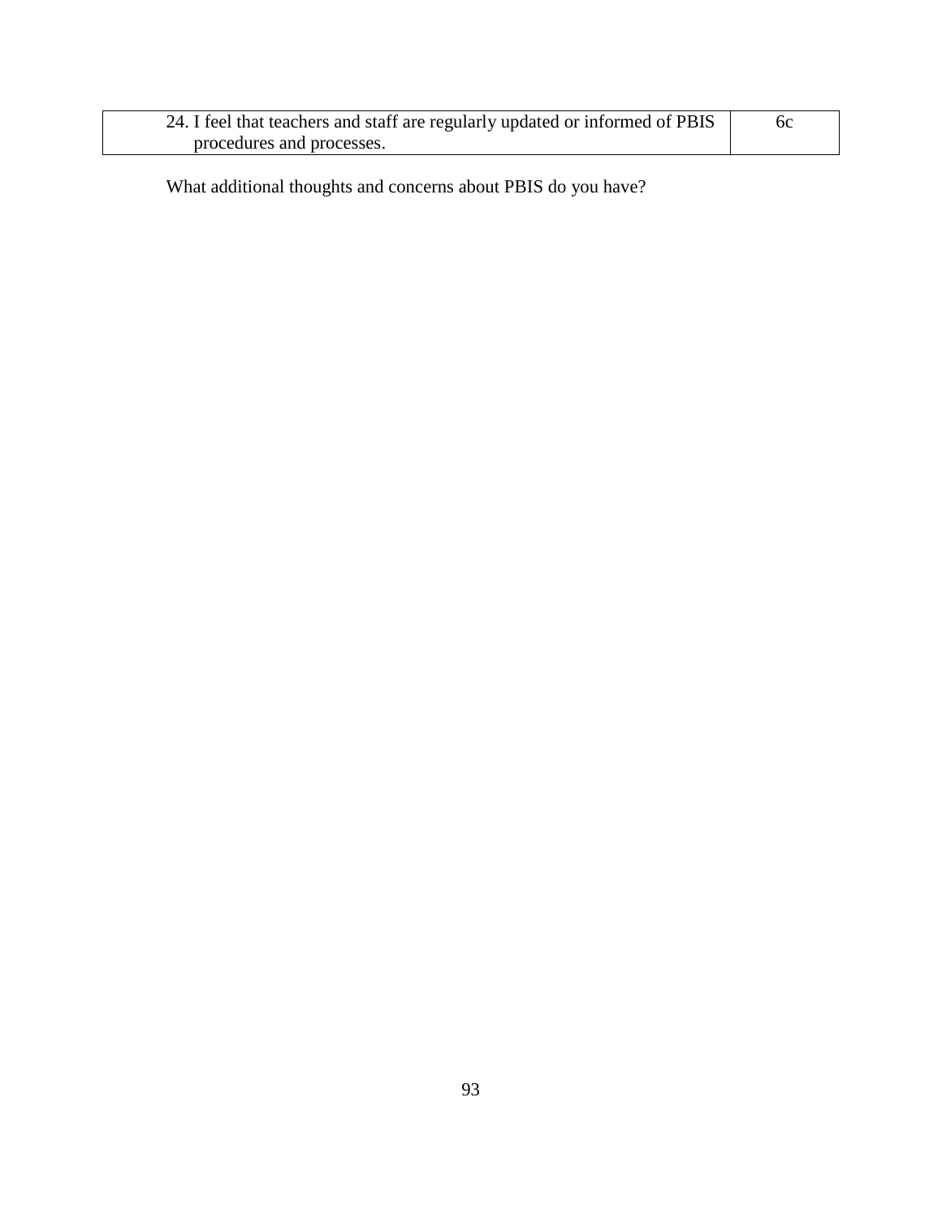| | |
|---|---|
| 24. I feel that teachers and staff are regularly updated or informed of PBIS procedures and processes. | 6c |

What additional thoughts and concerns about PBIS do you have?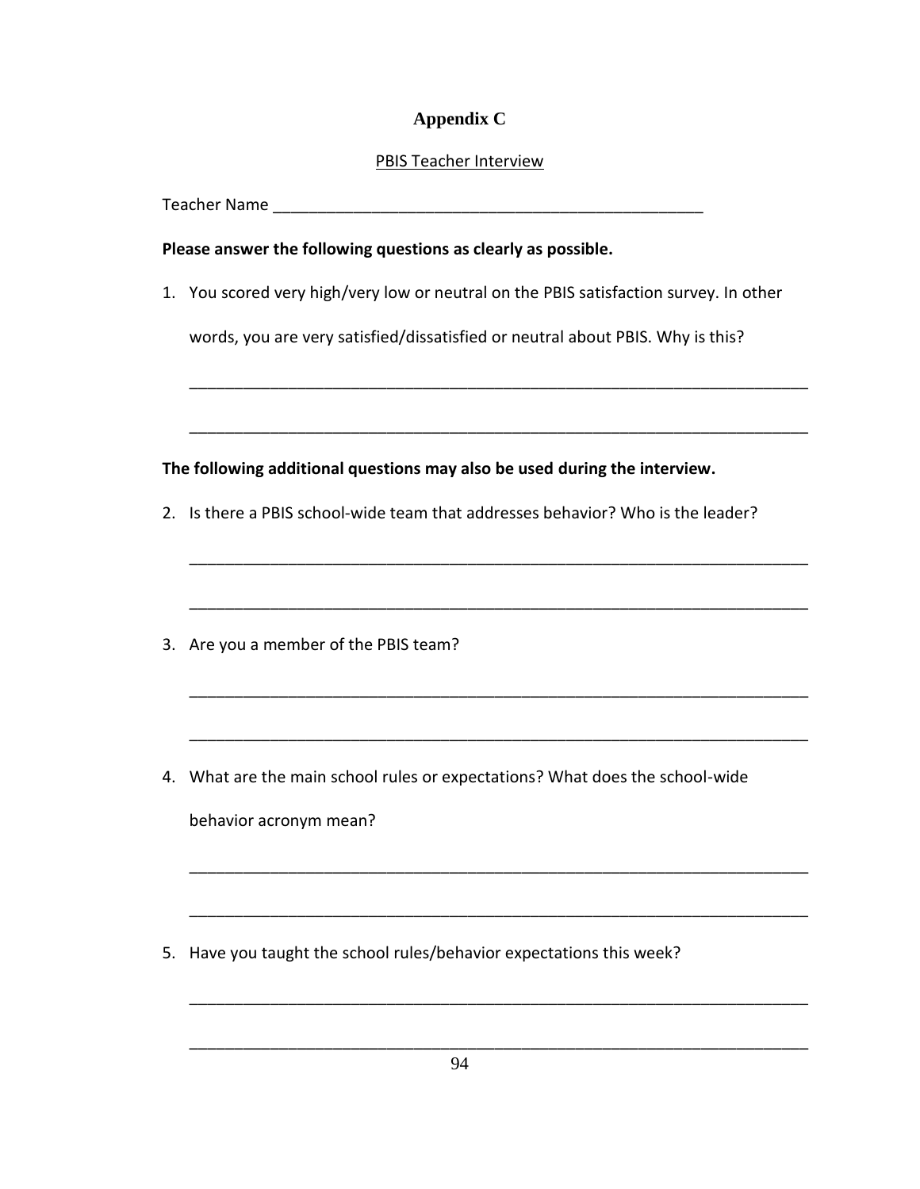# Appendix C

PBIS Teacher Interview

Teacher Name ___________________________________________________

**Please answer the following questions as clearly as possible.**

1. You scored very high/very low or neutral on the PBIS satisfaction survey. In other words, you are very satisfied/dissatisfied or neutral about PBIS. Why is this?

   ______________________________________________________________________

   ______________________________________________________________________

**The following additional questions may also be used during the interview.**

2. Is there a PBIS school-wide team that addresses behavior? Who is the leader?

   ______________________________________________________________________

   ______________________________________________________________________

3. Are you a member of the PBIS team?

   ______________________________________________________________________

   ______________________________________________________________________

4. What are the main school rules or expectations? What does the school-wide behavior acronym mean?

   ______________________________________________________________________

   ______________________________________________________________________

5. Have you taught the school rules/behavior expectations this week?

   ______________________________________________________________________

   ______________________________________________________________________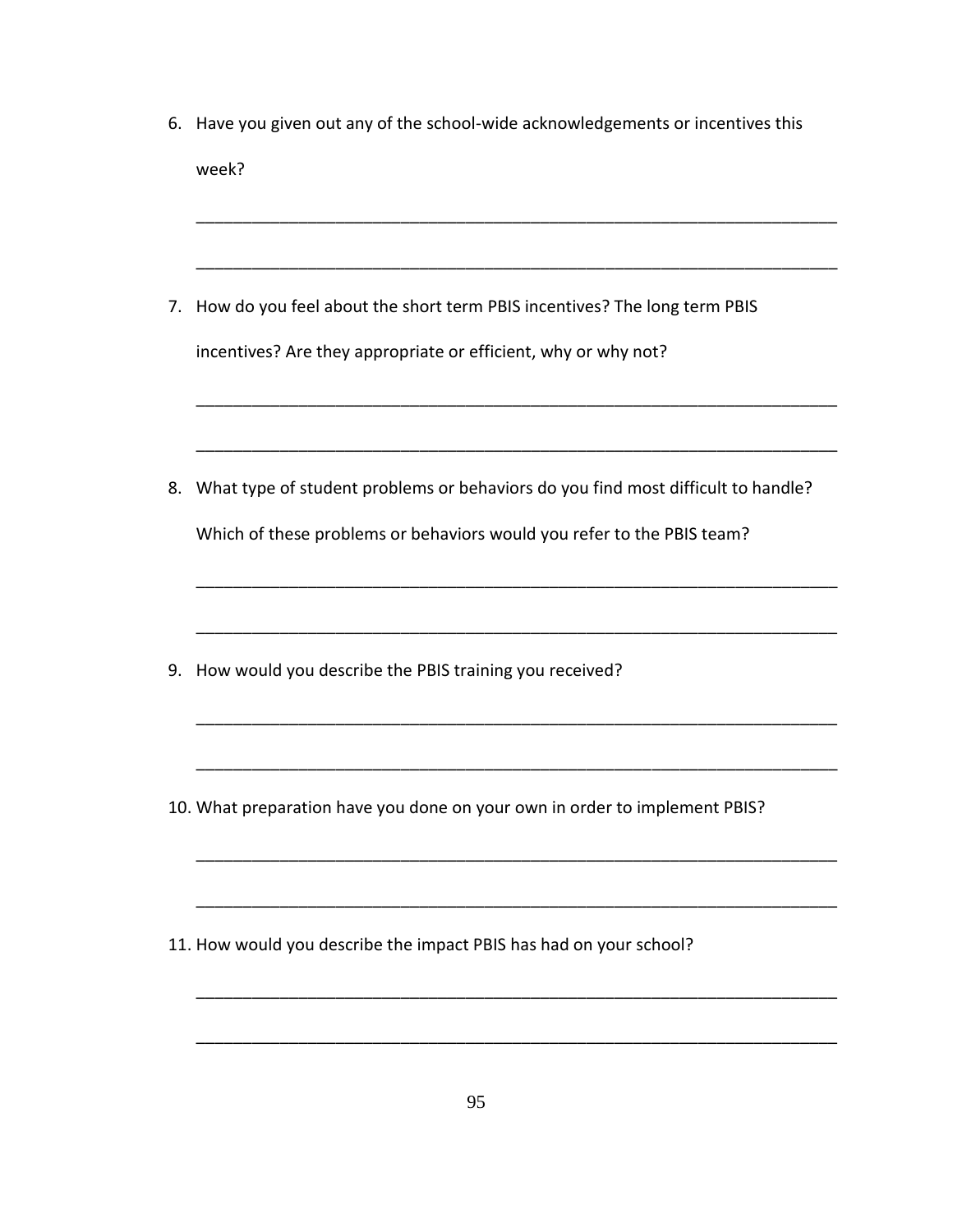6. Have you given out any of the school-wide acknowledgements or incentives this week?

______________________________________________________________________

______________________________________________________________________

7. How do you feel about the short term PBIS incentives? The long term PBIS incentives? Are they appropriate or efficient, why or why not?

______________________________________________________________________

______________________________________________________________________

8. What type of student problems or behaviors do you find most difficult to handle? Which of these problems or behaviors would you refer to the PBIS team?

______________________________________________________________________

______________________________________________________________________

9. How would you describe the PBIS training you received?

______________________________________________________________________

______________________________________________________________________

10. What preparation have you done on your own in order to implement PBIS?

______________________________________________________________________

______________________________________________________________________

11. How would you describe the impact PBIS has had on your school?

______________________________________________________________________

______________________________________________________________________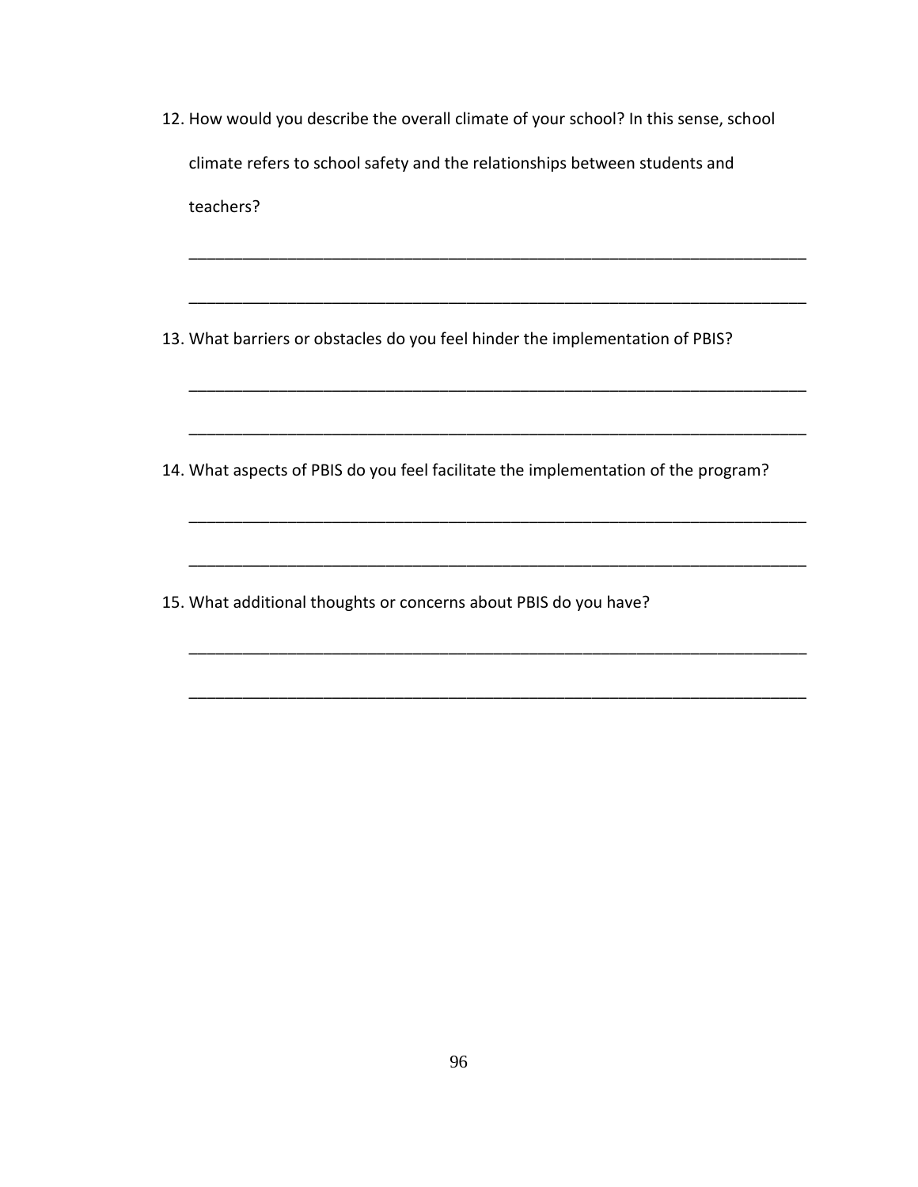12. How would you describe the overall climate of your school? In this sense, school climate refers to school safety and the relationships between students and teachers?

______________________________________________________________________

______________________________________________________________________

13. What barriers or obstacles do you feel hinder the implementation of PBIS?

______________________________________________________________________

______________________________________________________________________

14. What aspects of PBIS do you feel facilitate the implementation of the program?

______________________________________________________________________

______________________________________________________________________

15. What additional thoughts or concerns about PBIS do you have?

______________________________________________________________________

______________________________________________________________________